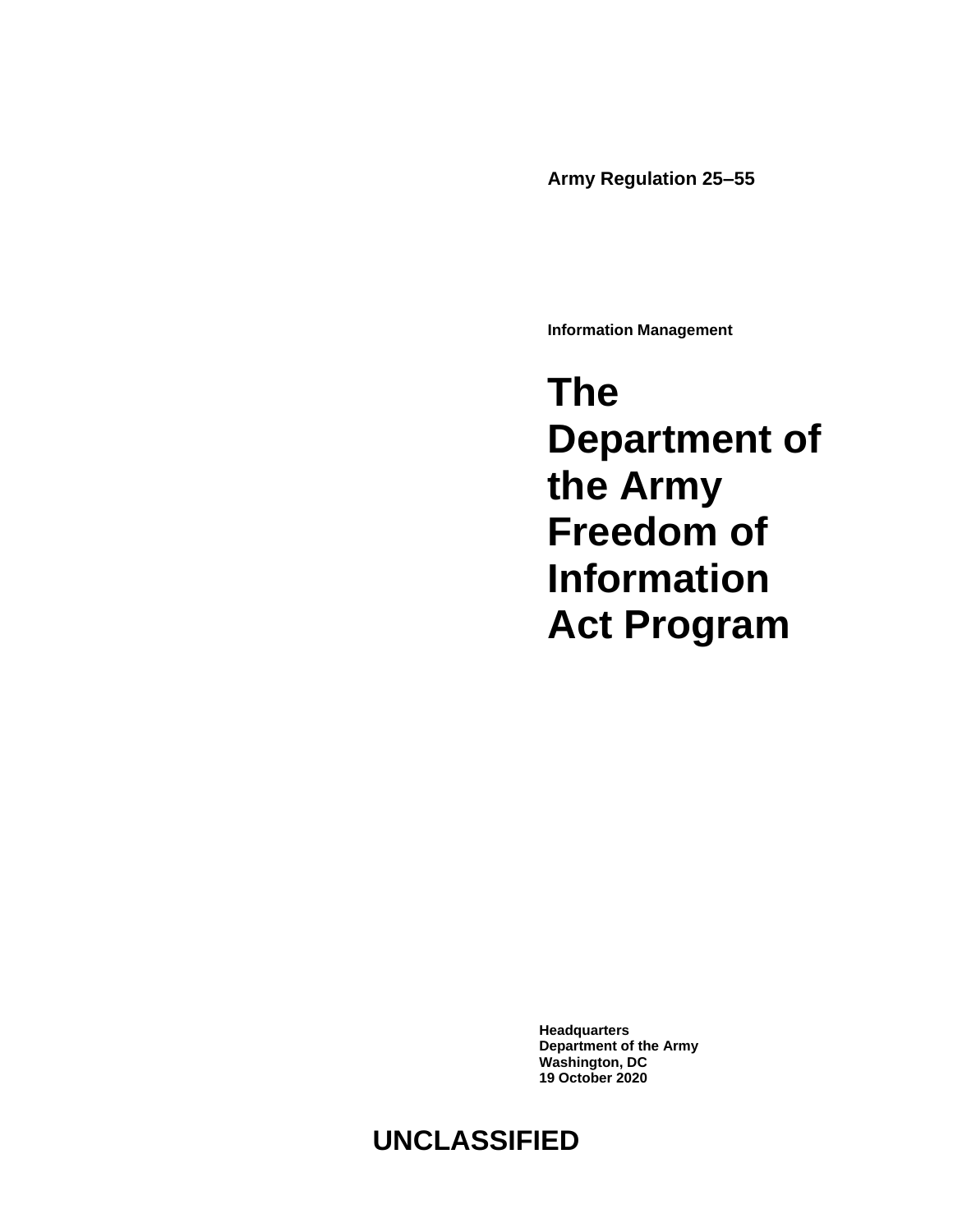**Army Regulation 25–55**

**Information Management**

# The Department of the Army Freedom of Information Act Program

**Headquarters**
**Department of the Army**
**Washington, DC**
**19 October 2020**

**UNCLASSIFIED**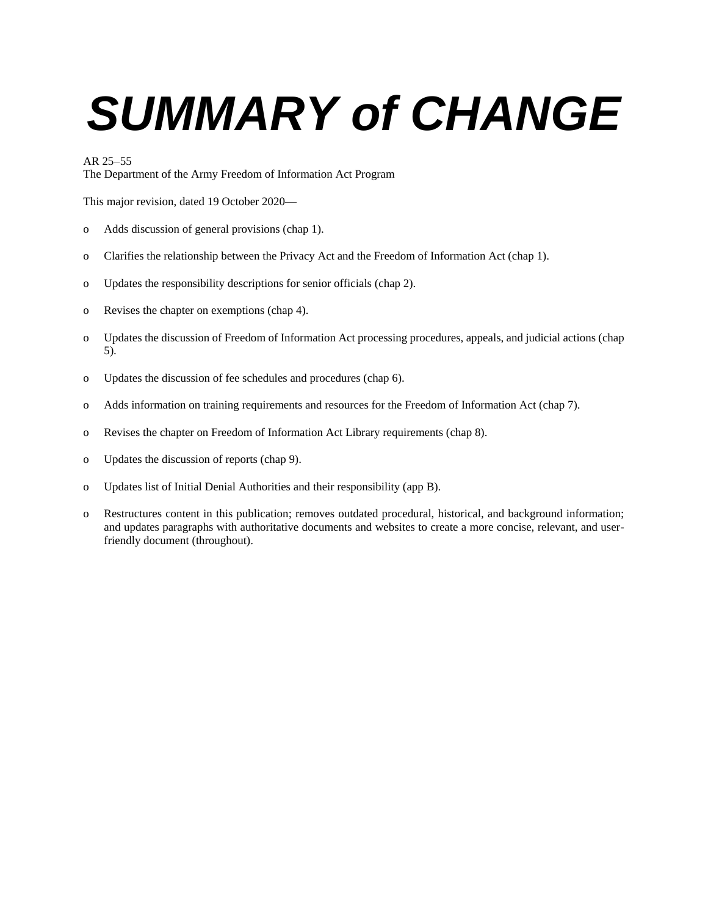# *SUMMARY of CHANGE*

AR 25–55
The Department of the Army Freedom of Information Act Program

This major revision, dated 19 October 2020—

- o Adds discussion of general provisions (chap 1).
- o Clarifies the relationship between the Privacy Act and the Freedom of Information Act (chap 1).
- o Updates the responsibility descriptions for senior officials (chap 2).
- o Revises the chapter on exemptions (chap 4).
- o Updates the discussion of Freedom of Information Act processing procedures, appeals, and judicial actions (chap 5).
- o Updates the discussion of fee schedules and procedures (chap 6).
- o Adds information on training requirements and resources for the Freedom of Information Act (chap 7).
- o Revises the chapter on Freedom of Information Act Library requirements (chap 8).
- o Updates the discussion of reports (chap 9).
- o Updates list of Initial Denial Authorities and their responsibility (app B).
- o Restructures content in this publication; removes outdated procedural, historical, and background information; and updates paragraphs with authoritative documents and websites to create a more concise, relevant, and user-friendly document (throughout).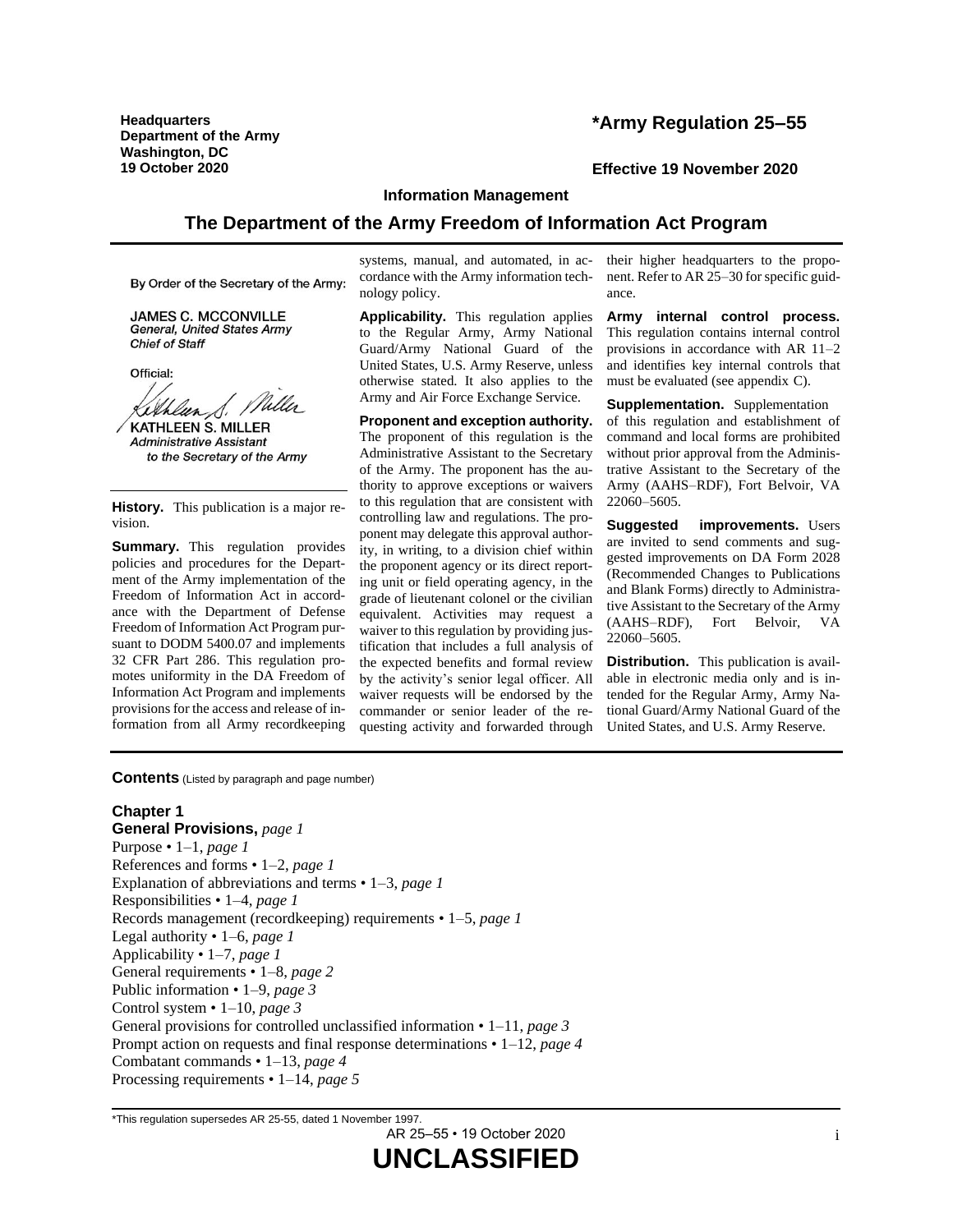**Headquarters**
**Department of the Army**
**Washington, DC**
**19 October 2020**

# *Army Regulation 25–55

**Effective 19 November 2020**

**Information Management**

## The Department of the Army Freedom of Information Act Program

By Order of the Secretary of the Army:

JAMES C. MCCONVILLE
*General, United States Army*
*Chief of Staff*

Official:

KATHLEEN S. MILLER
*Administrative Assistant*
*to the Secretary of the Army*

**History.** This publication is a major revision.

**Summary.** This regulation provides policies and procedures for the Department of the Army implementation of the Freedom of Information Act in accordance with the Department of Defense Freedom of Information Act Program pursuant to DODM 5400.07 and implements 32 CFR Part 286. This regulation promotes uniformity in the DA Freedom of Information Act Program and implements provisions for the access and release of information from all Army recordkeeping systems, manual, and automated, in accordance with the Army information technology policy.

**Applicability.** This regulation applies to the Regular Army, Army National Guard/Army National Guard of the United States, U.S. Army Reserve, unless otherwise stated. It also applies to the Army and Air Force Exchange Service.

**Proponent and exception authority.** The proponent of this regulation is the Administrative Assistant to the Secretary of the Army. The proponent has the authority to approve exceptions or waivers to this regulation that are consistent with controlling law and regulations. The proponent may delegate this approval authority, in writing, to a division chief within the proponent agency or its direct reporting unit or field operating agency, in the grade of lieutenant colonel or the civilian equivalent. Activities may request a waiver to this regulation by providing justification that includes a full analysis of the expected benefits and formal review by the activity's senior legal officer. All waiver requests will be endorsed by the commander or senior leader of the requesting activity and forwarded through their higher headquarters to the proponent. Refer to AR 25–30 for specific guidance.

**Army internal control process.** This regulation contains internal control provisions in accordance with AR 11–2 and identifies key internal controls that must be evaluated (see appendix C).

**Supplementation.** Supplementation of this regulation and establishment of command and local forms are prohibited without prior approval from the Administrative Assistant to the Secretary of the Army (AAHS–RDF), Fort Belvoir, VA 22060–5605.

**Suggested improvements.** Users are invited to send comments and suggested improvements on DA Form 2028 (Recommended Changes to Publications and Blank Forms) directly to Administrative Assistant to the Secretary of the Army (AAHS–RDF), Fort Belvoir, VA 22060–5605.

**Distribution.** This publication is available in electronic media only and is intended for the Regular Army, Army National Guard/Army National Guard of the United States, and U.S. Army Reserve.

**Contents** (Listed by paragraph and page number)

**Chapter 1**
**General Provisions,** *page 1*
Purpose • 1–1, *page 1*
References and forms • 1–2, *page 1*
Explanation of abbreviations and terms • 1–3, *page 1*
Responsibilities • 1–4, *page 1*
Records management (recordkeeping) requirements • 1–5, *page 1*
Legal authority • 1–6, *page 1*
Applicability • 1–7, *page 1*
General requirements • 1–8, *page 2*
Public information • 1–9, *page 3*
Control system • 1–10, *page 3*
General provisions for controlled unclassified information • 1–11, *page 3*
Prompt action on requests and final response determinations • 1–12, *page 4*
Combatant commands • 1–13, *page 4*
Processing requirements • 1–14, *page 5*

*This regulation supersedes AR 25-55, dated 1 November 1997.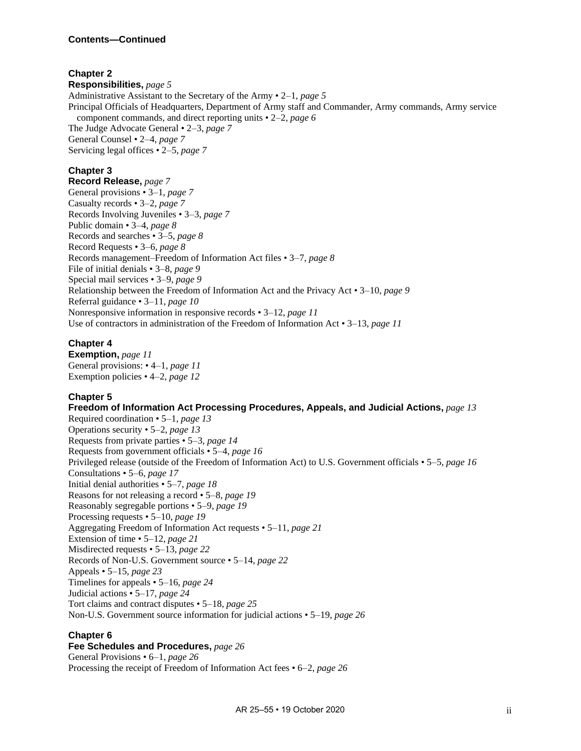**Contents—Continued**

**Chapter 2**
**Responsibilities,** *page 5*
Administrative Assistant to the Secretary of the Army • 2–1, *page 5*
Principal Officials of Headquarters, Department of Army staff and Commander, Army commands, Army service component commands, and direct reporting units • 2–2, *page 6*
The Judge Advocate General • 2–3, *page 7*
General Counsel • 2–4, *page 7*
Servicing legal offices • 2–5, *page 7*

**Chapter 3**
**Record Release,** *page 7*
General provisions • 3–1, *page 7*
Casualty records • 3–2, *page 7*
Records Involving Juveniles • 3–3, *page 7*
Public domain • 3–4, *page 8*
Records and searches • 3–5, *page 8*
Record Requests • 3–6, *page 8*
Records management–Freedom of Information Act files • 3–7, *page 8*
File of initial denials • 3–8, *page 9*
Special mail services • 3–9, *page 9*
Relationship between the Freedom of Information Act and the Privacy Act • 3–10, *page 9*
Referral guidance • 3–11, *page 10*
Nonresponsive information in responsive records • 3–12, *page 11*
Use of contractors in administration of the Freedom of Information Act • 3–13, *page 11*

**Chapter 4**
**Exemption,** *page 11*
General provisions: • 4–1, *page 11*
Exemption policies • 4–2, *page 12*

**Chapter 5**
**Freedom of Information Act Processing Procedures, Appeals, and Judicial Actions,** *page 13*
Required coordination • 5–1, *page 13*
Operations security • 5–2, *page 13*
Requests from private parties • 5–3, *page 14*
Requests from government officials • 5–4, *page 16*
Privileged release (outside of the Freedom of Information Act) to U.S. Government officials • 5–5, *page 16*
Consultations • 5–6, *page 17*
Initial denial authorities • 5–7, *page 18*
Reasons for not releasing a record • 5–8, *page 19*
Reasonably segregable portions • 5–9, *page 19*
Processing requests • 5–10, *page 19*
Aggregating Freedom of Information Act requests • 5–11, *page 21*
Extension of time • 5–12, *page 21*
Misdirected requests • 5–13, *page 22*
Records of Non-U.S. Government source • 5–14, *page 22*
Appeals • 5–15, *page 23*
Timelines for appeals • 5–16, *page 24*
Judicial actions • 5–17, *page 24*
Tort claims and contract disputes • 5–18, *page 25*
Non-U.S. Government source information for judicial actions • 5–19, *page 26*

**Chapter 6**
**Fee Schedules and Procedures,** *page 26*
General Provisions • 6–1, *page 26*
Processing the receipt of Freedom of Information Act fees • 6–2, *page 26*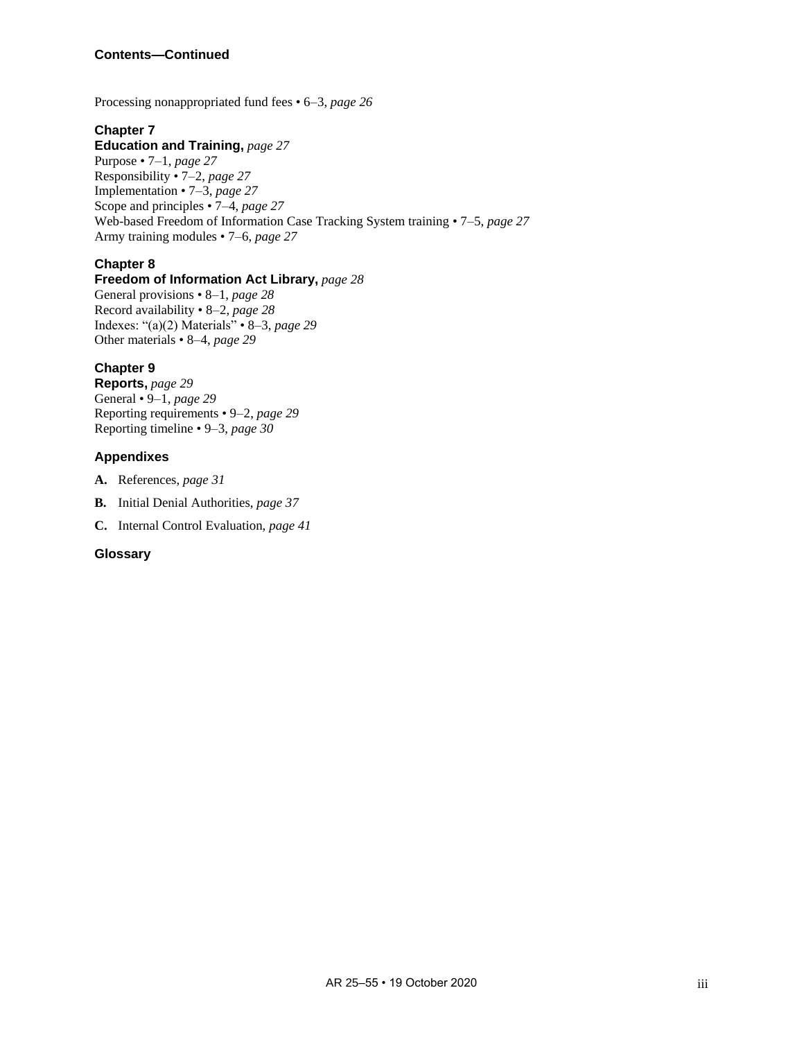**Contents—Continued**

Processing nonappropriated fund fees • 6–3, *page 26*

**Chapter 7**
**Education and Training,** *page 27*
Purpose • 7–1, *page 27*
Responsibility • 7–2, *page 27*
Implementation • 7–3, *page 27*
Scope and principles • 7–4, *page 27*
Web-based Freedom of Information Case Tracking System training • 7–5, *page 27*
Army training modules • 7–6, *page 27*

**Chapter 8**
**Freedom of Information Act Library,** *page 28*
General provisions • 8–1, *page 28*
Record availability • 8–2, *page 28*
Indexes: "(a)(2) Materials" • 8–3, *page 29*
Other materials • 8–4, *page 29*

**Chapter 9**
**Reports,** *page 29*
General • 9–1, *page 29*
Reporting requirements • 9–2, *page 29*
Reporting timeline • 9–3, *page 30*

**Appendixes**

**A.** References, *page 31*

**B.** Initial Denial Authorities, *page 37*

**C.** Internal Control Evaluation, *page 41*

**Glossary**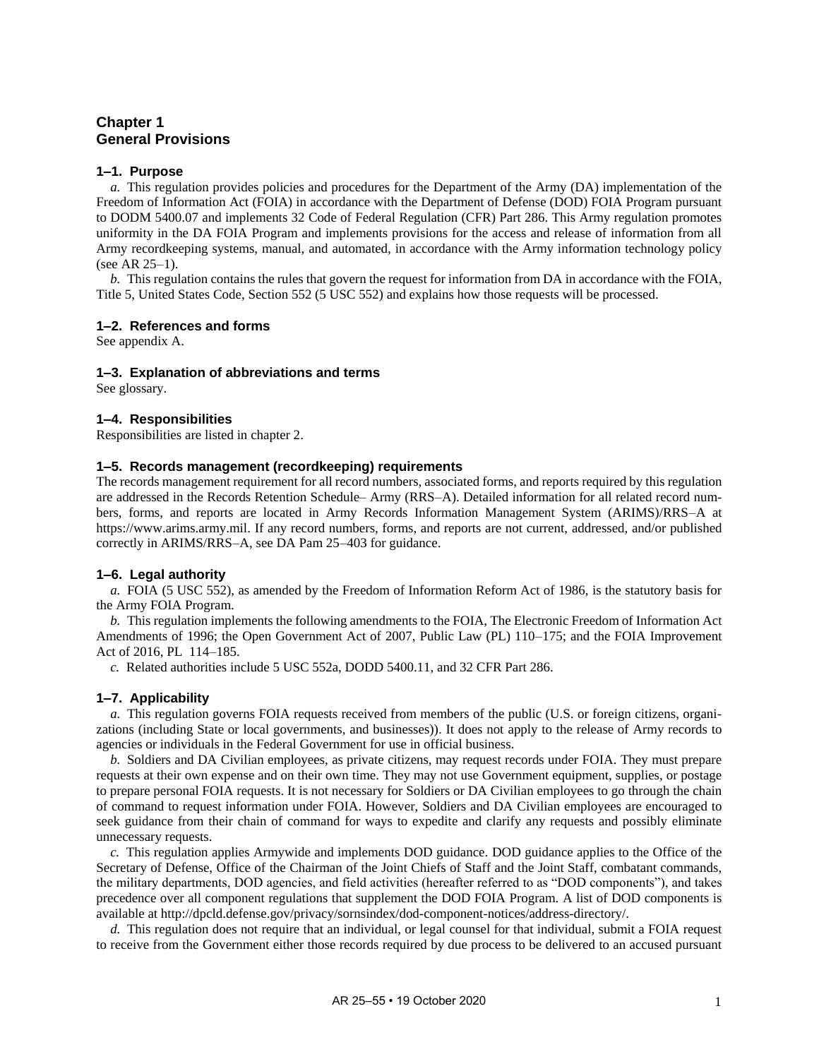# Chapter 1
# General Provisions

### 1–1. Purpose

*a.* This regulation provides policies and procedures for the Department of the Army (DA) implementation of the Freedom of Information Act (FOIA) in accordance with the Department of Defense (DOD) FOIA Program pursuant to DODM 5400.07 and implements 32 Code of Federal Regulation (CFR) Part 286. This Army regulation promotes uniformity in the DA FOIA Program and implements provisions for the access and release of information from all Army recordkeeping systems, manual, and automated, in accordance with the Army information technology policy (see AR 25–1).

*b.* This regulation contains the rules that govern the request for information from DA in accordance with the FOIA, Title 5, United States Code, Section 552 (5 USC 552) and explains how those requests will be processed.

### 1–2. References and forms

See appendix A.

### 1–3. Explanation of abbreviations and terms

See glossary.

### 1–4. Responsibilities

Responsibilities are listed in chapter 2.

### 1–5. Records management (recordkeeping) requirements

The records management requirement for all record numbers, associated forms, and reports required by this regulation are addressed in the Records Retention Schedule– Army (RRS–A). Detailed information for all related record numbers, forms, and reports are located in Army Records Information Management System (ARIMS)/RRS–A at https://www.arims.army.mil. If any record numbers, forms, and reports are not current, addressed, and/or published correctly in ARIMS/RRS–A, see DA Pam 25–403 for guidance.

### 1–6. Legal authority

*a.* FOIA (5 USC 552), as amended by the Freedom of Information Reform Act of 1986, is the statutory basis for the Army FOIA Program.

*b.* This regulation implements the following amendments to the FOIA, The Electronic Freedom of Information Act Amendments of 1996; the Open Government Act of 2007, Public Law (PL) 110–175; and the FOIA Improvement Act of 2016, PL 114–185.

*c.* Related authorities include 5 USC 552a, DODD 5400.11, and 32 CFR Part 286.

### 1–7. Applicability

*a.* This regulation governs FOIA requests received from members of the public (U.S. or foreign citizens, organizations (including State or local governments, and businesses)). It does not apply to the release of Army records to agencies or individuals in the Federal Government for use in official business.

*b.* Soldiers and DA Civilian employees, as private citizens, may request records under FOIA. They must prepare requests at their own expense and on their own time. They may not use Government equipment, supplies, or postage to prepare personal FOIA requests. It is not necessary for Soldiers or DA Civilian employees to go through the chain of command to request information under FOIA. However, Soldiers and DA Civilian employees are encouraged to seek guidance from their chain of command for ways to expedite and clarify any requests and possibly eliminate unnecessary requests.

*c.* This regulation applies Armywide and implements DOD guidance. DOD guidance applies to the Office of the Secretary of Defense, Office of the Chairman of the Joint Chiefs of Staff and the Joint Staff, combatant commands, the military departments, DOD agencies, and field activities (hereafter referred to as "DOD components"), and takes precedence over all component regulations that supplement the DOD FOIA Program. A list of DOD components is available at http://dpcld.defense.gov/privacy/sornsindex/dod-component-notices/address-directory/.

*d.* This regulation does not require that an individual, or legal counsel for that individual, submit a FOIA request to receive from the Government either those records required by due process to be delivered to an accused pursuant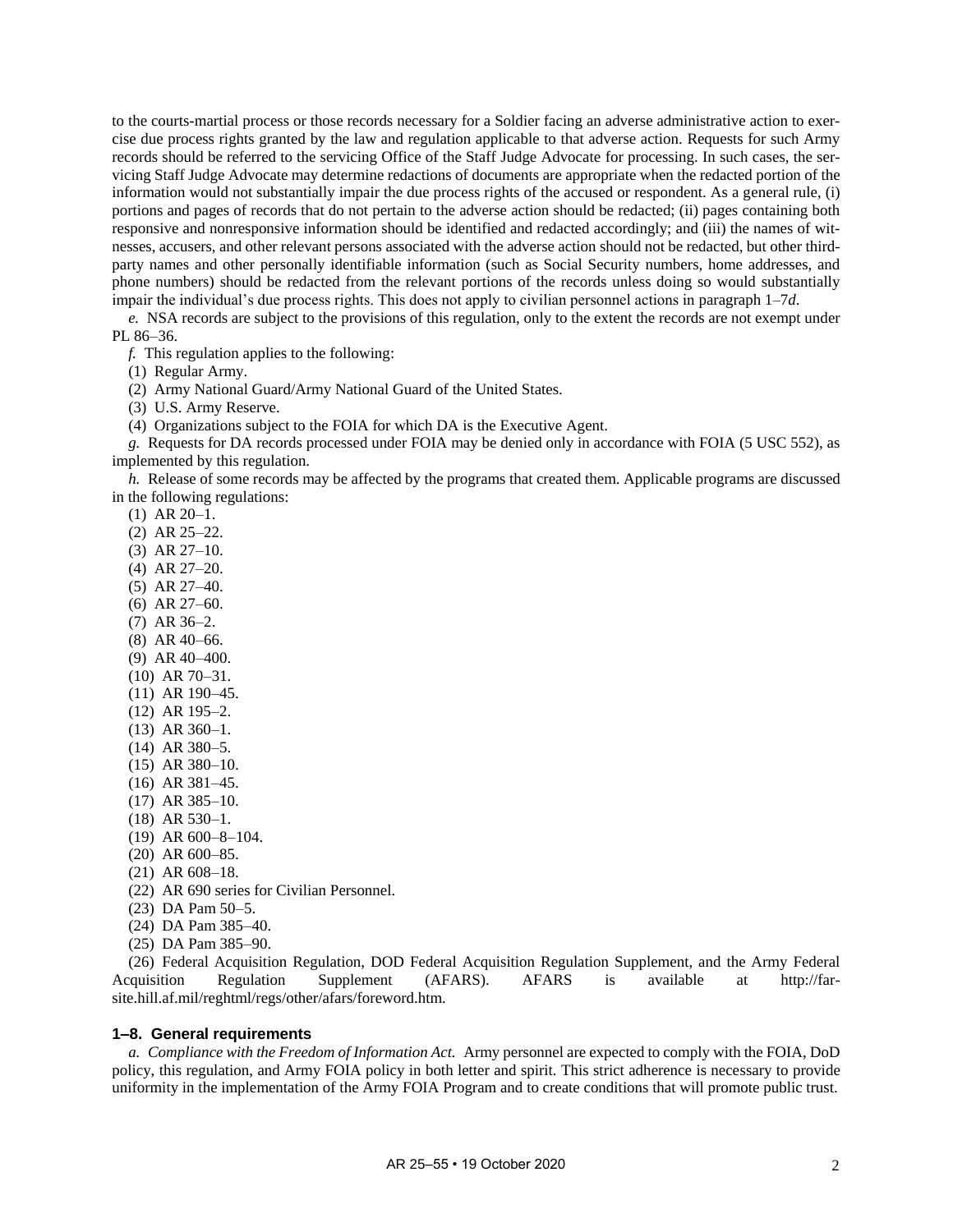to the courts-martial process or those records necessary for a Soldier facing an adverse administrative action to exercise due process rights granted by the law and regulation applicable to that adverse action. Requests for such Army records should be referred to the servicing Office of the Staff Judge Advocate for processing. In such cases, the servicing Staff Judge Advocate may determine redactions of documents are appropriate when the redacted portion of the information would not substantially impair the due process rights of the accused or respondent. As a general rule, (i) portions and pages of records that do not pertain to the adverse action should be redacted; (ii) pages containing both responsive and nonresponsive information should be identified and redacted accordingly; and (iii) the names of witnesses, accusers, and other relevant persons associated with the adverse action should not be redacted, but other third-party names and other personally identifiable information (such as Social Security numbers, home addresses, and phone numbers) should be redacted from the relevant portions of the records unless doing so would substantially impair the individual's due process rights. This does not apply to civilian personnel actions in paragraph 1–7*d*.

*e.* NSA records are subject to the provisions of this regulation, only to the extent the records are not exempt under PL 86–36.

*f.* This regulation applies to the following:

(1) Regular Army.

(2) Army National Guard/Army National Guard of the United States.

(3) U.S. Army Reserve.

(4) Organizations subject to the FOIA for which DA is the Executive Agent.

*g.* Requests for DA records processed under FOIA may be denied only in accordance with FOIA (5 USC 552), as implemented by this regulation.

*h.* Release of some records may be affected by the programs that created them. Applicable programs are discussed in the following regulations:

(1) AR 20–1.

(2) AR 25–22.

(3) AR 27–10.

(4) AR 27–20.

(5) AR 27–40.

(6) AR 27–60.

(7) AR 36–2.

(8) AR 40–66.

(9) AR 40–400.

(10) AR 70–31.

(11) AR 190–45.

(12) AR 195–2.

(13) AR 360–1.

(14) AR 380–5.

(15) AR 380–10.

(16) AR 381–45.

(17) AR 385–10.

(18) AR 530–1.

(19) AR 600–8–104.

(20) AR 600–85.

(21) AR 608–18.

(22) AR 690 series for Civilian Personnel.

(23) DA Pam 50–5.

(24) DA Pam 385–40.

(25) DA Pam 385–90.

(26) Federal Acquisition Regulation, DOD Federal Acquisition Regulation Supplement, and the Army Federal Acquisition Regulation Supplement (AFARS). AFARS is available at http://farsite.hill.af.mil/reghtml/regs/other/afars/foreword.htm.

### 1–8. General requirements

*a. Compliance with the Freedom of Information Act.* Army personnel are expected to comply with the FOIA, DoD policy, this regulation, and Army FOIA policy in both letter and spirit. This strict adherence is necessary to provide uniformity in the implementation of the Army FOIA Program and to create conditions that will promote public trust.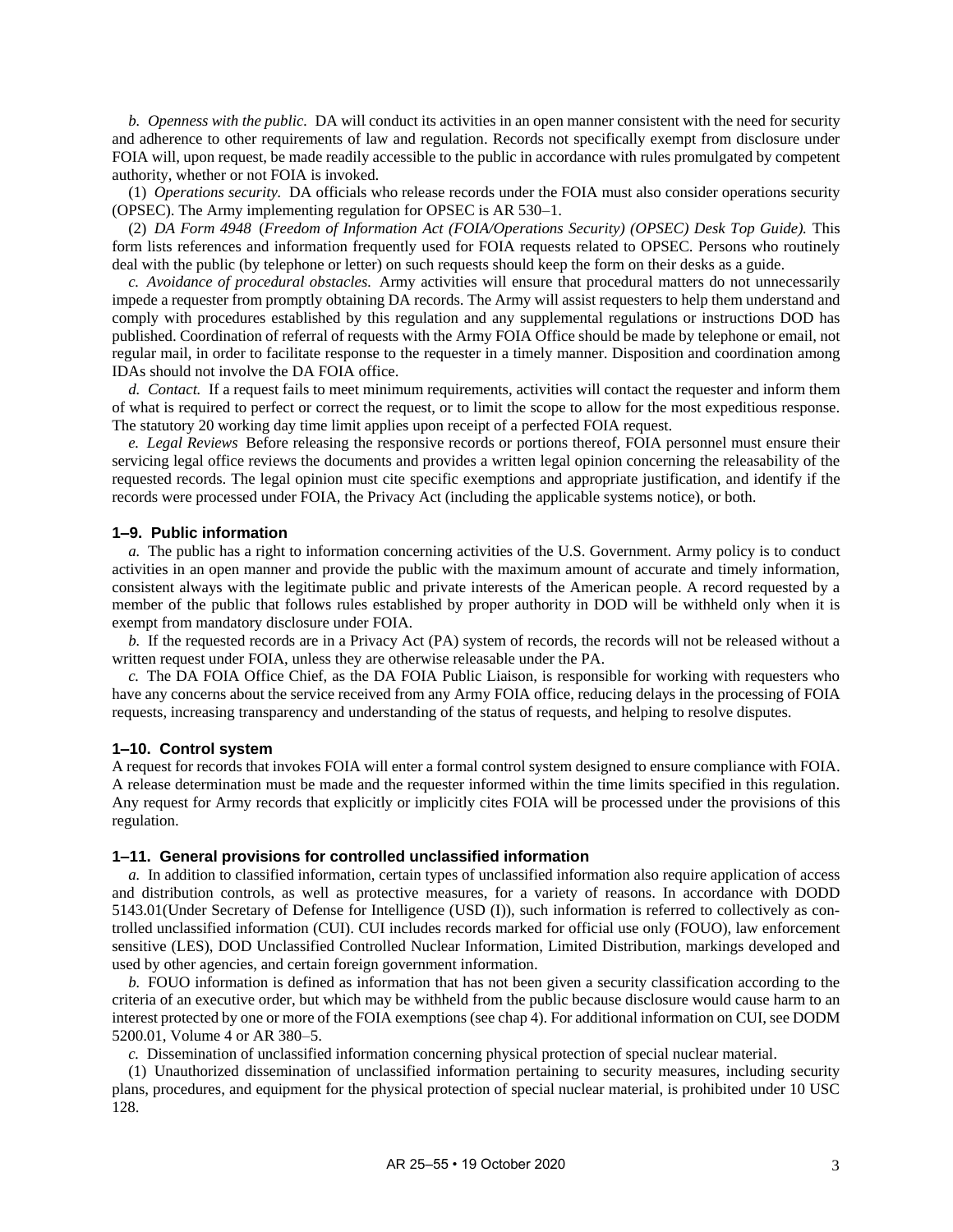*b. Openness with the public.* DA will conduct its activities in an open manner consistent with the need for security and adherence to other requirements of law and regulation. Records not specifically exempt from disclosure under FOIA will, upon request, be made readily accessible to the public in accordance with rules promulgated by competent authority, whether or not FOIA is invoked.

(1) *Operations security.* DA officials who release records under the FOIA must also consider operations security (OPSEC). The Army implementing regulation for OPSEC is AR 530–1.

(2) *DA Form 4948* (*Freedom of Information Act (FOIA/Operations Security) (OPSEC) Desk Top Guide).* This form lists references and information frequently used for FOIA requests related to OPSEC. Persons who routinely deal with the public (by telephone or letter) on such requests should keep the form on their desks as a guide.

*c. Avoidance of procedural obstacles.* Army activities will ensure that procedural matters do not unnecessarily impede a requester from promptly obtaining DA records. The Army will assist requesters to help them understand and comply with procedures established by this regulation and any supplemental regulations or instructions DOD has published. Coordination of referral of requests with the Army FOIA Office should be made by telephone or email, not regular mail, in order to facilitate response to the requester in a timely manner. Disposition and coordination among IDAs should not involve the DA FOIA office.

*d. Contact.* If a request fails to meet minimum requirements, activities will contact the requester and inform them of what is required to perfect or correct the request, or to limit the scope to allow for the most expeditious response. The statutory 20 working day time limit applies upon receipt of a perfected FOIA request.

*e. Legal Reviews* Before releasing the responsive records or portions thereof, FOIA personnel must ensure their servicing legal office reviews the documents and provides a written legal opinion concerning the releasability of the requested records. The legal opinion must cite specific exemptions and appropriate justification, and identify if the records were processed under FOIA, the Privacy Act (including the applicable systems notice), or both.

### 1–9. Public information

*a.* The public has a right to information concerning activities of the U.S. Government. Army policy is to conduct activities in an open manner and provide the public with the maximum amount of accurate and timely information, consistent always with the legitimate public and private interests of the American people. A record requested by a member of the public that follows rules established by proper authority in DOD will be withheld only when it is exempt from mandatory disclosure under FOIA.

*b.* If the requested records are in a Privacy Act (PA) system of records, the records will not be released without a written request under FOIA, unless they are otherwise releasable under the PA.

*c.* The DA FOIA Office Chief, as the DA FOIA Public Liaison, is responsible for working with requesters who have any concerns about the service received from any Army FOIA office, reducing delays in the processing of FOIA requests, increasing transparency and understanding of the status of requests, and helping to resolve disputes.

### 1–10. Control system

A request for records that invokes FOIA will enter a formal control system designed to ensure compliance with FOIA. A release determination must be made and the requester informed within the time limits specified in this regulation. Any request for Army records that explicitly or implicitly cites FOIA will be processed under the provisions of this regulation.

### 1–11. General provisions for controlled unclassified information

*a.* In addition to classified information, certain types of unclassified information also require application of access and distribution controls, as well as protective measures, for a variety of reasons. In accordance with DODD 5143.01(Under Secretary of Defense for Intelligence (USD (I)), such information is referred to collectively as controlled unclassified information (CUI). CUI includes records marked for official use only (FOUO), law enforcement sensitive (LES), DOD Unclassified Controlled Nuclear Information, Limited Distribution, markings developed and used by other agencies, and certain foreign government information.

*b.* FOUO information is defined as information that has not been given a security classification according to the criteria of an executive order, but which may be withheld from the public because disclosure would cause harm to an interest protected by one or more of the FOIA exemptions (see chap 4). For additional information on CUI, see DODM 5200.01, Volume 4 or AR 380–5.

*c.* Dissemination of unclassified information concerning physical protection of special nuclear material.

(1) Unauthorized dissemination of unclassified information pertaining to security measures, including security plans, procedures, and equipment for the physical protection of special nuclear material, is prohibited under 10 USC 128.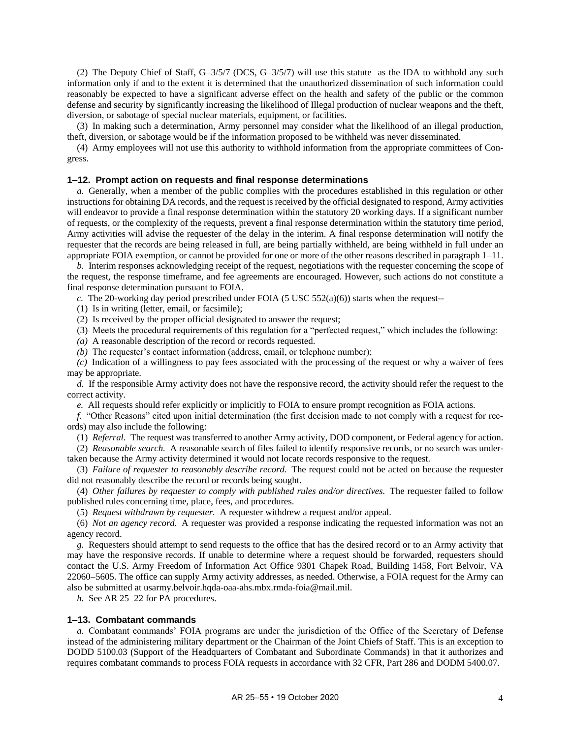(2) The Deputy Chief of Staff, G–3/5/7 (DCS, G–3/5/7) will use this statute as the IDA to withhold any such information only if and to the extent it is determined that the unauthorized dissemination of such information could reasonably be expected to have a significant adverse effect on the health and safety of the public or the common defense and security by significantly increasing the likelihood of Illegal production of nuclear weapons and the theft, diversion, or sabotage of special nuclear materials, equipment, or facilities.

(3) In making such a determination, Army personnel may consider what the likelihood of an illegal production, theft, diversion, or sabotage would be if the information proposed to be withheld was never disseminated.

(4) Army employees will not use this authority to withhold information from the appropriate committees of Congress.

### 1–12. Prompt action on requests and final response determinations

*a.* Generally, when a member of the public complies with the procedures established in this regulation or other instructions for obtaining DA records, and the request is received by the official designated to respond, Army activities will endeavor to provide a final response determination within the statutory 20 working days. If a significant number of requests, or the complexity of the requests, prevent a final response determination within the statutory time period, Army activities will advise the requester of the delay in the interim. A final response determination will notify the requester that the records are being released in full, are being partially withheld, are being withheld in full under an appropriate FOIA exemption, or cannot be provided for one or more of the other reasons described in paragraph 1–11.

*b.* Interim responses acknowledging receipt of the request, negotiations with the requester concerning the scope of the request, the response timeframe, and fee agreements are encouraged. However, such actions do not constitute a final response determination pursuant to FOIA.

*c.* The 20-working day period prescribed under FOIA (5 USC 552(a)(6)) starts when the request--

(1) Is in writing (letter, email, or facsimile);

(2) Is received by the proper official designated to answer the request;

(3) Meets the procedural requirements of this regulation for a "perfected request," which includes the following:

*(a)* A reasonable description of the record or records requested.

*(b)* The requester's contact information (address, email, or telephone number);

*(c)* Indication of a willingness to pay fees associated with the processing of the request or why a waiver of fees may be appropriate.

*d.* If the responsible Army activity does not have the responsive record, the activity should refer the request to the correct activity.

*e.* All requests should refer explicitly or implicitly to FOIA to ensure prompt recognition as FOIA actions.

*f.* "Other Reasons" cited upon initial determination (the first decision made to not comply with a request for records) may also include the following:

(1) *Referral.* The request was transferred to another Army activity, DOD component, or Federal agency for action.

(2) *Reasonable search.* A reasonable search of files failed to identify responsive records, or no search was undertaken because the Army activity determined it would not locate records responsive to the request.

(3) *Failure of requester to reasonably describe record.* The request could not be acted on because the requester did not reasonably describe the record or records being sought.

(4) *Other failures by requester to comply with published rules and/or directives.* The requester failed to follow published rules concerning time, place, fees, and procedures.

(5) *Request withdrawn by requester.* A requester withdrew a request and/or appeal.

(6) *Not an agency record.* A requester was provided a response indicating the requested information was not an agency record.

*g.* Requesters should attempt to send requests to the office that has the desired record or to an Army activity that may have the responsive records. If unable to determine where a request should be forwarded, requesters should contact the U.S. Army Freedom of Information Act Office 9301 Chapek Road, Building 1458, Fort Belvoir, VA 22060–5605. The office can supply Army activity addresses, as needed. Otherwise, a FOIA request for the Army can also be submitted at usarmy.belvoir.hqda-oaa-ahs.mbx.rmda-foia@mail.mil.

*h.* See AR 25–22 for PA procedures.

### 1–13. Combatant commands

*a.* Combatant commands' FOIA programs are under the jurisdiction of the Office of the Secretary of Defense instead of the administering military department or the Chairman of the Joint Chiefs of Staff. This is an exception to DODD 5100.03 (Support of the Headquarters of Combatant and Subordinate Commands) in that it authorizes and requires combatant commands to process FOIA requests in accordance with 32 CFR, Part 286 and DODM 5400.07.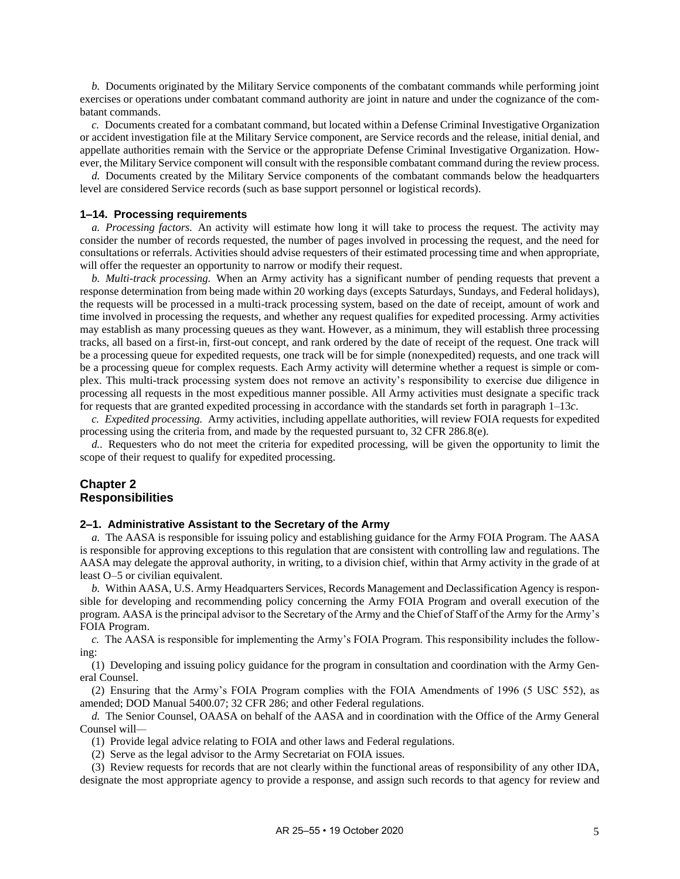*b.* Documents originated by the Military Service components of the combatant commands while performing joint exercises or operations under combatant command authority are joint in nature and under the cognizance of the combatant commands.

*c.* Documents created for a combatant command, but located within a Defense Criminal Investigative Organization or accident investigation file at the Military Service component, are Service records and the release, initial denial, and appellate authorities remain with the Service or the appropriate Defense Criminal Investigative Organization. However, the Military Service component will consult with the responsible combatant command during the review process.

*d.* Documents created by the Military Service components of the combatant commands below the headquarters level are considered Service records (such as base support personnel or logistical records).

### 1–14. Processing requirements

*a. Processing factors.* An activity will estimate how long it will take to process the request. The activity may consider the number of records requested, the number of pages involved in processing the request, and the need for consultations or referrals. Activities should advise requesters of their estimated processing time and when appropriate, will offer the requester an opportunity to narrow or modify their request.

*b. Multi-track processing.* When an Army activity has a significant number of pending requests that prevent a response determination from being made within 20 working days (excepts Saturdays, Sundays, and Federal holidays), the requests will be processed in a multi-track processing system, based on the date of receipt, amount of work and time involved in processing the requests, and whether any request qualifies for expedited processing. Army activities may establish as many processing queues as they want. However, as a minimum, they will establish three processing tracks, all based on a first-in, first-out concept, and rank ordered by the date of receipt of the request. One track will be a processing queue for expedited requests, one track will be for simple (nonexpedited) requests, and one track will be a processing queue for complex requests. Each Army activity will determine whether a request is simple or complex. This multi-track processing system does not remove an activity's responsibility to exercise due diligence in processing all requests in the most expeditious manner possible. All Army activities must designate a specific track for requests that are granted expedited processing in accordance with the standards set forth in paragraph 1–13*c*.

*c. Expedited processing.* Army activities, including appellate authorities, will review FOIA requests for expedited processing using the criteria from, and made by the requested pursuant to, 32 CFR 286.8(e).

*d.*. Requesters who do not meet the criteria for expedited processing, will be given the opportunity to limit the scope of their request to qualify for expedited processing.

## Chapter 2
## Responsibilities

### 2–1. Administrative Assistant to the Secretary of the Army

*a.* The AASA is responsible for issuing policy and establishing guidance for the Army FOIA Program. The AASA is responsible for approving exceptions to this regulation that are consistent with controlling law and regulations. The AASA may delegate the approval authority, in writing, to a division chief, within that Army activity in the grade of at least O–5 or civilian equivalent.

*b.* Within AASA, U.S. Army Headquarters Services, Records Management and Declassification Agency is responsible for developing and recommending policy concerning the Army FOIA Program and overall execution of the program. AASA is the principal advisor to the Secretary of the Army and the Chief of Staff of the Army for the Army's FOIA Program.

*c.* The AASA is responsible for implementing the Army's FOIA Program. This responsibility includes the following:

(1) Developing and issuing policy guidance for the program in consultation and coordination with the Army General Counsel.

(2) Ensuring that the Army's FOIA Program complies with the FOIA Amendments of 1996 (5 USC 552), as amended; DOD Manual 5400.07; 32 CFR 286; and other Federal regulations.

*d.* The Senior Counsel, OAASA on behalf of the AASA and in coordination with the Office of the Army General Counsel will—

(1) Provide legal advice relating to FOIA and other laws and Federal regulations.

(2) Serve as the legal advisor to the Army Secretariat on FOIA issues.

(3) Review requests for records that are not clearly within the functional areas of responsibility of any other IDA, designate the most appropriate agency to provide a response, and assign such records to that agency for review and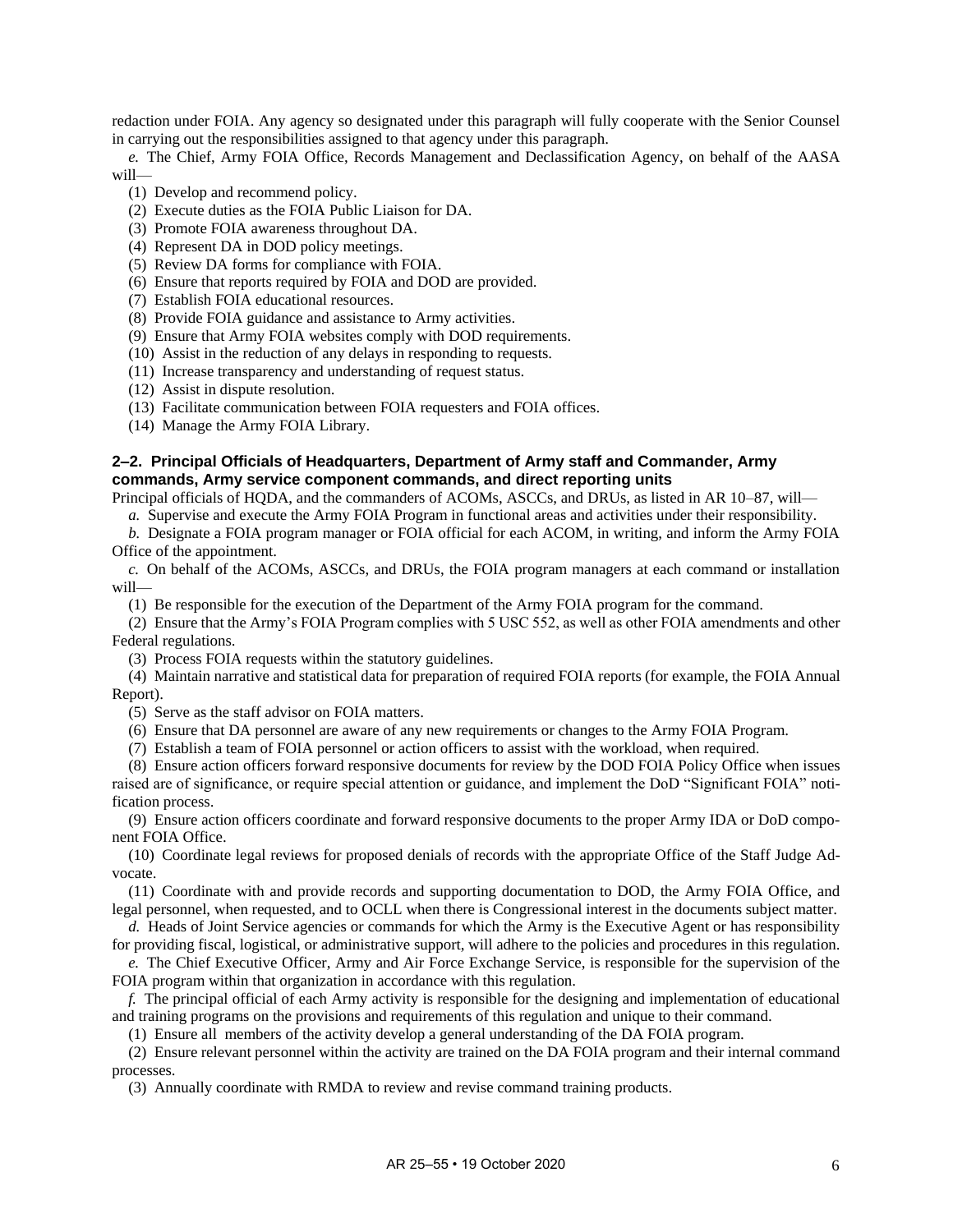redaction under FOIA. Any agency so designated under this paragraph will fully cooperate with the Senior Counsel in carrying out the responsibilities assigned to that agency under this paragraph.

*e.* The Chief, Army FOIA Office, Records Management and Declassification Agency, on behalf of the AASA will—

(1) Develop and recommend policy.

(2) Execute duties as the FOIA Public Liaison for DA.

(3) Promote FOIA awareness throughout DA.

(4) Represent DA in DOD policy meetings.

(5) Review DA forms for compliance with FOIA.

(6) Ensure that reports required by FOIA and DOD are provided.

(7) Establish FOIA educational resources.

(8) Provide FOIA guidance and assistance to Army activities.

(9) Ensure that Army FOIA websites comply with DOD requirements.

(10) Assist in the reduction of any delays in responding to requests.

(11) Increase transparency and understanding of request status.

(12) Assist in dispute resolution.

(13) Facilitate communication between FOIA requesters and FOIA offices.

(14) Manage the Army FOIA Library.

### 2–2. Principal Officials of Headquarters, Department of Army staff and Commander, Army commands, Army service component commands, and direct reporting units

Principal officials of HQDA, and the commanders of ACOMs, ASCCs, and DRUs, as listed in AR 10–87, will—

*a.* Supervise and execute the Army FOIA Program in functional areas and activities under their responsibility.

*b.* Designate a FOIA program manager or FOIA official for each ACOM, in writing, and inform the Army FOIA Office of the appointment.

*c.* On behalf of the ACOMs, ASCCs, and DRUs, the FOIA program managers at each command or installation will—

(1) Be responsible for the execution of the Department of the Army FOIA program for the command.

(2) Ensure that the Army's FOIA Program complies with 5 USC 552, as well as other FOIA amendments and other Federal regulations.

(3) Process FOIA requests within the statutory guidelines.

(4) Maintain narrative and statistical data for preparation of required FOIA reports (for example, the FOIA Annual Report).

(5) Serve as the staff advisor on FOIA matters.

(6) Ensure that DA personnel are aware of any new requirements or changes to the Army FOIA Program.

(7) Establish a team of FOIA personnel or action officers to assist with the workload, when required.

(8) Ensure action officers forward responsive documents for review by the DOD FOIA Policy Office when issues raised are of significance, or require special attention or guidance, and implement the DoD "Significant FOIA" notification process.

(9) Ensure action officers coordinate and forward responsive documents to the proper Army IDA or DoD component FOIA Office.

(10) Coordinate legal reviews for proposed denials of records with the appropriate Office of the Staff Judge Advocate.

(11) Coordinate with and provide records and supporting documentation to DOD, the Army FOIA Office, and legal personnel, when requested, and to OCLL when there is Congressional interest in the documents subject matter.

*d.* Heads of Joint Service agencies or commands for which the Army is the Executive Agent or has responsibility for providing fiscal, logistical, or administrative support, will adhere to the policies and procedures in this regulation.

*e.* The Chief Executive Officer, Army and Air Force Exchange Service, is responsible for the supervision of the FOIA program within that organization in accordance with this regulation.

*f.* The principal official of each Army activity is responsible for the designing and implementation of educational and training programs on the provisions and requirements of this regulation and unique to their command.

(1) Ensure all members of the activity develop a general understanding of the DA FOIA program.

(2) Ensure relevant personnel within the activity are trained on the DA FOIA program and their internal command processes.

(3) Annually coordinate with RMDA to review and revise command training products.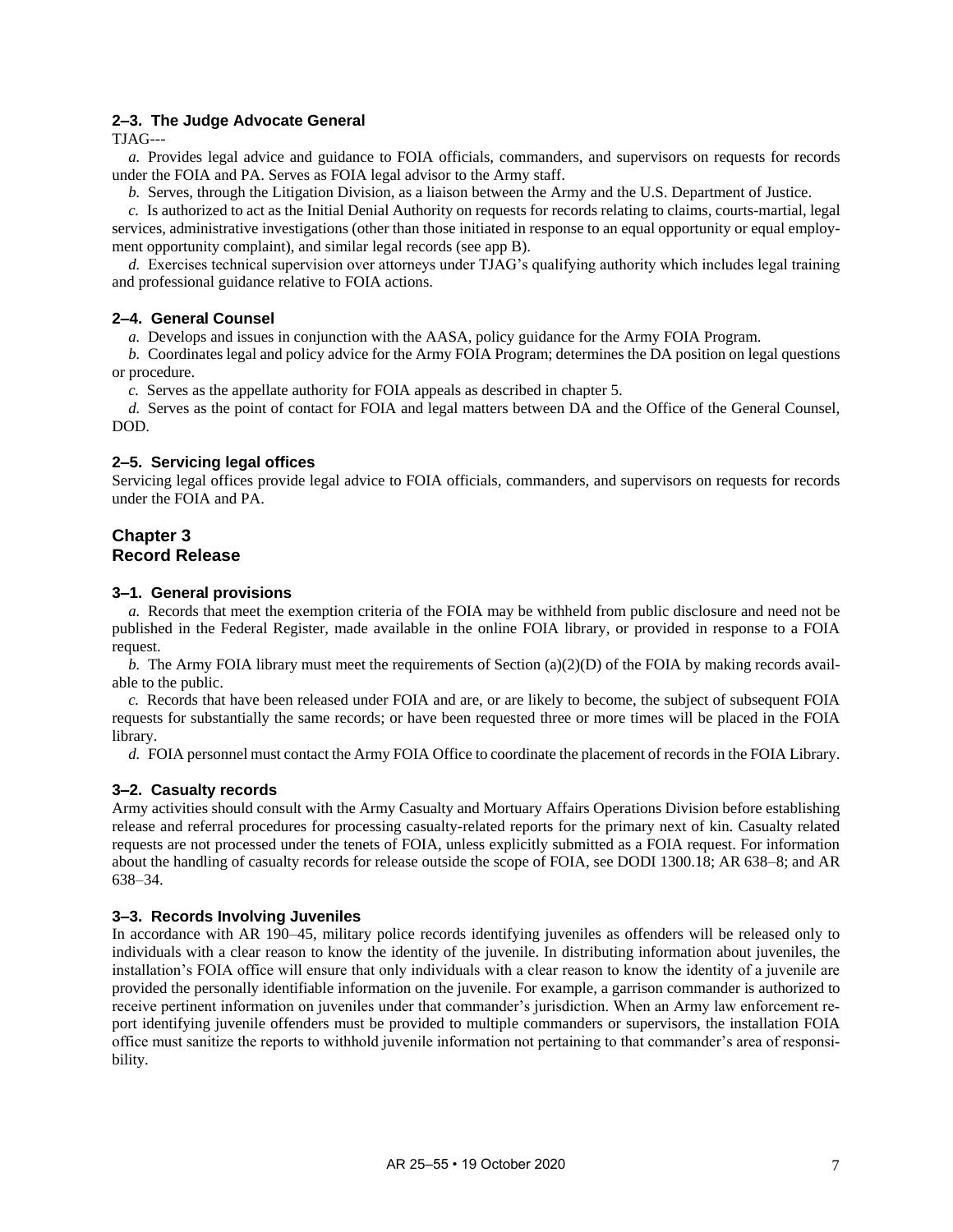### 2–3. The Judge Advocate General

TJAG---

*a.* Provides legal advice and guidance to FOIA officials, commanders, and supervisors on requests for records under the FOIA and PA. Serves as FOIA legal advisor to the Army staff.

*b.* Serves, through the Litigation Division, as a liaison between the Army and the U.S. Department of Justice.

*c.* Is authorized to act as the Initial Denial Authority on requests for records relating to claims, courts-martial, legal services, administrative investigations (other than those initiated in response to an equal opportunity or equal employment opportunity complaint), and similar legal records (see app B).

*d.* Exercises technical supervision over attorneys under TJAG's qualifying authority which includes legal training and professional guidance relative to FOIA actions.

### 2–4. General Counsel

*a.* Develops and issues in conjunction with the AASA, policy guidance for the Army FOIA Program.

*b.* Coordinates legal and policy advice for the Army FOIA Program; determines the DA position on legal questions or procedure.

*c.* Serves as the appellate authority for FOIA appeals as described in chapter 5.

*d.* Serves as the point of contact for FOIA and legal matters between DA and the Office of the General Counsel, DOD.

### 2–5. Servicing legal offices

Servicing legal offices provide legal advice to FOIA officials, commanders, and supervisors on requests for records under the FOIA and PA.

## Chapter 3
## Record Release

### 3–1. General provisions

*a.* Records that meet the exemption criteria of the FOIA may be withheld from public disclosure and need not be published in the Federal Register, made available in the online FOIA library, or provided in response to a FOIA request.

*b.* The Army FOIA library must meet the requirements of Section (a)(2)(D) of the FOIA by making records available to the public.

*c.* Records that have been released under FOIA and are, or are likely to become, the subject of subsequent FOIA requests for substantially the same records; or have been requested three or more times will be placed in the FOIA library.

*d.* FOIA personnel must contact the Army FOIA Office to coordinate the placement of records in the FOIA Library.

### 3–2. Casualty records

Army activities should consult with the Army Casualty and Mortuary Affairs Operations Division before establishing release and referral procedures for processing casualty-related reports for the primary next of kin. Casualty related requests are not processed under the tenets of FOIA, unless explicitly submitted as a FOIA request. For information about the handling of casualty records for release outside the scope of FOIA, see DODI 1300.18; AR 638–8; and AR 638–34.

### 3–3. Records Involving Juveniles

In accordance with AR 190–45, military police records identifying juveniles as offenders will be released only to individuals with a clear reason to know the identity of the juvenile. In distributing information about juveniles, the installation's FOIA office will ensure that only individuals with a clear reason to know the identity of a juvenile are provided the personally identifiable information on the juvenile. For example, a garrison commander is authorized to receive pertinent information on juveniles under that commander's jurisdiction. When an Army law enforcement report identifying juvenile offenders must be provided to multiple commanders or supervisors, the installation FOIA office must sanitize the reports to withhold juvenile information not pertaining to that commander's area of responsibility.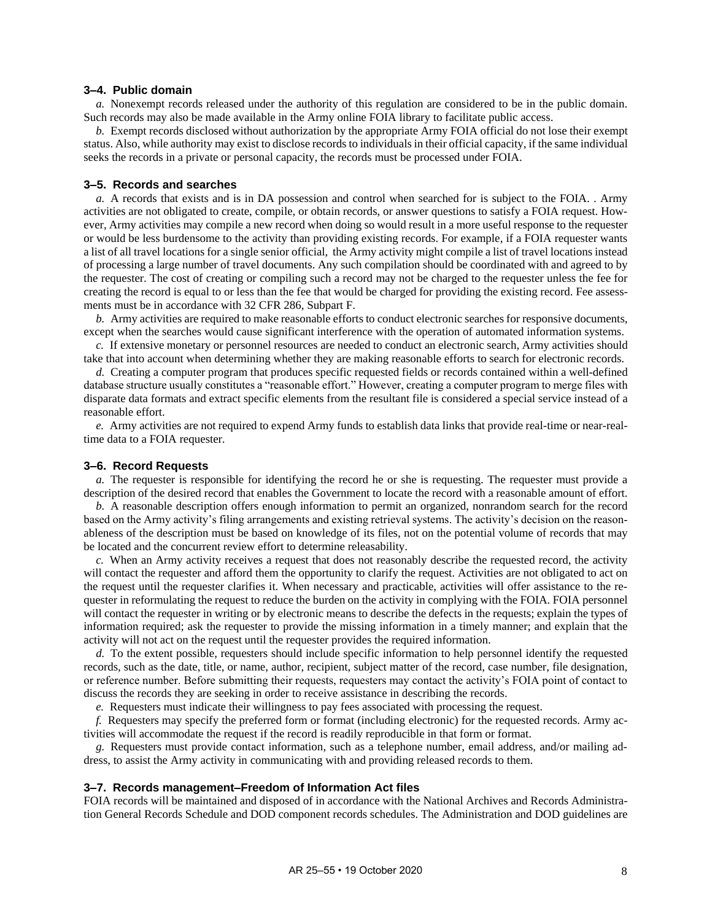### 3–4. Public domain

*a.* Nonexempt records released under the authority of this regulation are considered to be in the public domain. Such records may also be made available in the Army online FOIA library to facilitate public access.

*b.* Exempt records disclosed without authorization by the appropriate Army FOIA official do not lose their exempt status. Also, while authority may exist to disclose records to individuals in their official capacity, if the same individual seeks the records in a private or personal capacity, the records must be processed under FOIA.

### 3–5. Records and searches

*a.* A records that exists and is in DA possession and control when searched for is subject to the FOIA. . Army activities are not obligated to create, compile, or obtain records, or answer questions to satisfy a FOIA request. However, Army activities may compile a new record when doing so would result in a more useful response to the requester or would be less burdensome to the activity than providing existing records. For example, if a FOIA requester wants a list of all travel locations for a single senior official, the Army activity might compile a list of travel locations instead of processing a large number of travel documents. Any such compilation should be coordinated with and agreed to by the requester. The cost of creating or compiling such a record may not be charged to the requester unless the fee for creating the record is equal to or less than the fee that would be charged for providing the existing record. Fee assessments must be in accordance with 32 CFR 286, Subpart F.

*b.* Army activities are required to make reasonable efforts to conduct electronic searches for responsive documents, except when the searches would cause significant interference with the operation of automated information systems.

*c.* If extensive monetary or personnel resources are needed to conduct an electronic search, Army activities should take that into account when determining whether they are making reasonable efforts to search for electronic records.

*d.* Creating a computer program that produces specific requested fields or records contained within a well-defined database structure usually constitutes a "reasonable effort." However, creating a computer program to merge files with disparate data formats and extract specific elements from the resultant file is considered a special service instead of a reasonable effort.

*e.* Army activities are not required to expend Army funds to establish data links that provide real-time or near-real-time data to a FOIA requester.

### 3–6. Record Requests

*a.* The requester is responsible for identifying the record he or she is requesting. The requester must provide a description of the desired record that enables the Government to locate the record with a reasonable amount of effort.

*b.* A reasonable description offers enough information to permit an organized, nonrandom search for the record based on the Army activity's filing arrangements and existing retrieval systems. The activity's decision on the reasonableness of the description must be based on knowledge of its files, not on the potential volume of records that may be located and the concurrent review effort to determine releasability.

*c.* When an Army activity receives a request that does not reasonably describe the requested record, the activity will contact the requester and afford them the opportunity to clarify the request. Activities are not obligated to act on the request until the requester clarifies it. When necessary and practicable, activities will offer assistance to the requester in reformulating the request to reduce the burden on the activity in complying with the FOIA. FOIA personnel will contact the requester in writing or by electronic means to describe the defects in the requests; explain the types of information required; ask the requester to provide the missing information in a timely manner; and explain that the activity will not act on the request until the requester provides the required information.

*d.* To the extent possible, requesters should include specific information to help personnel identify the requested records, such as the date, title, or name, author, recipient, subject matter of the record, case number, file designation, or reference number. Before submitting their requests, requesters may contact the activity's FOIA point of contact to discuss the records they are seeking in order to receive assistance in describing the records.

*e.* Requesters must indicate their willingness to pay fees associated with processing the request.

*f.* Requesters may specify the preferred form or format (including electronic) for the requested records. Army activities will accommodate the request if the record is readily reproducible in that form or format.

*g.* Requesters must provide contact information, such as a telephone number, email address, and/or mailing address, to assist the Army activity in communicating with and providing released records to them.

### 3–7. Records management–Freedom of Information Act files

FOIA records will be maintained and disposed of in accordance with the National Archives and Records Administration General Records Schedule and DOD component records schedules. The Administration and DOD guidelines are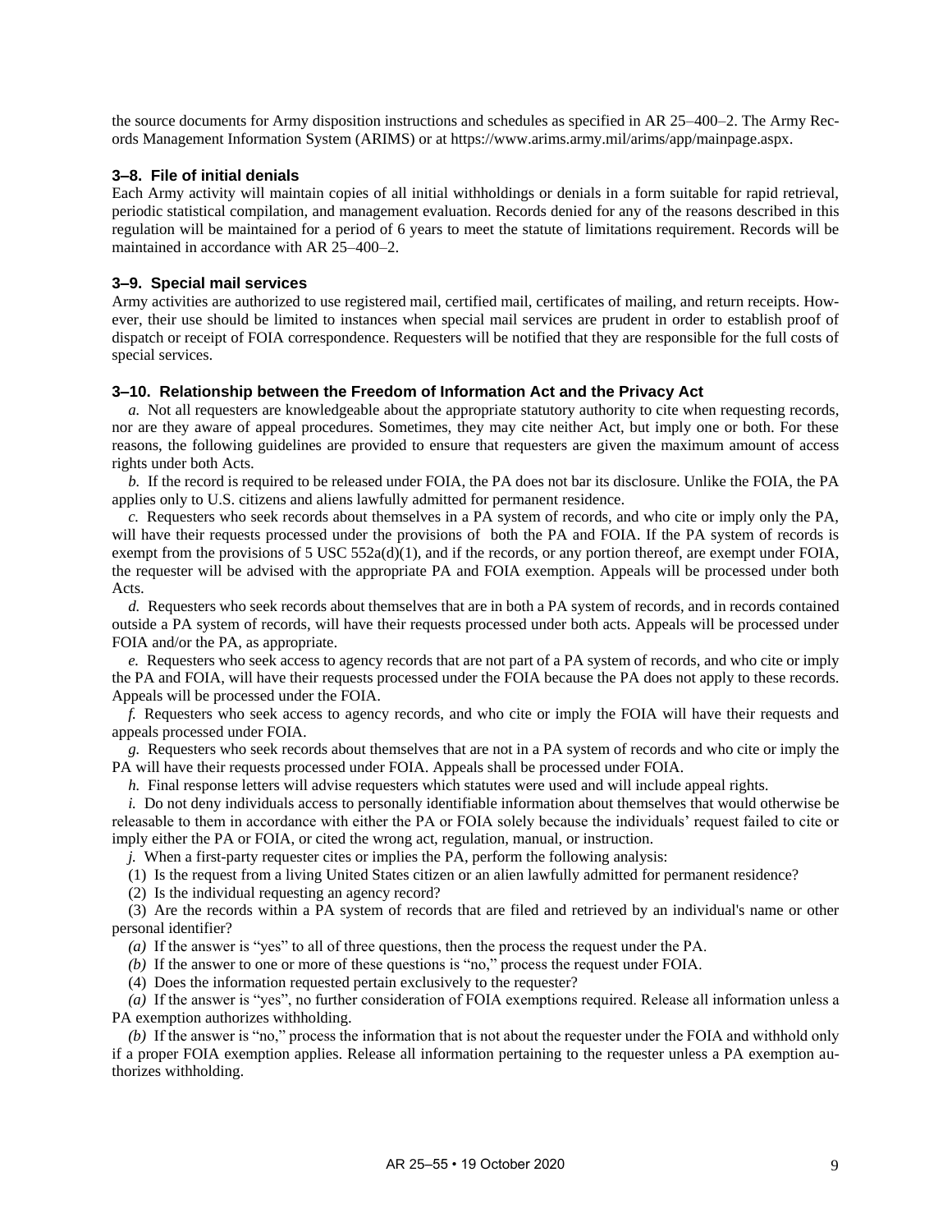the source documents for Army disposition instructions and schedules as specified in AR 25–400–2. The Army Records Management Information System (ARIMS) or at https://www.arims.army.mil/arims/app/mainpage.aspx.

### 3–8. File of initial denials

Each Army activity will maintain copies of all initial withholdings or denials in a form suitable for rapid retrieval, periodic statistical compilation, and management evaluation. Records denied for any of the reasons described in this regulation will be maintained for a period of 6 years to meet the statute of limitations requirement. Records will be maintained in accordance with AR 25–400–2.

### 3–9. Special mail services

Army activities are authorized to use registered mail, certified mail, certificates of mailing, and return receipts. However, their use should be limited to instances when special mail services are prudent in order to establish proof of dispatch or receipt of FOIA correspondence. Requesters will be notified that they are responsible for the full costs of special services.

### 3–10. Relationship between the Freedom of Information Act and the Privacy Act

*a.* Not all requesters are knowledgeable about the appropriate statutory authority to cite when requesting records, nor are they aware of appeal procedures. Sometimes, they may cite neither Act, but imply one or both. For these reasons, the following guidelines are provided to ensure that requesters are given the maximum amount of access rights under both Acts.

*b.* If the record is required to be released under FOIA, the PA does not bar its disclosure. Unlike the FOIA, the PA applies only to U.S. citizens and aliens lawfully admitted for permanent residence.

*c.* Requesters who seek records about themselves in a PA system of records, and who cite or imply only the PA, will have their requests processed under the provisions of both the PA and FOIA. If the PA system of records is exempt from the provisions of 5 USC 552a(d)(1), and if the records, or any portion thereof, are exempt under FOIA, the requester will be advised with the appropriate PA and FOIA exemption. Appeals will be processed under both Acts.

*d.* Requesters who seek records about themselves that are in both a PA system of records, and in records contained outside a PA system of records, will have their requests processed under both acts. Appeals will be processed under FOIA and/or the PA, as appropriate.

*e.* Requesters who seek access to agency records that are not part of a PA system of records, and who cite or imply the PA and FOIA, will have their requests processed under the FOIA because the PA does not apply to these records. Appeals will be processed under the FOIA.

*f.* Requesters who seek access to agency records, and who cite or imply the FOIA will have their requests and appeals processed under FOIA.

*g.* Requesters who seek records about themselves that are not in a PA system of records and who cite or imply the PA will have their requests processed under FOIA. Appeals shall be processed under FOIA.

*h.* Final response letters will advise requesters which statutes were used and will include appeal rights.

*i.* Do not deny individuals access to personally identifiable information about themselves that would otherwise be releasable to them in accordance with either the PA or FOIA solely because the individuals' request failed to cite or imply either the PA or FOIA, or cited the wrong act, regulation, manual, or instruction.

*j.* When a first-party requester cites or implies the PA, perform the following analysis:

(1) Is the request from a living United States citizen or an alien lawfully admitted for permanent residence?

(2) Is the individual requesting an agency record?

(3) Are the records within a PA system of records that are filed and retrieved by an individual's name or other personal identifier?

*(a)* If the answer is "yes" to all of three questions, then the process the request under the PA.

*(b)* If the answer to one or more of these questions is "no," process the request under FOIA.

(4) Does the information requested pertain exclusively to the requester?

*(a)* If the answer is "yes", no further consideration of FOIA exemptions required. Release all information unless a PA exemption authorizes withholding.

*(b)* If the answer is "no," process the information that is not about the requester under the FOIA and withhold only if a proper FOIA exemption applies. Release all information pertaining to the requester unless a PA exemption authorizes withholding.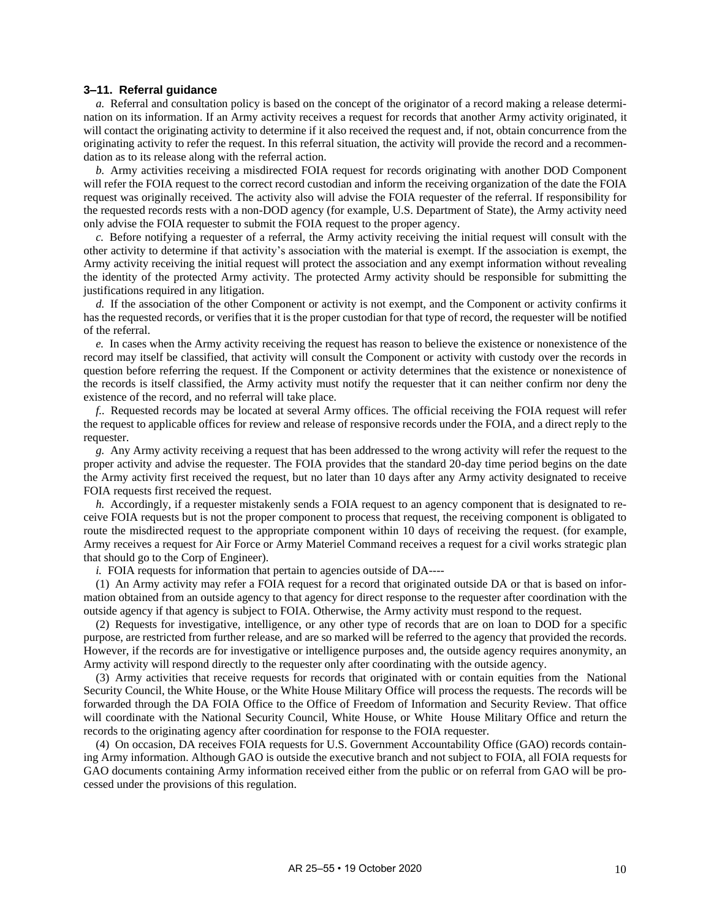### 3–11. Referral guidance

*a.* Referral and consultation policy is based on the concept of the originator of a record making a release determination on its information. If an Army activity receives a request for records that another Army activity originated, it will contact the originating activity to determine if it also received the request and, if not, obtain concurrence from the originating activity to refer the request. In this referral situation, the activity will provide the record and a recommendation as to its release along with the referral action.

*b.* Army activities receiving a misdirected FOIA request for records originating with another DOD Component will refer the FOIA request to the correct record custodian and inform the receiving organization of the date the FOIA request was originally received. The activity also will advise the FOIA requester of the referral. If responsibility for the requested records rests with a non-DOD agency (for example, U.S. Department of State), the Army activity need only advise the FOIA requester to submit the FOIA request to the proper agency.

*c.* Before notifying a requester of a referral, the Army activity receiving the initial request will consult with the other activity to determine if that activity's association with the material is exempt. If the association is exempt, the Army activity receiving the initial request will protect the association and any exempt information without revealing the identity of the protected Army activity. The protected Army activity should be responsible for submitting the justifications required in any litigation.

*d.* If the association of the other Component or activity is not exempt, and the Component or activity confirms it has the requested records, or verifies that it is the proper custodian for that type of record, the requester will be notified of the referral.

*e.* In cases when the Army activity receiving the request has reason to believe the existence or nonexistence of the record may itself be classified, that activity will consult the Component or activity with custody over the records in question before referring the request. If the Component or activity determines that the existence or nonexistence of the records is itself classified, the Army activity must notify the requester that it can neither confirm nor deny the existence of the record, and no referral will take place.

*f..* Requested records may be located at several Army offices. The official receiving the FOIA request will refer the request to applicable offices for review and release of responsive records under the FOIA, and a direct reply to the requester.

*g.* Any Army activity receiving a request that has been addressed to the wrong activity will refer the request to the proper activity and advise the requester. The FOIA provides that the standard 20-day time period begins on the date the Army activity first received the request, but no later than 10 days after any Army activity designated to receive FOIA requests first received the request.

*h.* Accordingly, if a requester mistakenly sends a FOIA request to an agency component that is designated to receive FOIA requests but is not the proper component to process that request, the receiving component is obligated to route the misdirected request to the appropriate component within 10 days of receiving the request. (for example, Army receives a request for Air Force or Army Materiel Command receives a request for a civil works strategic plan that should go to the Corp of Engineer).

*i.* FOIA requests for information that pertain to agencies outside of DA----

(1) An Army activity may refer a FOIA request for a record that originated outside DA or that is based on information obtained from an outside agency to that agency for direct response to the requester after coordination with the outside agency if that agency is subject to FOIA. Otherwise, the Army activity must respond to the request.

(2) Requests for investigative, intelligence, or any other type of records that are on loan to DOD for a specific purpose, are restricted from further release, and are so marked will be referred to the agency that provided the records. However, if the records are for investigative or intelligence purposes and, the outside agency requires anonymity, an Army activity will respond directly to the requester only after coordinating with the outside agency.

(3) Army activities that receive requests for records that originated with or contain equities from the National Security Council, the White House, or the White House Military Office will process the requests. The records will be forwarded through the DA FOIA Office to the Office of Freedom of Information and Security Review. That office will coordinate with the National Security Council, White House, or White House Military Office and return the records to the originating agency after coordination for response to the FOIA requester.

(4) On occasion, DA receives FOIA requests for U.S. Government Accountability Office (GAO) records containing Army information. Although GAO is outside the executive branch and not subject to FOIA, all FOIA requests for GAO documents containing Army information received either from the public or on referral from GAO will be processed under the provisions of this regulation.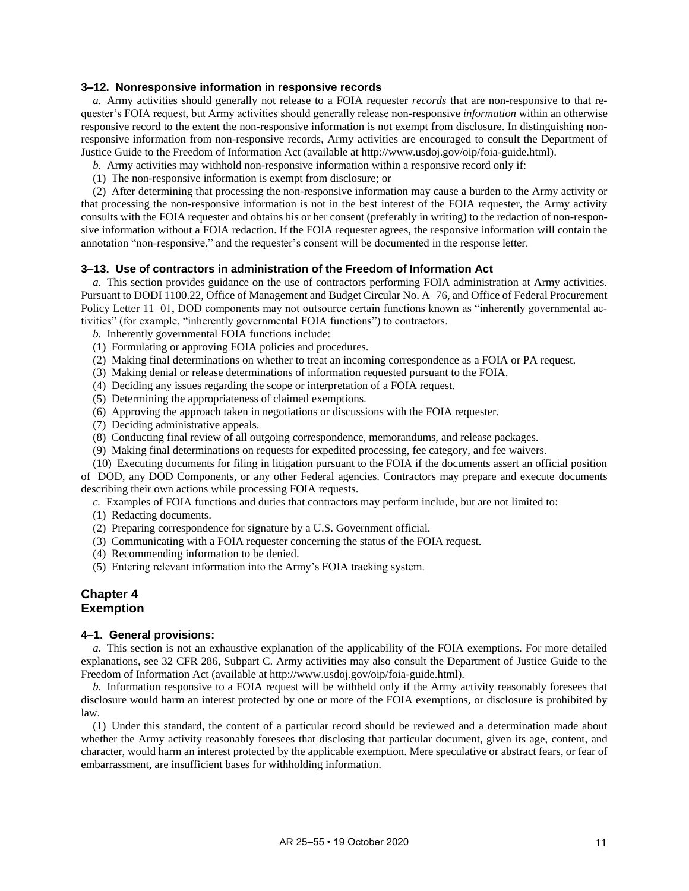### 3–12. Nonresponsive information in responsive records

*a.* Army activities should generally not release to a FOIA requester *records* that are non-responsive to that requester's FOIA request, but Army activities should generally release non-responsive *information* within an otherwise responsive record to the extent the non-responsive information is not exempt from disclosure. In distinguishing non-responsive information from non-responsive records, Army activities are encouraged to consult the Department of Justice Guide to the Freedom of Information Act (available at http://www.usdoj.gov/oip/foia-guide.html).

*b.* Army activities may withhold non-responsive information within a responsive record only if:

(1) The non-responsive information is exempt from disclosure; or

(2) After determining that processing the non-responsive information may cause a burden to the Army activity or that processing the non-responsive information is not in the best interest of the FOIA requester, the Army activity consults with the FOIA requester and obtains his or her consent (preferably in writing) to the redaction of non-responsive information without a FOIA redaction. If the FOIA requester agrees, the responsive information will contain the annotation "non-responsive," and the requester's consent will be documented in the response letter.

### 3–13. Use of contractors in administration of the Freedom of Information Act

*a.* This section provides guidance on the use of contractors performing FOIA administration at Army activities. Pursuant to DODI 1100.22, Office of Management and Budget Circular No. A–76, and Office of Federal Procurement Policy Letter 11–01, DOD components may not outsource certain functions known as "inherently governmental activities" (for example, "inherently governmental FOIA functions") to contractors.

*b.* Inherently governmental FOIA functions include:

(1) Formulating or approving FOIA policies and procedures.

(2) Making final determinations on whether to treat an incoming correspondence as a FOIA or PA request.

(3) Making denial or release determinations of information requested pursuant to the FOIA.

(4) Deciding any issues regarding the scope or interpretation of a FOIA request.

(5) Determining the appropriateness of claimed exemptions.

(6) Approving the approach taken in negotiations or discussions with the FOIA requester.

(7) Deciding administrative appeals.

(8) Conducting final review of all outgoing correspondence, memorandums, and release packages.

(9) Making final determinations on requests for expedited processing, fee category, and fee waivers.

(10) Executing documents for filing in litigation pursuant to the FOIA if the documents assert an official position of DOD, any DOD Components, or any other Federal agencies. Contractors may prepare and execute documents describing their own actions while processing FOIA requests.

*c.* Examples of FOIA functions and duties that contractors may perform include, but are not limited to:

(1) Redacting documents.

(2) Preparing correspondence for signature by a U.S. Government official.

(3) Communicating with a FOIA requester concerning the status of the FOIA request.

(4) Recommending information to be denied.

(5) Entering relevant information into the Army's FOIA tracking system.

## Chapter 4
## Exemption

### 4–1. General provisions:

*a.* This section is not an exhaustive explanation of the applicability of the FOIA exemptions. For more detailed explanations, see 32 CFR 286, Subpart C. Army activities may also consult the Department of Justice Guide to the Freedom of Information Act (available at http://www.usdoj.gov/oip/foia-guide.html).

*b.* Information responsive to a FOIA request will be withheld only if the Army activity reasonably foresees that disclosure would harm an interest protected by one or more of the FOIA exemptions, or disclosure is prohibited by law.

(1) Under this standard, the content of a particular record should be reviewed and a determination made about whether the Army activity reasonably foresees that disclosing that particular document, given its age, content, and character, would harm an interest protected by the applicable exemption. Mere speculative or abstract fears, or fear of embarrassment, are insufficient bases for withholding information.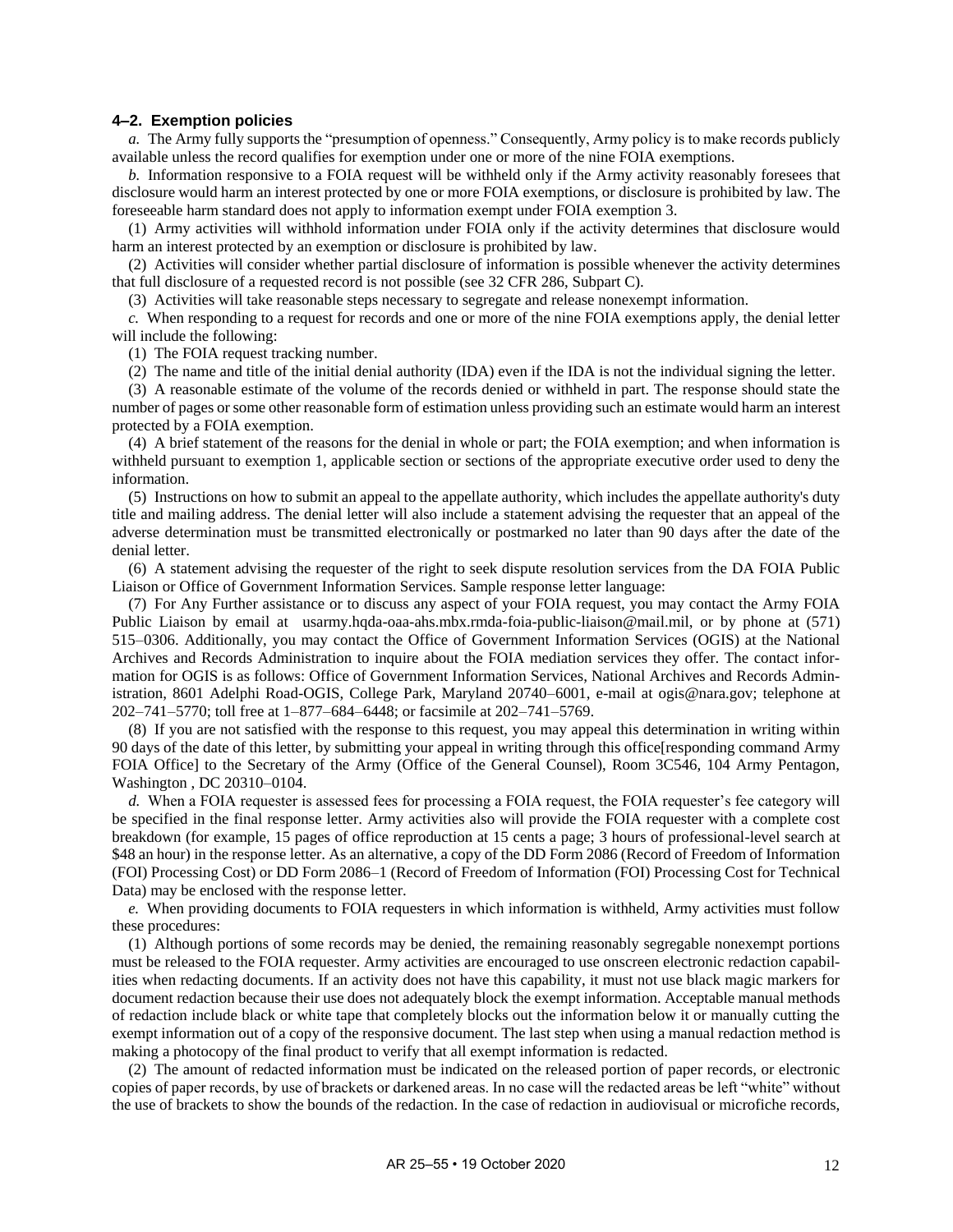### 4–2. Exemption policies

*a.* The Army fully supports the "presumption of openness." Consequently, Army policy is to make records publicly available unless the record qualifies for exemption under one or more of the nine FOIA exemptions.

*b.* Information responsive to a FOIA request will be withheld only if the Army activity reasonably foresees that disclosure would harm an interest protected by one or more FOIA exemptions, or disclosure is prohibited by law. The foreseeable harm standard does not apply to information exempt under FOIA exemption 3.

(1) Army activities will withhold information under FOIA only if the activity determines that disclosure would harm an interest protected by an exemption or disclosure is prohibited by law.

(2) Activities will consider whether partial disclosure of information is possible whenever the activity determines that full disclosure of a requested record is not possible (see 32 CFR 286, Subpart C).

(3) Activities will take reasonable steps necessary to segregate and release nonexempt information.

*c.* When responding to a request for records and one or more of the nine FOIA exemptions apply, the denial letter will include the following:

(1) The FOIA request tracking number.

(2) The name and title of the initial denial authority (IDA) even if the IDA is not the individual signing the letter.

(3) A reasonable estimate of the volume of the records denied or withheld in part. The response should state the number of pages or some other reasonable form of estimation unless providing such an estimate would harm an interest protected by a FOIA exemption.

(4) A brief statement of the reasons for the denial in whole or part; the FOIA exemption; and when information is withheld pursuant to exemption 1, applicable section or sections of the appropriate executive order used to deny the information.

(5) Instructions on how to submit an appeal to the appellate authority, which includes the appellate authority's duty title and mailing address. The denial letter will also include a statement advising the requester that an appeal of the adverse determination must be transmitted electronically or postmarked no later than 90 days after the date of the denial letter.

(6) A statement advising the requester of the right to seek dispute resolution services from the DA FOIA Public Liaison or Office of Government Information Services. Sample response letter language:

(7) For Any Further assistance or to discuss any aspect of your FOIA request, you may contact the Army FOIA Public Liaison by email at usarmy.hqda-oaa-ahs.mbx.rmda-foia-public-liaison@mail.mil, or by phone at (571) 515–0306. Additionally, you may contact the Office of Government Information Services (OGIS) at the National Archives and Records Administration to inquire about the FOIA mediation services they offer. The contact information for OGIS is as follows: Office of Government Information Services, National Archives and Records Administration, 8601 Adelphi Road-OGIS, College Park, Maryland 20740–6001, e-mail at ogis@nara.gov; telephone at 202–741–5770; toll free at 1–877–684–6448; or facsimile at 202–741–5769.

(8) If you are not satisfied with the response to this request, you may appeal this determination in writing within 90 days of the date of this letter, by submitting your appeal in writing through this office[responding command Army FOIA Office] to the Secretary of the Army (Office of the General Counsel), Room 3C546, 104 Army Pentagon, Washington , DC 20310–0104.

*d.* When a FOIA requester is assessed fees for processing a FOIA request, the FOIA requester's fee category will be specified in the final response letter. Army activities also will provide the FOIA requester with a complete cost breakdown (for example, 15 pages of office reproduction at 15 cents a page; 3 hours of professional-level search at $48 an hour) in the response letter. As an alternative, a copy of the DD Form 2086 (Record of Freedom of Information (FOI) Processing Cost) or DD Form 2086–1 (Record of Freedom of Information (FOI) Processing Cost for Technical Data) may be enclosed with the response letter.

*e.* When providing documents to FOIA requesters in which information is withheld, Army activities must follow these procedures:

(1) Although portions of some records may be denied, the remaining reasonably segregable nonexempt portions must be released to the FOIA requester. Army activities are encouraged to use onscreen electronic redaction capabilities when redacting documents. If an activity does not have this capability, it must not use black magic markers for document redaction because their use does not adequately block the exempt information. Acceptable manual methods of redaction include black or white tape that completely blocks out the information below it or manually cutting the exempt information out of a copy of the responsive document. The last step when using a manual redaction method is making a photocopy of the final product to verify that all exempt information is redacted.

(2) The amount of redacted information must be indicated on the released portion of paper records, or electronic copies of paper records, by use of brackets or darkened areas. In no case will the redacted areas be left "white" without the use of brackets to show the bounds of the redaction. In the case of redaction in audiovisual or microfiche records,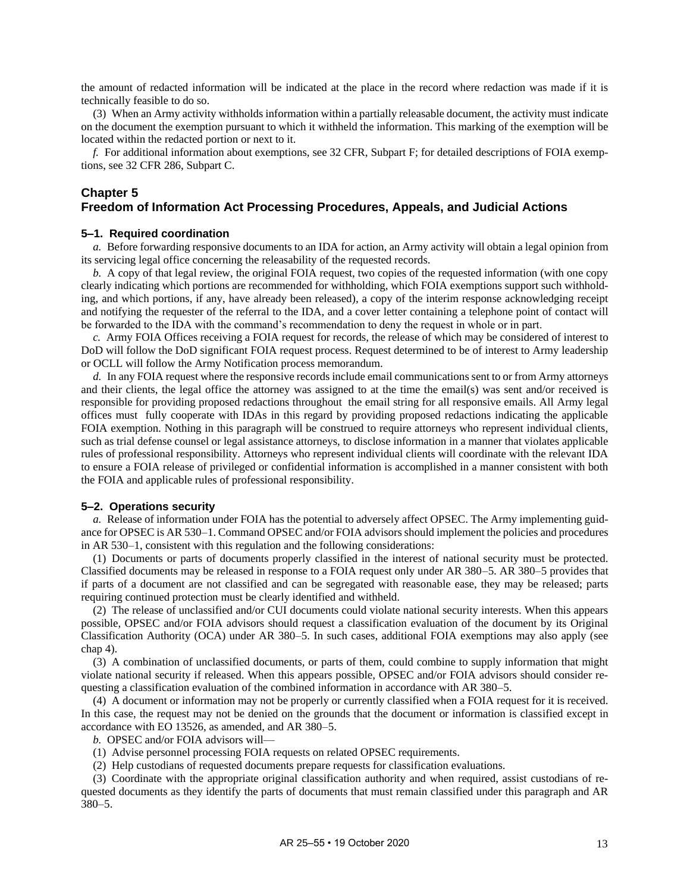the amount of redacted information will be indicated at the place in the record where redaction was made if it is technically feasible to do so.

(3) When an Army activity withholds information within a partially releasable document, the activity must indicate on the document the exemption pursuant to which it withheld the information. This marking of the exemption will be located within the redacted portion or next to it.

*f.* For additional information about exemptions, see 32 CFR, Subpart F; for detailed descriptions of FOIA exemptions, see 32 CFR 286, Subpart C.

## Chapter 5
## Freedom of Information Act Processing Procedures, Appeals, and Judicial Actions

### 5–1. Required coordination

*a.* Before forwarding responsive documents to an IDA for action, an Army activity will obtain a legal opinion from its servicing legal office concerning the releasability of the requested records.

*b.* A copy of that legal review, the original FOIA request, two copies of the requested information (with one copy clearly indicating which portions are recommended for withholding, which FOIA exemptions support such withholding, and which portions, if any, have already been released), a copy of the interim response acknowledging receipt and notifying the requester of the referral to the IDA, and a cover letter containing a telephone point of contact will be forwarded to the IDA with the command's recommendation to deny the request in whole or in part.

*c.* Army FOIA Offices receiving a FOIA request for records, the release of which may be considered of interest to DoD will follow the DoD significant FOIA request process. Request determined to be of interest to Army leadership or OCLL will follow the Army Notification process memorandum.

*d.* In any FOIA request where the responsive records include email communications sent to or from Army attorneys and their clients, the legal office the attorney was assigned to at the time the email(s) was sent and/or received is responsible for providing proposed redactions throughout the email string for all responsive emails. All Army legal offices must fully cooperate with IDAs in this regard by providing proposed redactions indicating the applicable FOIA exemption. Nothing in this paragraph will be construed to require attorneys who represent individual clients, such as trial defense counsel or legal assistance attorneys, to disclose information in a manner that violates applicable rules of professional responsibility. Attorneys who represent individual clients will coordinate with the relevant IDA to ensure a FOIA release of privileged or confidential information is accomplished in a manner consistent with both the FOIA and applicable rules of professional responsibility.

### 5–2. Operations security

*a.* Release of information under FOIA has the potential to adversely affect OPSEC. The Army implementing guidance for OPSEC is AR 530–1. Command OPSEC and/or FOIA advisors should implement the policies and procedures in AR 530–1, consistent with this regulation and the following considerations:

(1) Documents or parts of documents properly classified in the interest of national security must be protected. Classified documents may be released in response to a FOIA request only under AR 380–5. AR 380–5 provides that if parts of a document are not classified and can be segregated with reasonable ease, they may be released; parts requiring continued protection must be clearly identified and withheld.

(2) The release of unclassified and/or CUI documents could violate national security interests. When this appears possible, OPSEC and/or FOIA advisors should request a classification evaluation of the document by its Original Classification Authority (OCA) under AR 380–5. In such cases, additional FOIA exemptions may also apply (see chap 4).

(3) A combination of unclassified documents, or parts of them, could combine to supply information that might violate national security if released. When this appears possible, OPSEC and/or FOIA advisors should consider requesting a classification evaluation of the combined information in accordance with AR 380–5.

(4) A document or information may not be properly or currently classified when a FOIA request for it is received. In this case, the request may not be denied on the grounds that the document or information is classified except in accordance with EO 13526, as amended, and AR 380–5.

*b.* OPSEC and/or FOIA advisors will—

(1) Advise personnel processing FOIA requests on related OPSEC requirements.

(2) Help custodians of requested documents prepare requests for classification evaluations.

(3) Coordinate with the appropriate original classification authority and when required, assist custodians of requested documents as they identify the parts of documents that must remain classified under this paragraph and AR 380–5.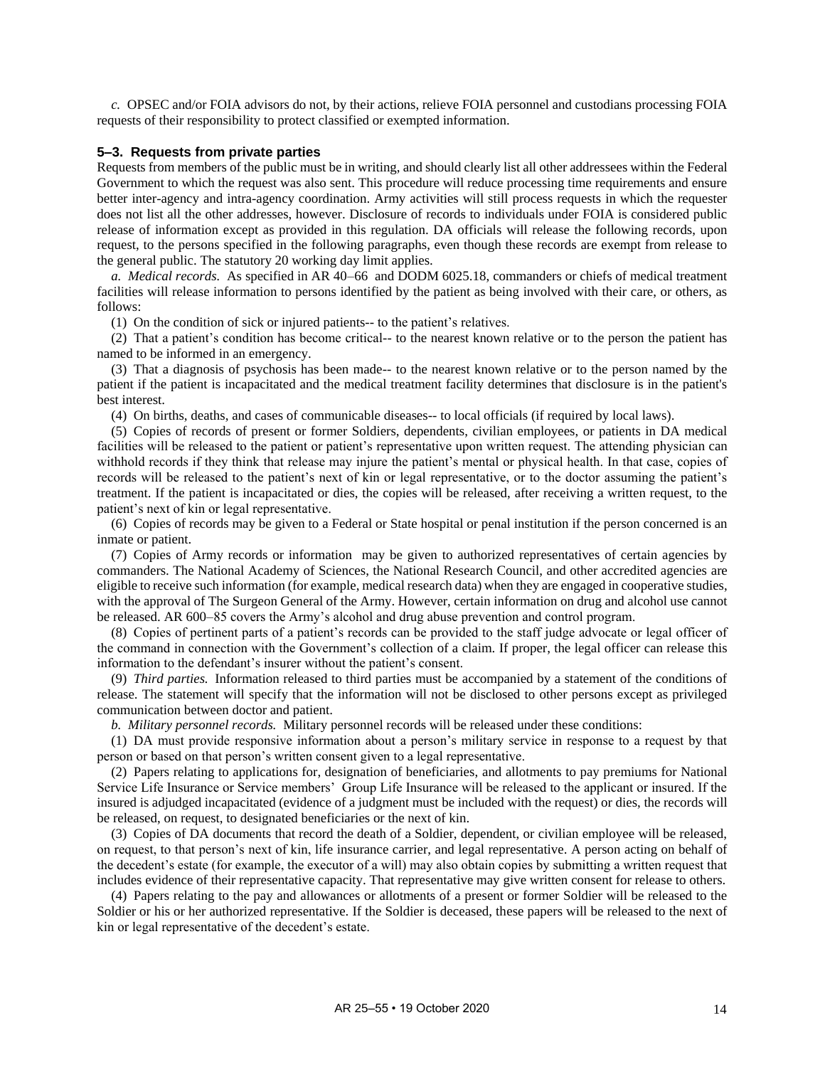*c.* OPSEC and/or FOIA advisors do not, by their actions, relieve FOIA personnel and custodians processing FOIA requests of their responsibility to protect classified or exempted information.

### 5–3. Requests from private parties

Requests from members of the public must be in writing, and should clearly list all other addressees within the Federal Government to which the request was also sent. This procedure will reduce processing time requirements and ensure better inter-agency and intra-agency coordination. Army activities will still process requests in which the requester does not list all the other addresses, however. Disclosure of records to individuals under FOIA is considered public release of information except as provided in this regulation. DA officials will release the following records, upon request, to the persons specified in the following paragraphs, even though these records are exempt from release to the general public. The statutory 20 working day limit applies.

*a. Medical records.* As specified in AR 40–66 and DODM 6025.18, commanders or chiefs of medical treatment facilities will release information to persons identified by the patient as being involved with their care, or others, as follows:

(1) On the condition of sick or injured patients-- to the patient's relatives.

(2) That a patient's condition has become critical-- to the nearest known relative or to the person the patient has named to be informed in an emergency.

(3) That a diagnosis of psychosis has been made-- to the nearest known relative or to the person named by the patient if the patient is incapacitated and the medical treatment facility determines that disclosure is in the patient's best interest.

(4) On births, deaths, and cases of communicable diseases-- to local officials (if required by local laws).

(5) Copies of records of present or former Soldiers, dependents, civilian employees, or patients in DA medical facilities will be released to the patient or patient's representative upon written request. The attending physician can withhold records if they think that release may injure the patient's mental or physical health. In that case, copies of records will be released to the patient's next of kin or legal representative, or to the doctor assuming the patient's treatment. If the patient is incapacitated or dies, the copies will be released, after receiving a written request, to the patient's next of kin or legal representative.

(6) Copies of records may be given to a Federal or State hospital or penal institution if the person concerned is an inmate or patient.

(7) Copies of Army records or information may be given to authorized representatives of certain agencies by commanders. The National Academy of Sciences, the National Research Council, and other accredited agencies are eligible to receive such information (for example, medical research data) when they are engaged in cooperative studies, with the approval of The Surgeon General of the Army. However, certain information on drug and alcohol use cannot be released. AR 600–85 covers the Army's alcohol and drug abuse prevention and control program.

(8) Copies of pertinent parts of a patient's records can be provided to the staff judge advocate or legal officer of the command in connection with the Government's collection of a claim. If proper, the legal officer can release this information to the defendant's insurer without the patient's consent.

(9) *Third parties.* Information released to third parties must be accompanied by a statement of the conditions of release. The statement will specify that the information will not be disclosed to other persons except as privileged communication between doctor and patient.

*b. Military personnel records.* Military personnel records will be released under these conditions:

(1) DA must provide responsive information about a person's military service in response to a request by that person or based on that person's written consent given to a legal representative.

(2) Papers relating to applications for, designation of beneficiaries, and allotments to pay premiums for National Service Life Insurance or Service members' Group Life Insurance will be released to the applicant or insured. If the insured is adjudged incapacitated (evidence of a judgment must be included with the request) or dies, the records will be released, on request, to designated beneficiaries or the next of kin.

(3) Copies of DA documents that record the death of a Soldier, dependent, or civilian employee will be released, on request, to that person's next of kin, life insurance carrier, and legal representative. A person acting on behalf of the decedent's estate (for example, the executor of a will) may also obtain copies by submitting a written request that includes evidence of their representative capacity. That representative may give written consent for release to others.

(4) Papers relating to the pay and allowances or allotments of a present or former Soldier will be released to the Soldier or his or her authorized representative. If the Soldier is deceased, these papers will be released to the next of kin or legal representative of the decedent's estate.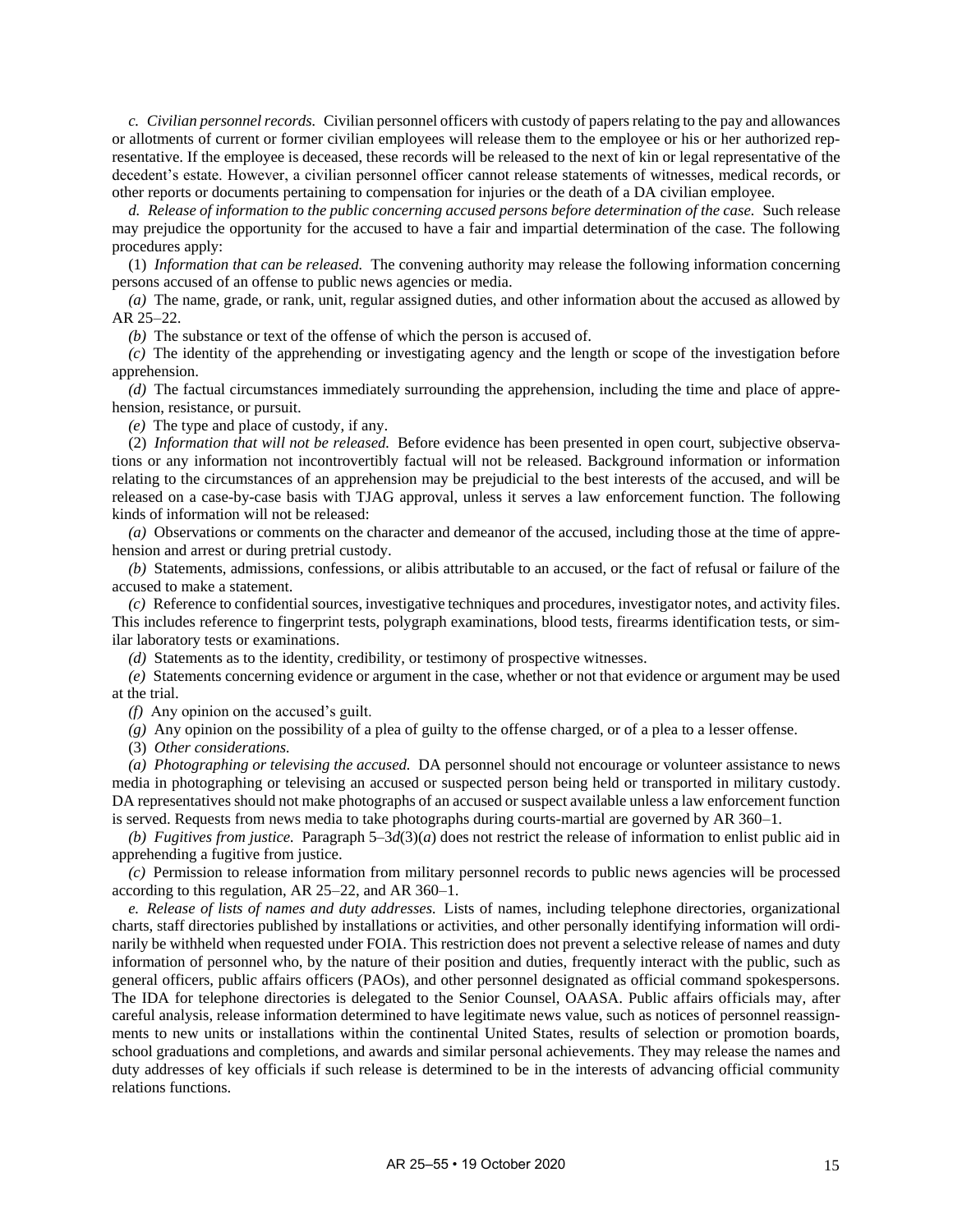*c. Civilian personnel records.* Civilian personnel officers with custody of papers relating to the pay and allowances or allotments of current or former civilian employees will release them to the employee or his or her authorized representative. If the employee is deceased, these records will be released to the next of kin or legal representative of the decedent's estate. However, a civilian personnel officer cannot release statements of witnesses, medical records, or other reports or documents pertaining to compensation for injuries or the death of a DA civilian employee.

*d. Release of information to the public concerning accused persons before determination of the case.* Such release may prejudice the opportunity for the accused to have a fair and impartial determination of the case. The following procedures apply:

(1) *Information that can be released.* The convening authority may release the following information concerning persons accused of an offense to public news agencies or media.

*(a)* The name, grade, or rank, unit, regular assigned duties, and other information about the accused as allowed by AR 25–22.

*(b)* The substance or text of the offense of which the person is accused of.

*(c)* The identity of the apprehending or investigating agency and the length or scope of the investigation before apprehension.

*(d)* The factual circumstances immediately surrounding the apprehension, including the time and place of apprehension, resistance, or pursuit.

*(e)* The type and place of custody, if any.

(2) *Information that will not be released.* Before evidence has been presented in open court, subjective observations or any information not incontrovertibly factual will not be released. Background information or information relating to the circumstances of an apprehension may be prejudicial to the best interests of the accused, and will be released on a case-by-case basis with TJAG approval, unless it serves a law enforcement function. The following kinds of information will not be released:

*(a)* Observations or comments on the character and demeanor of the accused, including those at the time of apprehension and arrest or during pretrial custody.

*(b)* Statements, admissions, confessions, or alibis attributable to an accused, or the fact of refusal or failure of the accused to make a statement.

*(c)* Reference to confidential sources, investigative techniques and procedures, investigator notes, and activity files. This includes reference to fingerprint tests, polygraph examinations, blood tests, firearms identification tests, or similar laboratory tests or examinations.

*(d)* Statements as to the identity, credibility, or testimony of prospective witnesses.

*(e)* Statements concerning evidence or argument in the case, whether or not that evidence or argument may be used at the trial.

*(f)* Any opinion on the accused's guilt.

*(g)* Any opinion on the possibility of a plea of guilty to the offense charged, or of a plea to a lesser offense.

(3) *Other considerations.*

*(a) Photographing or televising the accused.* DA personnel should not encourage or volunteer assistance to news media in photographing or televising an accused or suspected person being held or transported in military custody. DA representatives should not make photographs of an accused or suspect available unless a law enforcement function is served. Requests from news media to take photographs during courts-martial are governed by AR 360–1.

*(b) Fugitives from justice.* Paragraph 5–3*d*(3)(*a*) does not restrict the release of information to enlist public aid in apprehending a fugitive from justice.

*(c)* Permission to release information from military personnel records to public news agencies will be processed according to this regulation, AR 25–22, and AR 360–1.

*e. Release of lists of names and duty addresses.* Lists of names, including telephone directories, organizational charts, staff directories published by installations or activities, and other personally identifying information will ordinarily be withheld when requested under FOIA. This restriction does not prevent a selective release of names and duty information of personnel who, by the nature of their position and duties, frequently interact with the public, such as general officers, public affairs officers (PAOs), and other personnel designated as official command spokespersons. The IDA for telephone directories is delegated to the Senior Counsel, OAASA. Public affairs officials may, after careful analysis, release information determined to have legitimate news value, such as notices of personnel reassignments to new units or installations within the continental United States, results of selection or promotion boards, school graduations and completions, and awards and similar personal achievements. They may release the names and duty addresses of key officials if such release is determined to be in the interests of advancing official community relations functions.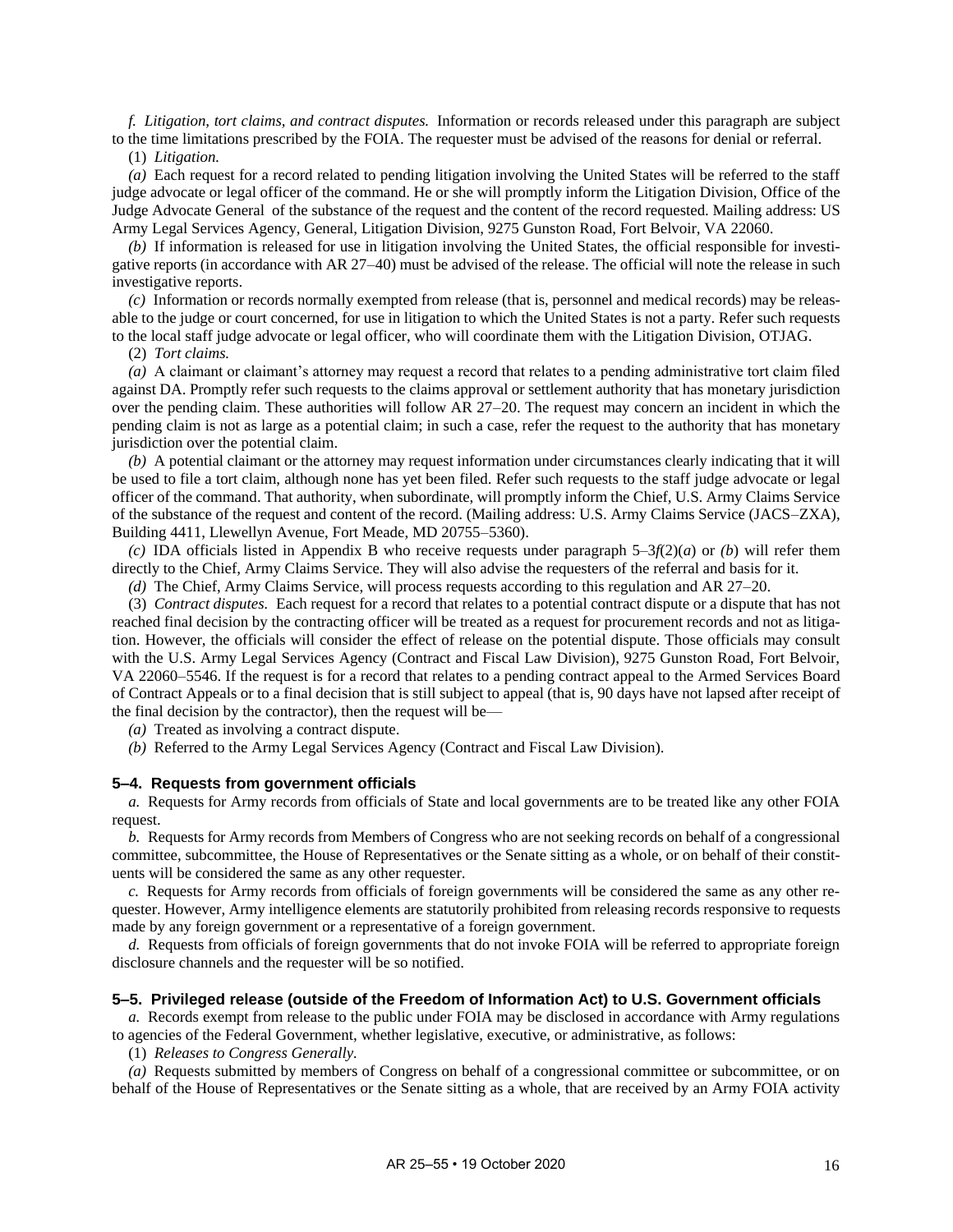*f. Litigation, tort claims, and contract disputes.* Information or records released under this paragraph are subject to the time limitations prescribed by the FOIA. The requester must be advised of the reasons for denial or referral.

(1) *Litigation.*

*(a)* Each request for a record related to pending litigation involving the United States will be referred to the staff judge advocate or legal officer of the command. He or she will promptly inform the Litigation Division, Office of the Judge Advocate General of the substance of the request and the content of the record requested. Mailing address: US Army Legal Services Agency, General, Litigation Division, 9275 Gunston Road, Fort Belvoir, VA 22060.

*(b)* If information is released for use in litigation involving the United States, the official responsible for investigative reports (in accordance with AR 27–40) must be advised of the release. The official will note the release in such investigative reports.

*(c)* Information or records normally exempted from release (that is, personnel and medical records) may be releasable to the judge or court concerned, for use in litigation to which the United States is not a party. Refer such requests to the local staff judge advocate or legal officer, who will coordinate them with the Litigation Division, OTJAG.

(2) *Tort claims.*

*(a)* A claimant or claimant's attorney may request a record that relates to a pending administrative tort claim filed against DA. Promptly refer such requests to the claims approval or settlement authority that has monetary jurisdiction over the pending claim. These authorities will follow AR 27–20. The request may concern an incident in which the pending claim is not as large as a potential claim; in such a case, refer the request to the authority that has monetary jurisdiction over the potential claim.

*(b)* A potential claimant or the attorney may request information under circumstances clearly indicating that it will be used to file a tort claim, although none has yet been filed. Refer such requests to the staff judge advocate or legal officer of the command. That authority, when subordinate, will promptly inform the Chief, U.S. Army Claims Service of the substance of the request and content of the record. (Mailing address: U.S. Army Claims Service (JACS–ZXA), Building 4411, Llewellyn Avenue, Fort Meade, MD 20755–5360).

*(c)* IDA officials listed in Appendix B who receive requests under paragraph 5–3*f*(2)(*a*) or *(b)* will refer them directly to the Chief, Army Claims Service. They will also advise the requesters of the referral and basis for it.

*(d)* The Chief, Army Claims Service, will process requests according to this regulation and AR 27–20.

(3) *Contract disputes.* Each request for a record that relates to a potential contract dispute or a dispute that has not reached final decision by the contracting officer will be treated as a request for procurement records and not as litigation. However, the officials will consider the effect of release on the potential dispute. Those officials may consult with the U.S. Army Legal Services Agency (Contract and Fiscal Law Division), 9275 Gunston Road, Fort Belvoir, VA 22060–5546. If the request is for a record that relates to a pending contract appeal to the Armed Services Board of Contract Appeals or to a final decision that is still subject to appeal (that is, 90 days have not lapsed after receipt of the final decision by the contractor), then the request will be—

*(a)* Treated as involving a contract dispute.

*(b)* Referred to the Army Legal Services Agency (Contract and Fiscal Law Division).

### 5–4. Requests from government officials

*a.* Requests for Army records from officials of State and local governments are to be treated like any other FOIA request.

*b.* Requests for Army records from Members of Congress who are not seeking records on behalf of a congressional committee, subcommittee, the House of Representatives or the Senate sitting as a whole, or on behalf of their constituents will be considered the same as any other requester.

*c.* Requests for Army records from officials of foreign governments will be considered the same as any other requester. However, Army intelligence elements are statutorily prohibited from releasing records responsive to requests made by any foreign government or a representative of a foreign government.

*d.* Requests from officials of foreign governments that do not invoke FOIA will be referred to appropriate foreign disclosure channels and the requester will be so notified.

### 5–5. Privileged release (outside of the Freedom of Information Act) to U.S. Government officials

*a.* Records exempt from release to the public under FOIA may be disclosed in accordance with Army regulations to agencies of the Federal Government, whether legislative, executive, or administrative, as follows:

(1) *Releases to Congress Generally.*

*(a)* Requests submitted by members of Congress on behalf of a congressional committee or subcommittee, or on behalf of the House of Representatives or the Senate sitting as a whole, that are received by an Army FOIA activity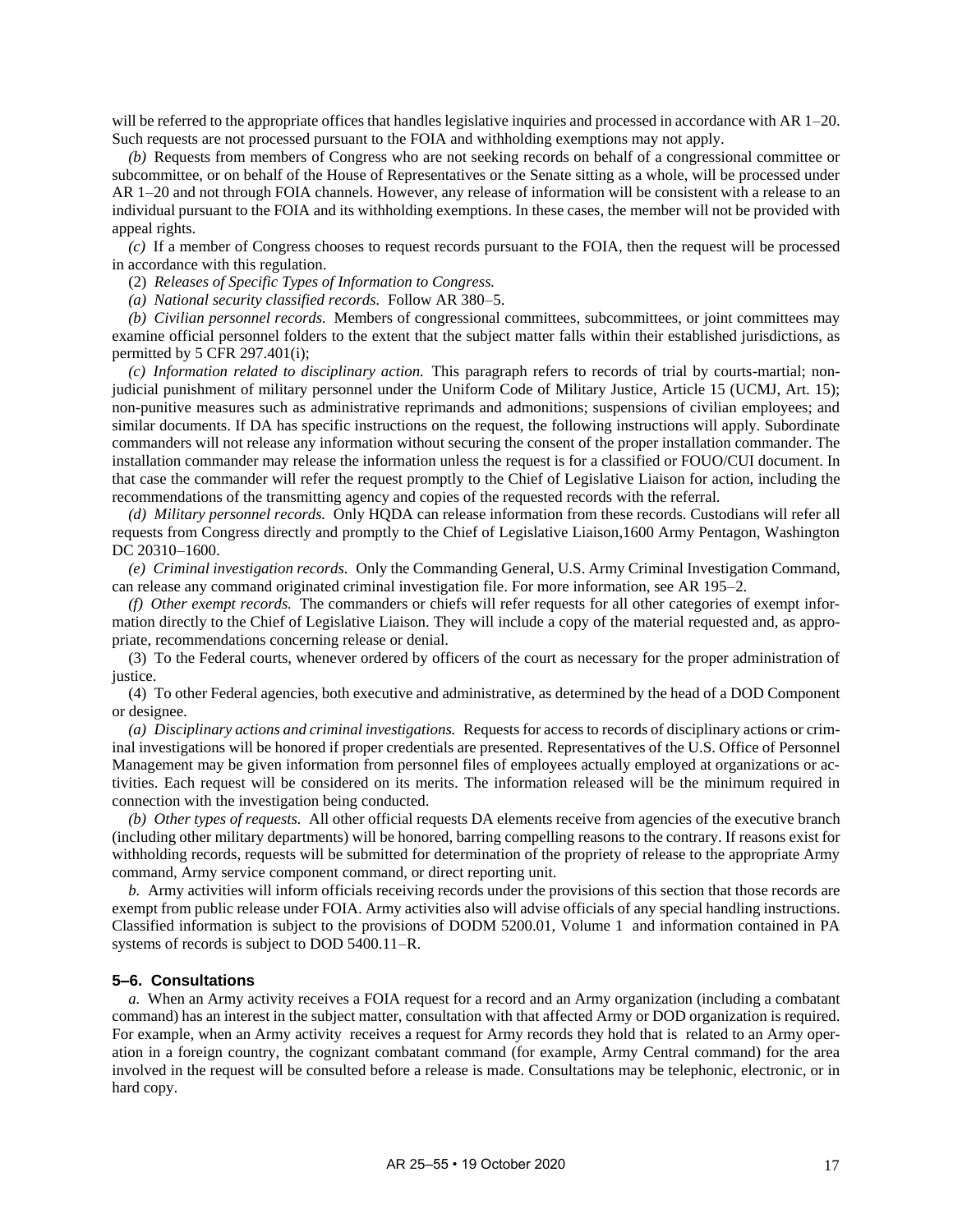will be referred to the appropriate offices that handles legislative inquiries and processed in accordance with AR 1–20. Such requests are not processed pursuant to the FOIA and withholding exemptions may not apply.

*(b)* Requests from members of Congress who are not seeking records on behalf of a congressional committee or subcommittee, or on behalf of the House of Representatives or the Senate sitting as a whole, will be processed under AR 1–20 and not through FOIA channels. However, any release of information will be consistent with a release to an individual pursuant to the FOIA and its withholding exemptions. In these cases, the member will not be provided with appeal rights.

*(c)* If a member of Congress chooses to request records pursuant to the FOIA, then the request will be processed in accordance with this regulation.

(2) *Releases of Specific Types of Information to Congress.*

*(a) National security classified records.* Follow AR 380–5.

*(b) Civilian personnel records.* Members of congressional committees, subcommittees, or joint committees may examine official personnel folders to the extent that the subject matter falls within their established jurisdictions, as permitted by 5 CFR 297.401(i);

*(c) Information related to disciplinary action.* This paragraph refers to records of trial by courts-martial; non-judicial punishment of military personnel under the Uniform Code of Military Justice, Article 15 (UCMJ, Art. 15); non-punitive measures such as administrative reprimands and admonitions; suspensions of civilian employees; and similar documents. If DA has specific instructions on the request, the following instructions will apply. Subordinate commanders will not release any information without securing the consent of the proper installation commander. The installation commander may release the information unless the request is for a classified or FOUO/CUI document. In that case the commander will refer the request promptly to the Chief of Legislative Liaison for action, including the recommendations of the transmitting agency and copies of the requested records with the referral.

*(d) Military personnel records.* Only HQDA can release information from these records. Custodians will refer all requests from Congress directly and promptly to the Chief of Legislative Liaison,1600 Army Pentagon, Washington DC 20310–1600.

*(e) Criminal investigation records.* Only the Commanding General, U.S. Army Criminal Investigation Command, can release any command originated criminal investigation file. For more information, see AR 195–2.

*(f) Other exempt records.* The commanders or chiefs will refer requests for all other categories of exempt information directly to the Chief of Legislative Liaison. They will include a copy of the material requested and, as appropriate, recommendations concerning release or denial.

(3) To the Federal courts, whenever ordered by officers of the court as necessary for the proper administration of justice.

(4) To other Federal agencies, both executive and administrative, as determined by the head of a DOD Component or designee.

*(a) Disciplinary actions and criminal investigations.* Requests for access to records of disciplinary actions or criminal investigations will be honored if proper credentials are presented. Representatives of the U.S. Office of Personnel Management may be given information from personnel files of employees actually employed at organizations or activities. Each request will be considered on its merits. The information released will be the minimum required in connection with the investigation being conducted.

*(b) Other types of requests.* All other official requests DA elements receive from agencies of the executive branch (including other military departments) will be honored, barring compelling reasons to the contrary. If reasons exist for withholding records, requests will be submitted for determination of the propriety of release to the appropriate Army command, Army service component command, or direct reporting unit.

*b.* Army activities will inform officials receiving records under the provisions of this section that those records are exempt from public release under FOIA. Army activities also will advise officials of any special handling instructions. Classified information is subject to the provisions of DODM 5200.01, Volume 1 and information contained in PA systems of records is subject to DOD 5400.11–R.

### 5–6. Consultations

*a.* When an Army activity receives a FOIA request for a record and an Army organization (including a combatant command) has an interest in the subject matter, consultation with that affected Army or DOD organization is required. For example, when an Army activity receives a request for Army records they hold that is related to an Army operation in a foreign country, the cognizant combatant command (for example, Army Central command) for the area involved in the request will be consulted before a release is made. Consultations may be telephonic, electronic, or in hard copy.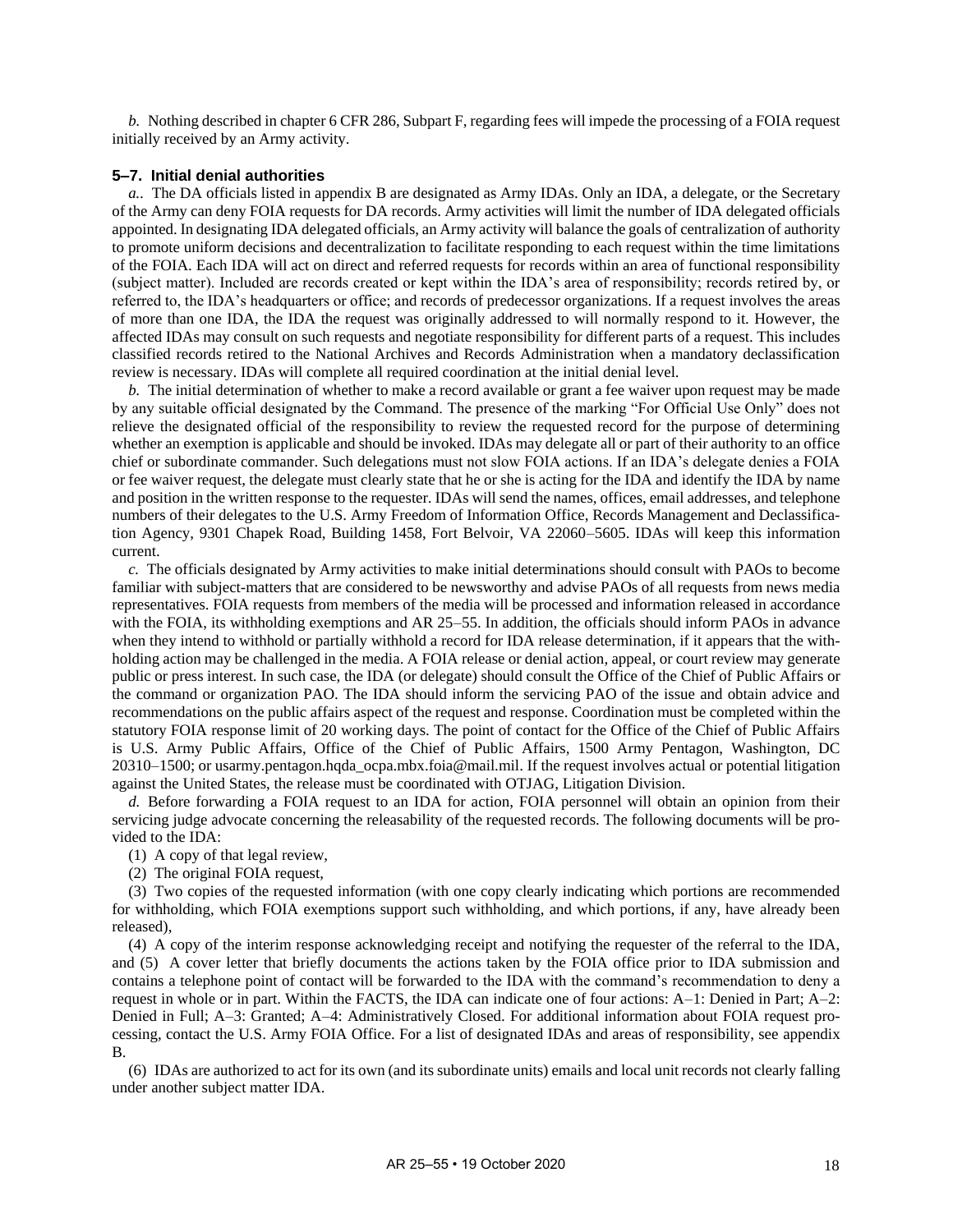*b.* Nothing described in chapter 6 CFR 286, Subpart F, regarding fees will impede the processing of a FOIA request initially received by an Army activity.

### 5–7. Initial denial authorities

*a..* The DA officials listed in appendix B are designated as Army IDAs. Only an IDA, a delegate, or the Secretary of the Army can deny FOIA requests for DA records. Army activities will limit the number of IDA delegated officials appointed. In designating IDA delegated officials, an Army activity will balance the goals of centralization of authority to promote uniform decisions and decentralization to facilitate responding to each request within the time limitations of the FOIA. Each IDA will act on direct and referred requests for records within an area of functional responsibility (subject matter). Included are records created or kept within the IDA's area of responsibility; records retired by, or referred to, the IDA's headquarters or office; and records of predecessor organizations. If a request involves the areas of more than one IDA, the IDA the request was originally addressed to will normally respond to it. However, the affected IDAs may consult on such requests and negotiate responsibility for different parts of a request. This includes classified records retired to the National Archives and Records Administration when a mandatory declassification review is necessary. IDAs will complete all required coordination at the initial denial level.

*b.* The initial determination of whether to make a record available or grant a fee waiver upon request may be made by any suitable official designated by the Command. The presence of the marking "For Official Use Only" does not relieve the designated official of the responsibility to review the requested record for the purpose of determining whether an exemption is applicable and should be invoked. IDAs may delegate all or part of their authority to an office chief or subordinate commander. Such delegations must not slow FOIA actions. If an IDA's delegate denies a FOIA or fee waiver request, the delegate must clearly state that he or she is acting for the IDA and identify the IDA by name and position in the written response to the requester. IDAs will send the names, offices, email addresses, and telephone numbers of their delegates to the U.S. Army Freedom of Information Office, Records Management and Declassification Agency, 9301 Chapek Road, Building 1458, Fort Belvoir, VA 22060–5605. IDAs will keep this information current.

*c.* The officials designated by Army activities to make initial determinations should consult with PAOs to become familiar with subject-matters that are considered to be newsworthy and advise PAOs of all requests from news media representatives. FOIA requests from members of the media will be processed and information released in accordance with the FOIA, its withholding exemptions and AR 25–55. In addition, the officials should inform PAOs in advance when they intend to withhold or partially withhold a record for IDA release determination, if it appears that the withholding action may be challenged in the media. A FOIA release or denial action, appeal, or court review may generate public or press interest. In such case, the IDA (or delegate) should consult the Office of the Chief of Public Affairs or the command or organization PAO. The IDA should inform the servicing PAO of the issue and obtain advice and recommendations on the public affairs aspect of the request and response. Coordination must be completed within the statutory FOIA response limit of 20 working days. The point of contact for the Office of the Chief of Public Affairs is U.S. Army Public Affairs, Office of the Chief of Public Affairs, 1500 Army Pentagon, Washington, DC 20310–1500; or usarmy.pentagon.hqda_ocpa.mbx.foia@mail.mil. If the request involves actual or potential litigation against the United States, the release must be coordinated with OTJAG, Litigation Division.

*d.* Before forwarding a FOIA request to an IDA for action, FOIA personnel will obtain an opinion from their servicing judge advocate concerning the releasability of the requested records. The following documents will be provided to the IDA:

(1) A copy of that legal review,

(2) The original FOIA request,

(3) Two copies of the requested information (with one copy clearly indicating which portions are recommended for withholding, which FOIA exemptions support such withholding, and which portions, if any, have already been released),

(4) A copy of the interim response acknowledging receipt and notifying the requester of the referral to the IDA, and (5) A cover letter that briefly documents the actions taken by the FOIA office prior to IDA submission and contains a telephone point of contact will be forwarded to the IDA with the command's recommendation to deny a request in whole or in part. Within the FACTS, the IDA can indicate one of four actions: A–1: Denied in Part; A–2: Denied in Full; A–3: Granted; A–4: Administratively Closed. For additional information about FOIA request processing, contact the U.S. Army FOIA Office. For a list of designated IDAs and areas of responsibility, see appendix B.

(6) IDAs are authorized to act for its own (and its subordinate units) emails and local unit records not clearly falling under another subject matter IDA.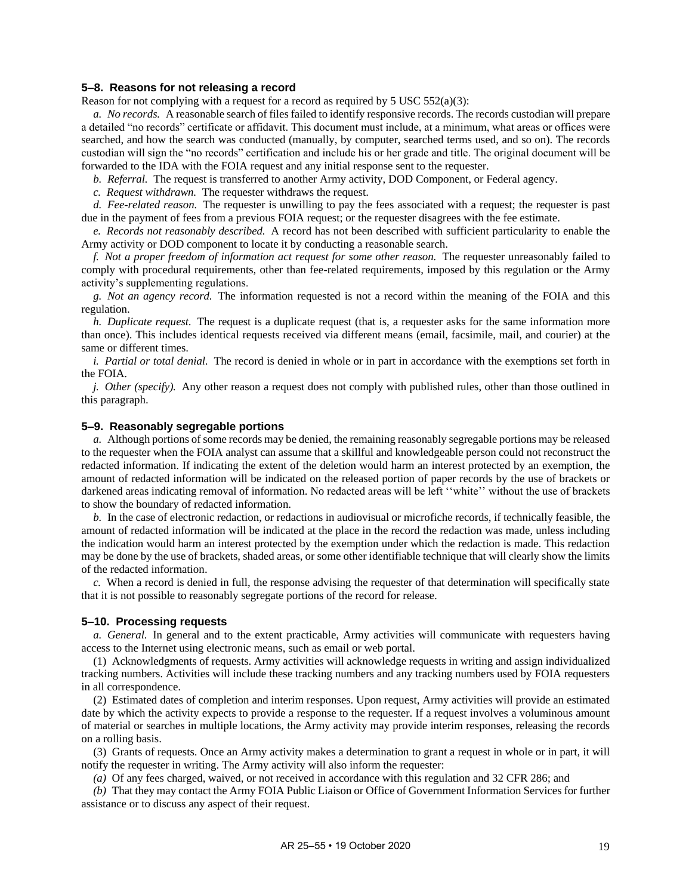### 5–8. Reasons for not releasing a record

Reason for not complying with a request for a record as required by 5 USC 552(a)(3):

*a. No records.* A reasonable search of files failed to identify responsive records. The records custodian will prepare a detailed "no records" certificate or affidavit. This document must include, at a minimum, what areas or offices were searched, and how the search was conducted (manually, by computer, searched terms used, and so on). The records custodian will sign the "no records" certification and include his or her grade and title. The original document will be forwarded to the IDA with the FOIA request and any initial response sent to the requester.

*b. Referral.* The request is transferred to another Army activity, DOD Component, or Federal agency.

*c. Request withdrawn.* The requester withdraws the request.

*d. Fee-related reason.* The requester is unwilling to pay the fees associated with a request; the requester is past due in the payment of fees from a previous FOIA request; or the requester disagrees with the fee estimate.

*e. Records not reasonably described.* A record has not been described with sufficient particularity to enable the Army activity or DOD component to locate it by conducting a reasonable search.

*f. Not a proper freedom of information act request for some other reason.* The requester unreasonably failed to comply with procedural requirements, other than fee-related requirements, imposed by this regulation or the Army activity's supplementing regulations.

*g. Not an agency record.* The information requested is not a record within the meaning of the FOIA and this regulation.

*h. Duplicate request.* The request is a duplicate request (that is, a requester asks for the same information more than once). This includes identical requests received via different means (email, facsimile, mail, and courier) at the same or different times.

*i. Partial or total denial.* The record is denied in whole or in part in accordance with the exemptions set forth in the FOIA.

*j. Other (specify).* Any other reason a request does not comply with published rules, other than those outlined in this paragraph.

### 5–9. Reasonably segregable portions

*a.* Although portions of some records may be denied, the remaining reasonably segregable portions may be released to the requester when the FOIA analyst can assume that a skillful and knowledgeable person could not reconstruct the redacted information. If indicating the extent of the deletion would harm an interest protected by an exemption, the amount of redacted information will be indicated on the released portion of paper records by the use of brackets or darkened areas indicating removal of information. No redacted areas will be left ''white'' without the use of brackets to show the boundary of redacted information.

*b.* In the case of electronic redaction, or redactions in audiovisual or microfiche records, if technically feasible, the amount of redacted information will be indicated at the place in the record the redaction was made, unless including the indication would harm an interest protected by the exemption under which the redaction is made. This redaction may be done by the use of brackets, shaded areas, or some other identifiable technique that will clearly show the limits of the redacted information.

*c.* When a record is denied in full, the response advising the requester of that determination will specifically state that it is not possible to reasonably segregate portions of the record for release.

### 5–10. Processing requests

*a. General.* In general and to the extent practicable, Army activities will communicate with requesters having access to the Internet using electronic means, such as email or web portal.

(1) Acknowledgments of requests. Army activities will acknowledge requests in writing and assign individualized tracking numbers. Activities will include these tracking numbers and any tracking numbers used by FOIA requesters in all correspondence.

(2) Estimated dates of completion and interim responses. Upon request, Army activities will provide an estimated date by which the activity expects to provide a response to the requester. If a request involves a voluminous amount of material or searches in multiple locations, the Army activity may provide interim responses, releasing the records on a rolling basis.

(3) Grants of requests. Once an Army activity makes a determination to grant a request in whole or in part, it will notify the requester in writing. The Army activity will also inform the requester:

*(a)* Of any fees charged, waived, or not received in accordance with this regulation and 32 CFR 286; and

*(b)* That they may contact the Army FOIA Public Liaison or Office of Government Information Services for further assistance or to discuss any aspect of their request.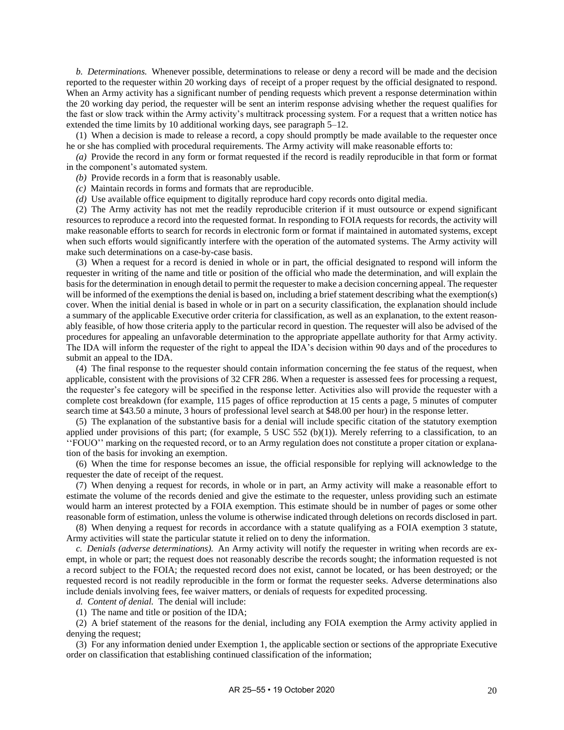*b. Determinations.* Whenever possible, determinations to release or deny a record will be made and the decision reported to the requester within 20 working days of receipt of a proper request by the official designated to respond. When an Army activity has a significant number of pending requests which prevent a response determination within the 20 working day period, the requester will be sent an interim response advising whether the request qualifies for the fast or slow track within the Army activity's multitrack processing system. For a request that a written notice has extended the time limits by 10 additional working days, see paragraph 5–12.

(1) When a decision is made to release a record, a copy should promptly be made available to the requester once he or she has complied with procedural requirements. The Army activity will make reasonable efforts to:

*(a)* Provide the record in any form or format requested if the record is readily reproducible in that form or format in the component's automated system.

*(b)* Provide records in a form that is reasonably usable.

*(c)* Maintain records in forms and formats that are reproducible.

*(d)* Use available office equipment to digitally reproduce hard copy records onto digital media.

(2) The Army activity has not met the readily reproducible criterion if it must outsource or expend significant resources to reproduce a record into the requested format. In responding to FOIA requests for records, the activity will make reasonable efforts to search for records in electronic form or format if maintained in automated systems, except when such efforts would significantly interfere with the operation of the automated systems. The Army activity will make such determinations on a case-by-case basis.

(3) When a request for a record is denied in whole or in part, the official designated to respond will inform the requester in writing of the name and title or position of the official who made the determination, and will explain the basis for the determination in enough detail to permit the requester to make a decision concerning appeal. The requester will be informed of the exemptions the denial is based on, including a brief statement describing what the exemption(s) cover. When the initial denial is based in whole or in part on a security classification, the explanation should include a summary of the applicable Executive order criteria for classification, as well as an explanation, to the extent reasonably feasible, of how those criteria apply to the particular record in question. The requester will also be advised of the procedures for appealing an unfavorable determination to the appropriate appellate authority for that Army activity. The IDA will inform the requester of the right to appeal the IDA's decision within 90 days and of the procedures to submit an appeal to the IDA.

(4) The final response to the requester should contain information concerning the fee status of the request, when applicable, consistent with the provisions of 32 CFR 286. When a requester is assessed fees for processing a request, the requester's fee category will be specified in the response letter. Activities also will provide the requester with a complete cost breakdown (for example, 115 pages of office reproduction at 15 cents a page, 5 minutes of computer search time at $43.50 a minute, 3 hours of professional level search at $48.00 per hour) in the response letter.

(5) The explanation of the substantive basis for a denial will include specific citation of the statutory exemption applied under provisions of this part; (for example, 5 USC 552 (b)(1)). Merely referring to a classification, to an ''FOUO'' marking on the requested record, or to an Army regulation does not constitute a proper citation or explanation of the basis for invoking an exemption.

(6) When the time for response becomes an issue, the official responsible for replying will acknowledge to the requester the date of receipt of the request.

(7) When denying a request for records, in whole or in part, an Army activity will make a reasonable effort to estimate the volume of the records denied and give the estimate to the requester, unless providing such an estimate would harm an interest protected by a FOIA exemption. This estimate should be in number of pages or some other reasonable form of estimation, unless the volume is otherwise indicated through deletions on records disclosed in part.

(8) When denying a request for records in accordance with a statute qualifying as a FOIA exemption 3 statute, Army activities will state the particular statute it relied on to deny the information.

*c. Denials (adverse determinations).* An Army activity will notify the requester in writing when records are exempt, in whole or part; the request does not reasonably describe the records sought; the information requested is not a record subject to the FOIA; the requested record does not exist, cannot be located, or has been destroyed; or the requested record is not readily reproducible in the form or format the requester seeks. Adverse determinations also include denials involving fees, fee waiver matters, or denials of requests for expedited processing.

*d. Content of denial.* The denial will include:

(1) The name and title or position of the IDA;

(2) A brief statement of the reasons for the denial, including any FOIA exemption the Army activity applied in denying the request;

(3) For any information denied under Exemption 1, the applicable section or sections of the appropriate Executive order on classification that establishing continued classification of the information;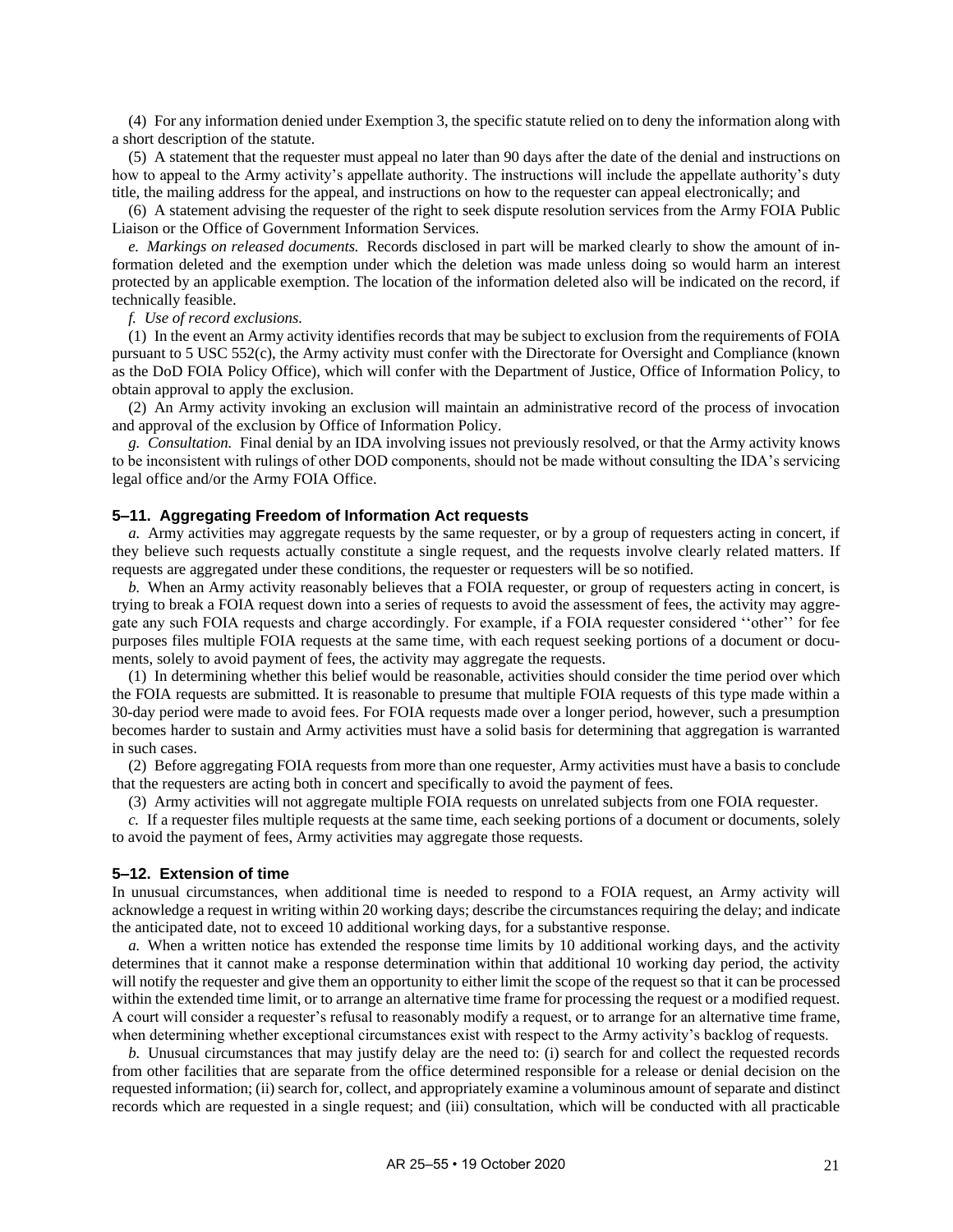(4) For any information denied under Exemption 3, the specific statute relied on to deny the information along with a short description of the statute.

(5) A statement that the requester must appeal no later than 90 days after the date of the denial and instructions on how to appeal to the Army activity's appellate authority. The instructions will include the appellate authority's duty title, the mailing address for the appeal, and instructions on how to the requester can appeal electronically; and

(6) A statement advising the requester of the right to seek dispute resolution services from the Army FOIA Public Liaison or the Office of Government Information Services.

*e. Markings on released documents.* Records disclosed in part will be marked clearly to show the amount of information deleted and the exemption under which the deletion was made unless doing so would harm an interest protected by an applicable exemption. The location of the information deleted also will be indicated on the record, if technically feasible.

*f. Use of record exclusions.*

(1) In the event an Army activity identifies records that may be subject to exclusion from the requirements of FOIA pursuant to 5 USC 552(c), the Army activity must confer with the Directorate for Oversight and Compliance (known as the DoD FOIA Policy Office), which will confer with the Department of Justice, Office of Information Policy, to obtain approval to apply the exclusion.

(2) An Army activity invoking an exclusion will maintain an administrative record of the process of invocation and approval of the exclusion by Office of Information Policy.

*g. Consultation.* Final denial by an IDA involving issues not previously resolved, or that the Army activity knows to be inconsistent with rulings of other DOD components, should not be made without consulting the IDA's servicing legal office and/or the Army FOIA Office.

### 5–11. Aggregating Freedom of Information Act requests

*a.* Army activities may aggregate requests by the same requester, or by a group of requesters acting in concert, if they believe such requests actually constitute a single request, and the requests involve clearly related matters. If requests are aggregated under these conditions, the requester or requesters will be so notified.

*b.* When an Army activity reasonably believes that a FOIA requester, or group of requesters acting in concert, is trying to break a FOIA request down into a series of requests to avoid the assessment of fees, the activity may aggregate any such FOIA requests and charge accordingly. For example, if a FOIA requester considered ''other'' for fee purposes files multiple FOIA requests at the same time, with each request seeking portions of a document or documents, solely to avoid payment of fees, the activity may aggregate the requests.

(1) In determining whether this belief would be reasonable, activities should consider the time period over which the FOIA requests are submitted. It is reasonable to presume that multiple FOIA requests of this type made within a 30-day period were made to avoid fees. For FOIA requests made over a longer period, however, such a presumption becomes harder to sustain and Army activities must have a solid basis for determining that aggregation is warranted in such cases.

(2) Before aggregating FOIA requests from more than one requester, Army activities must have a basis to conclude that the requesters are acting both in concert and specifically to avoid the payment of fees.

(3) Army activities will not aggregate multiple FOIA requests on unrelated subjects from one FOIA requester.

*c.* If a requester files multiple requests at the same time, each seeking portions of a document or documents, solely to avoid the payment of fees, Army activities may aggregate those requests.

### 5–12. Extension of time

In unusual circumstances, when additional time is needed to respond to a FOIA request, an Army activity will acknowledge a request in writing within 20 working days; describe the circumstances requiring the delay; and indicate the anticipated date, not to exceed 10 additional working days, for a substantive response.

*a.* When a written notice has extended the response time limits by 10 additional working days, and the activity determines that it cannot make a response determination within that additional 10 working day period, the activity will notify the requester and give them an opportunity to either limit the scope of the request so that it can be processed within the extended time limit, or to arrange an alternative time frame for processing the request or a modified request. A court will consider a requester's refusal to reasonably modify a request, or to arrange for an alternative time frame, when determining whether exceptional circumstances exist with respect to the Army activity's backlog of requests.

*b.* Unusual circumstances that may justify delay are the need to: (i) search for and collect the requested records from other facilities that are separate from the office determined responsible for a release or denial decision on the requested information; (ii) search for, collect, and appropriately examine a voluminous amount of separate and distinct records which are requested in a single request; and (iii) consultation, which will be conducted with all practicable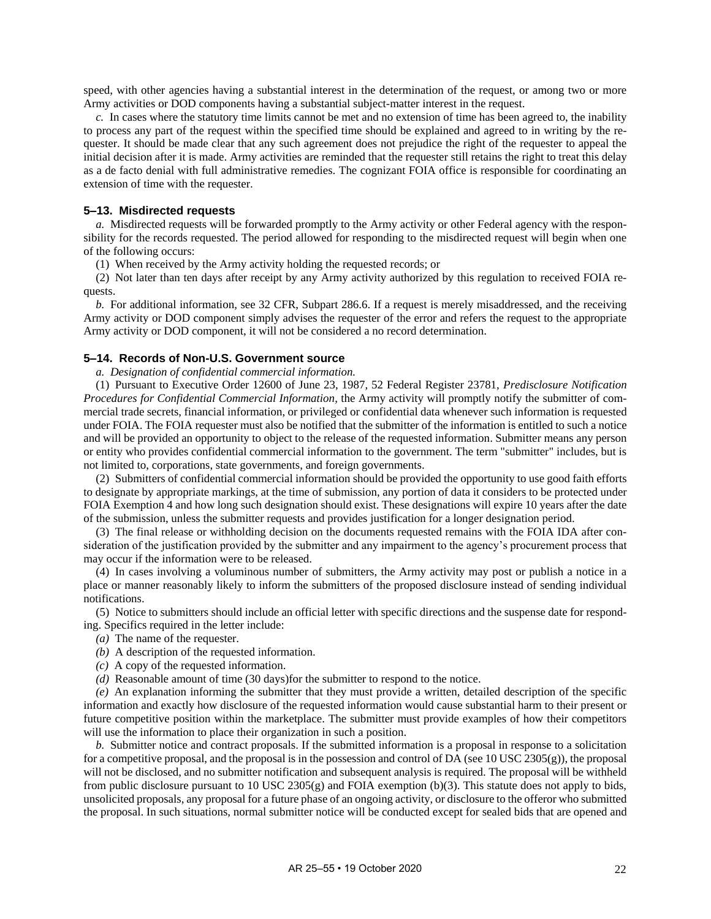speed, with other agencies having a substantial interest in the determination of the request, or among two or more Army activities or DOD components having a substantial subject-matter interest in the request.

*c.* In cases where the statutory time limits cannot be met and no extension of time has been agreed to, the inability to process any part of the request within the specified time should be explained and agreed to in writing by the requester. It should be made clear that any such agreement does not prejudice the right of the requester to appeal the initial decision after it is made. Army activities are reminded that the requester still retains the right to treat this delay as a de facto denial with full administrative remedies. The cognizant FOIA office is responsible for coordinating an extension of time with the requester.

### 5–13. Misdirected requests

*a.* Misdirected requests will be forwarded promptly to the Army activity or other Federal agency with the responsibility for the records requested. The period allowed for responding to the misdirected request will begin when one of the following occurs:

(1) When received by the Army activity holding the requested records; or

(2) Not later than ten days after receipt by any Army activity authorized by this regulation to received FOIA requests.

*b.* For additional information, see 32 CFR, Subpart 286.6. If a request is merely misaddressed, and the receiving Army activity or DOD component simply advises the requester of the error and refers the request to the appropriate Army activity or DOD component, it will not be considered a no record determination.

### 5–14. Records of Non-U.S. Government source

*a. Designation of confidential commercial information.*

(1) Pursuant to Executive Order 12600 of June 23, 1987, 52 Federal Register 23781, *Predisclosure Notification Procedures for Confidential Commercial Information*, the Army activity will promptly notify the submitter of commercial trade secrets, financial information, or privileged or confidential data whenever such information is requested under FOIA. The FOIA requester must also be notified that the submitter of the information is entitled to such a notice and will be provided an opportunity to object to the release of the requested information. Submitter means any person or entity who provides confidential commercial information to the government. The term "submitter" includes, but is not limited to, corporations, state governments, and foreign governments.

(2) Submitters of confidential commercial information should be provided the opportunity to use good faith efforts to designate by appropriate markings, at the time of submission, any portion of data it considers to be protected under FOIA Exemption 4 and how long such designation should exist. These designations will expire 10 years after the date of the submission, unless the submitter requests and provides justification for a longer designation period.

(3) The final release or withholding decision on the documents requested remains with the FOIA IDA after consideration of the justification provided by the submitter and any impairment to the agency's procurement process that may occur if the information were to be released.

(4) In cases involving a voluminous number of submitters, the Army activity may post or publish a notice in a place or manner reasonably likely to inform the submitters of the proposed disclosure instead of sending individual notifications.

(5) Notice to submitters should include an official letter with specific directions and the suspense date for responding. Specifics required in the letter include:

*(a)* The name of the requester.

*(b)* A description of the requested information.

*(c)* A copy of the requested information.

*(d)* Reasonable amount of time (30 days)for the submitter to respond to the notice.

*(e)* An explanation informing the submitter that they must provide a written, detailed description of the specific information and exactly how disclosure of the requested information would cause substantial harm to their present or future competitive position within the marketplace. The submitter must provide examples of how their competitors will use the information to place their organization in such a position.

*b.* Submitter notice and contract proposals. If the submitted information is a proposal in response to a solicitation for a competitive proposal, and the proposal is in the possession and control of DA (see 10 USC 2305(g)), the proposal will not be disclosed, and no submitter notification and subsequent analysis is required. The proposal will be withheld from public disclosure pursuant to 10 USC 2305(g) and FOIA exemption (b)(3). This statute does not apply to bids, unsolicited proposals, any proposal for a future phase of an ongoing activity, or disclosure to the offeror who submitted the proposal. In such situations, normal submitter notice will be conducted except for sealed bids that are opened and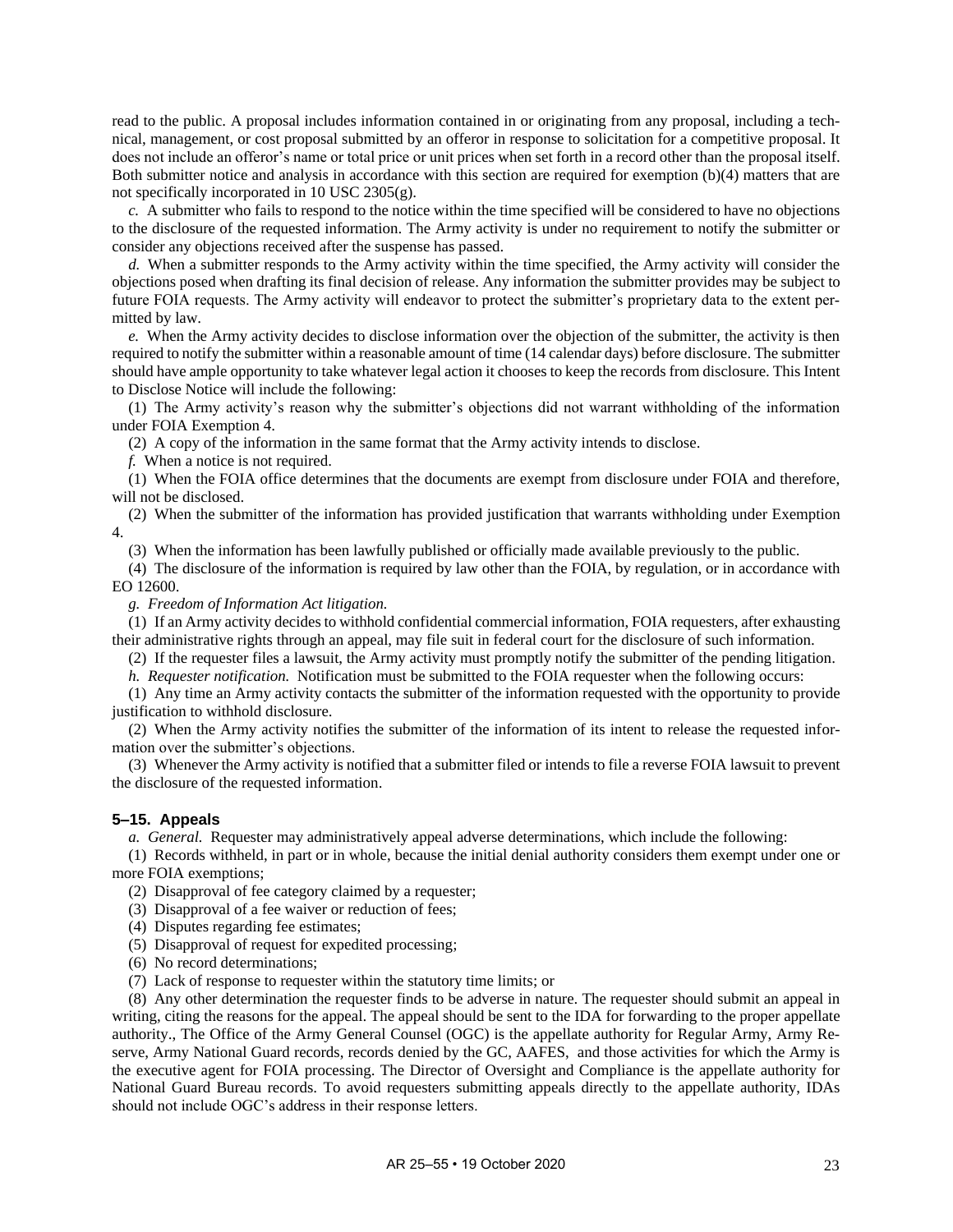read to the public. A proposal includes information contained in or originating from any proposal, including a technical, management, or cost proposal submitted by an offeror in response to solicitation for a competitive proposal. It does not include an offeror's name or total price or unit prices when set forth in a record other than the proposal itself. Both submitter notice and analysis in accordance with this section are required for exemption (b)(4) matters that are not specifically incorporated in 10 USC 2305(g).

*c.* A submitter who fails to respond to the notice within the time specified will be considered to have no objections to the disclosure of the requested information. The Army activity is under no requirement to notify the submitter or consider any objections received after the suspense has passed.

*d.* When a submitter responds to the Army activity within the time specified, the Army activity will consider the objections posed when drafting its final decision of release. Any information the submitter provides may be subject to future FOIA requests. The Army activity will endeavor to protect the submitter's proprietary data to the extent permitted by law.

*e.* When the Army activity decides to disclose information over the objection of the submitter, the activity is then required to notify the submitter within a reasonable amount of time (14 calendar days) before disclosure. The submitter should have ample opportunity to take whatever legal action it chooses to keep the records from disclosure. This Intent to Disclose Notice will include the following:

(1) The Army activity's reason why the submitter's objections did not warrant withholding of the information under FOIA Exemption 4.

(2) A copy of the information in the same format that the Army activity intends to disclose.

*f.* When a notice is not required.

(1) When the FOIA office determines that the documents are exempt from disclosure under FOIA and therefore, will not be disclosed.

(2) When the submitter of the information has provided justification that warrants withholding under Exemption 4.

(3) When the information has been lawfully published or officially made available previously to the public.

(4) The disclosure of the information is required by law other than the FOIA, by regulation, or in accordance with EO 12600.

*g. Freedom of Information Act litigation.*

(1) If an Army activity decides to withhold confidential commercial information, FOIA requesters, after exhausting their administrative rights through an appeal, may file suit in federal court for the disclosure of such information.

(2) If the requester files a lawsuit, the Army activity must promptly notify the submitter of the pending litigation.

*h. Requester notification.* Notification must be submitted to the FOIA requester when the following occurs:

(1) Any time an Army activity contacts the submitter of the information requested with the opportunity to provide justification to withhold disclosure.

(2) When the Army activity notifies the submitter of the information of its intent to release the requested information over the submitter's objections.

(3) Whenever the Army activity is notified that a submitter filed or intends to file a reverse FOIA lawsuit to prevent the disclosure of the requested information.

### 5–15. Appeals

*a. General.* Requester may administratively appeal adverse determinations, which include the following:

(1) Records withheld, in part or in whole, because the initial denial authority considers them exempt under one or more FOIA exemptions;

(2) Disapproval of fee category claimed by a requester;

(3) Disapproval of a fee waiver or reduction of fees;

(4) Disputes regarding fee estimates;

(5) Disapproval of request for expedited processing;

(6) No record determinations;

(7) Lack of response to requester within the statutory time limits; or

(8) Any other determination the requester finds to be adverse in nature. The requester should submit an appeal in writing, citing the reasons for the appeal. The appeal should be sent to the IDA for forwarding to the proper appellate authority., The Office of the Army General Counsel (OGC) is the appellate authority for Regular Army, Army Reserve, Army National Guard records, records denied by the GC, AAFES, and those activities for which the Army is the executive agent for FOIA processing. The Director of Oversight and Compliance is the appellate authority for National Guard Bureau records. To avoid requesters submitting appeals directly to the appellate authority, IDAs should not include OGC's address in their response letters.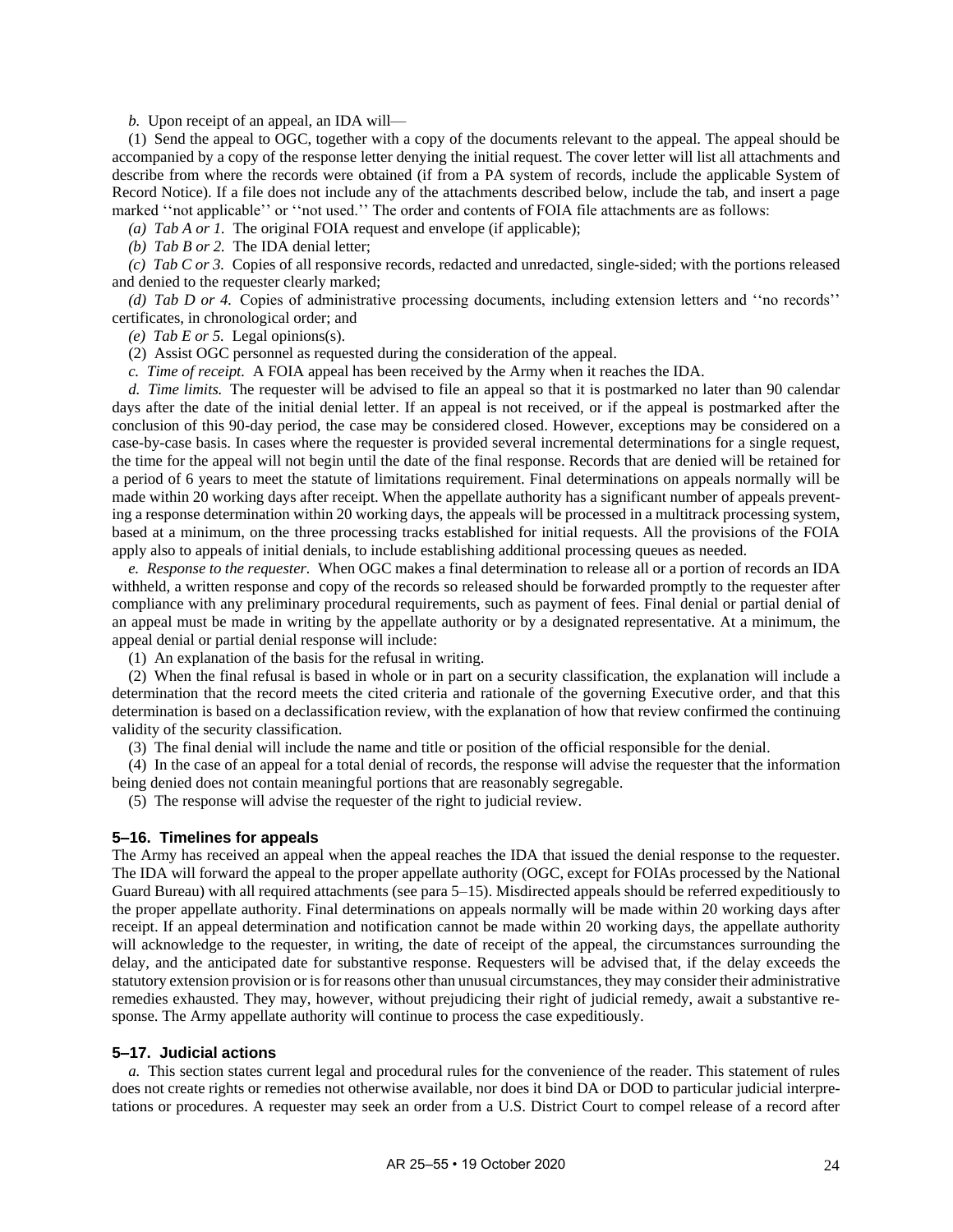*b.* Upon receipt of an appeal, an IDA will—

(1) Send the appeal to OGC, together with a copy of the documents relevant to the appeal. The appeal should be accompanied by a copy of the response letter denying the initial request. The cover letter will list all attachments and describe from where the records were obtained (if from a PA system of records, include the applicable System of Record Notice). If a file does not include any of the attachments described below, include the tab, and insert a page marked ''not applicable'' or ''not used.'' The order and contents of FOIA file attachments are as follows:

*(a) Tab A or 1.* The original FOIA request and envelope (if applicable);

*(b) Tab B or 2.* The IDA denial letter;

*(c) Tab C or 3.* Copies of all responsive records, redacted and unredacted, single-sided; with the portions released and denied to the requester clearly marked;

*(d) Tab D or 4.* Copies of administrative processing documents, including extension letters and ''no records'' certificates, in chronological order; and

*(e) Tab E or 5.* Legal opinions(s).

(2) Assist OGC personnel as requested during the consideration of the appeal.

*c. Time of receipt.* A FOIA appeal has been received by the Army when it reaches the IDA.

*d. Time limits.* The requester will be advised to file an appeal so that it is postmarked no later than 90 calendar days after the date of the initial denial letter. If an appeal is not received, or if the appeal is postmarked after the conclusion of this 90-day period, the case may be considered closed. However, exceptions may be considered on a case-by-case basis. In cases where the requester is provided several incremental determinations for a single request, the time for the appeal will not begin until the date of the final response. Records that are denied will be retained for a period of 6 years to meet the statute of limitations requirement. Final determinations on appeals normally will be made within 20 working days after receipt. When the appellate authority has a significant number of appeals preventing a response determination within 20 working days, the appeals will be processed in a multitrack processing system, based at a minimum, on the three processing tracks established for initial requests. All the provisions of the FOIA apply also to appeals of initial denials, to include establishing additional processing queues as needed.

*e. Response to the requester.* When OGC makes a final determination to release all or a portion of records an IDA withheld, a written response and copy of the records so released should be forwarded promptly to the requester after compliance with any preliminary procedural requirements, such as payment of fees. Final denial or partial denial of an appeal must be made in writing by the appellate authority or by a designated representative. At a minimum, the appeal denial or partial denial response will include:

(1) An explanation of the basis for the refusal in writing.

(2) When the final refusal is based in whole or in part on a security classification, the explanation will include a determination that the record meets the cited criteria and rationale of the governing Executive order, and that this determination is based on a declassification review, with the explanation of how that review confirmed the continuing validity of the security classification.

(3) The final denial will include the name and title or position of the official responsible for the denial.

(4) In the case of an appeal for a total denial of records, the response will advise the requester that the information being denied does not contain meaningful portions that are reasonably segregable.

(5) The response will advise the requester of the right to judicial review.

### 5–16. Timelines for appeals

The Army has received an appeal when the appeal reaches the IDA that issued the denial response to the requester. The IDA will forward the appeal to the proper appellate authority (OGC, except for FOIAs processed by the National Guard Bureau) with all required attachments (see para 5–15). Misdirected appeals should be referred expeditiously to the proper appellate authority. Final determinations on appeals normally will be made within 20 working days after receipt. If an appeal determination and notification cannot be made within 20 working days, the appellate authority will acknowledge to the requester, in writing, the date of receipt of the appeal, the circumstances surrounding the delay, and the anticipated date for substantive response. Requesters will be advised that, if the delay exceeds the statutory extension provision or is for reasons other than unusual circumstances, they may consider their administrative remedies exhausted. They may, however, without prejudicing their right of judicial remedy, await a substantive response. The Army appellate authority will continue to process the case expeditiously.

### 5–17. Judicial actions

*a.* This section states current legal and procedural rules for the convenience of the reader. This statement of rules does not create rights or remedies not otherwise available, nor does it bind DA or DOD to particular judicial interpretations or procedures. A requester may seek an order from a U.S. District Court to compel release of a record after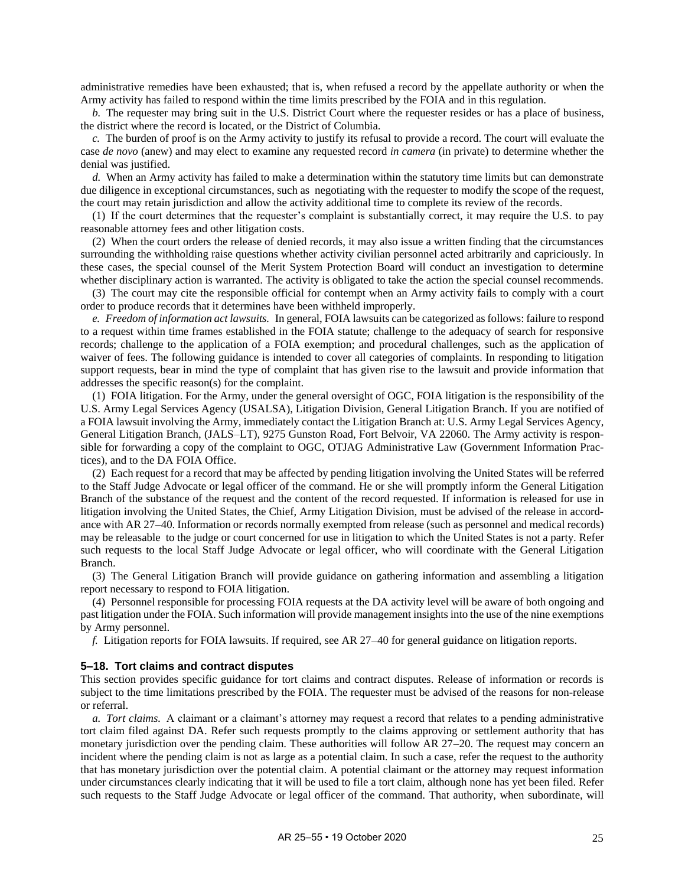administrative remedies have been exhausted; that is, when refused a record by the appellate authority or when the Army activity has failed to respond within the time limits prescribed by the FOIA and in this regulation.

*b.* The requester may bring suit in the U.S. District Court where the requester resides or has a place of business, the district where the record is located, or the District of Columbia.

*c.* The burden of proof is on the Army activity to justify its refusal to provide a record. The court will evaluate the case *de novo* (anew) and may elect to examine any requested record *in camera* (in private) to determine whether the denial was justified.

*d.* When an Army activity has failed to make a determination within the statutory time limits but can demonstrate due diligence in exceptional circumstances, such as negotiating with the requester to modify the scope of the request, the court may retain jurisdiction and allow the activity additional time to complete its review of the records.

(1) If the court determines that the requester's complaint is substantially correct, it may require the U.S. to pay reasonable attorney fees and other litigation costs.

(2) When the court orders the release of denied records, it may also issue a written finding that the circumstances surrounding the withholding raise questions whether activity civilian personnel acted arbitrarily and capriciously. In these cases, the special counsel of the Merit System Protection Board will conduct an investigation to determine whether disciplinary action is warranted. The activity is obligated to take the action the special counsel recommends.

(3) The court may cite the responsible official for contempt when an Army activity fails to comply with a court order to produce records that it determines have been withheld improperly.

*e. Freedom of information act lawsuits.* In general, FOIA lawsuits can be categorized as follows: failure to respond to a request within time frames established in the FOIA statute; challenge to the adequacy of search for responsive records; challenge to the application of a FOIA exemption; and procedural challenges, such as the application of waiver of fees. The following guidance is intended to cover all categories of complaints. In responding to litigation support requests, bear in mind the type of complaint that has given rise to the lawsuit and provide information that addresses the specific reason(s) for the complaint.

(1) FOIA litigation. For the Army, under the general oversight of OGC, FOIA litigation is the responsibility of the U.S. Army Legal Services Agency (USALSA), Litigation Division, General Litigation Branch. If you are notified of a FOIA lawsuit involving the Army, immediately contact the Litigation Branch at: U.S. Army Legal Services Agency, General Litigation Branch, (JALS–LT), 9275 Gunston Road, Fort Belvoir, VA 22060. The Army activity is responsible for forwarding a copy of the complaint to OGC, OTJAG Administrative Law (Government Information Practices), and to the DA FOIA Office.

(2) Each request for a record that may be affected by pending litigation involving the United States will be referred to the Staff Judge Advocate or legal officer of the command. He or she will promptly inform the General Litigation Branch of the substance of the request and the content of the record requested. If information is released for use in litigation involving the United States, the Chief, Army Litigation Division, must be advised of the release in accordance with AR 27–40. Information or records normally exempted from release (such as personnel and medical records) may be releasable to the judge or court concerned for use in litigation to which the United States is not a party. Refer such requests to the local Staff Judge Advocate or legal officer, who will coordinate with the General Litigation Branch.

(3) The General Litigation Branch will provide guidance on gathering information and assembling a litigation report necessary to respond to FOIA litigation.

(4) Personnel responsible for processing FOIA requests at the DA activity level will be aware of both ongoing and past litigation under the FOIA. Such information will provide management insights into the use of the nine exemptions by Army personnel.

*f.* Litigation reports for FOIA lawsuits. If required, see AR 27–40 for general guidance on litigation reports.

### 5–18. Tort claims and contract disputes

This section provides specific guidance for tort claims and contract disputes. Release of information or records is subject to the time limitations prescribed by the FOIA. The requester must be advised of the reasons for non-release or referral.

*a. Tort claims.* A claimant or a claimant's attorney may request a record that relates to a pending administrative tort claim filed against DA. Refer such requests promptly to the claims approving or settlement authority that has monetary jurisdiction over the pending claim. These authorities will follow AR 27–20. The request may concern an incident where the pending claim is not as large as a potential claim. In such a case, refer the request to the authority that has monetary jurisdiction over the potential claim. A potential claimant or the attorney may request information under circumstances clearly indicating that it will be used to file a tort claim, although none has yet been filed. Refer such requests to the Staff Judge Advocate or legal officer of the command. That authority, when subordinate, will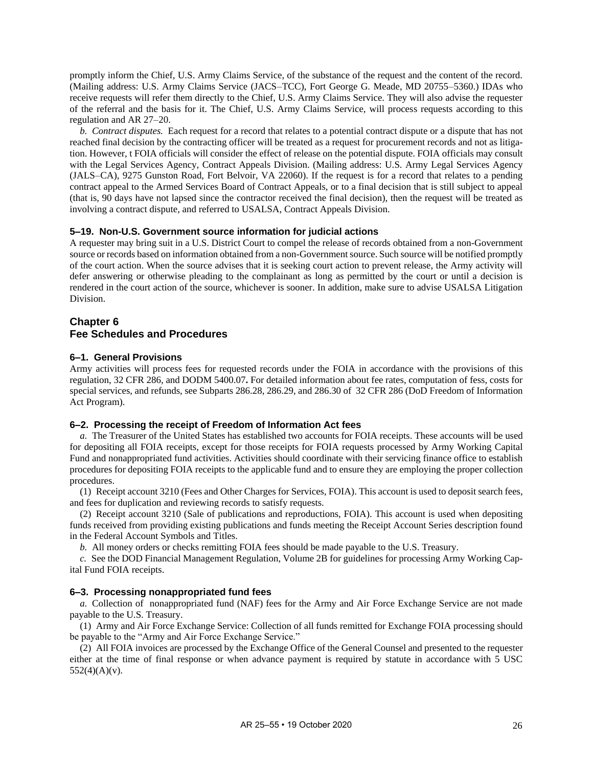promptly inform the Chief, U.S. Army Claims Service, of the substance of the request and the content of the record. (Mailing address: U.S. Army Claims Service (JACS–TCC), Fort George G. Meade, MD 20755–5360.) IDAs who receive requests will refer them directly to the Chief, U.S. Army Claims Service. They will also advise the requester of the referral and the basis for it. The Chief, U.S. Army Claims Service, will process requests according to this regulation and AR 27–20.

*b. Contract disputes.* Each request for a record that relates to a potential contract dispute or a dispute that has not reached final decision by the contracting officer will be treated as a request for procurement records and not as litigation. However, t FOIA officials will consider the effect of release on the potential dispute. FOIA officials may consult with the Legal Services Agency, Contract Appeals Division. (Mailing address: U.S. Army Legal Services Agency (JALS–CA), 9275 Gunston Road, Fort Belvoir, VA 22060). If the request is for a record that relates to a pending contract appeal to the Armed Services Board of Contract Appeals, or to a final decision that is still subject to appeal (that is, 90 days have not lapsed since the contractor received the final decision), then the request will be treated as involving a contract dispute, and referred to USALSA, Contract Appeals Division.

### 5–19. Non-U.S. Government source information for judicial actions

A requester may bring suit in a U.S. District Court to compel the release of records obtained from a non-Government source or records based on information obtained from a non-Government source. Such source will be notified promptly of the court action. When the source advises that it is seeking court action to prevent release, the Army activity will defer answering or otherwise pleading to the complainant as long as permitted by the court or until a decision is rendered in the court action of the source, whichever is sooner. In addition, make sure to advise USALSA Litigation Division.

## Chapter 6
## Fee Schedules and Procedures

### 6–1. General Provisions

Army activities will process fees for requested records under the FOIA in accordance with the provisions of this regulation, 32 CFR 286, and DODM 5400.07**.** For detailed information about fee rates, computation of fess, costs for special services, and refunds, see Subparts 286.28, 286.29, and 286.30 of 32 CFR 286 (DoD Freedom of Information Act Program).

### 6–2. Processing the receipt of Freedom of Information Act fees

*a.* The Treasurer of the United States has established two accounts for FOIA receipts. These accounts will be used for depositing all FOIA receipts, except for those receipts for FOIA requests processed by Army Working Capital Fund and nonappropriated fund activities. Activities should coordinate with their servicing finance office to establish procedures for depositing FOIA receipts to the applicable fund and to ensure they are employing the proper collection procedures.

(1) Receipt account 3210 (Fees and Other Charges for Services, FOIA). This account is used to deposit search fees, and fees for duplication and reviewing records to satisfy requests.

(2) Receipt account 3210 (Sale of publications and reproductions, FOIA). This account is used when depositing funds received from providing existing publications and funds meeting the Receipt Account Series description found in the Federal Account Symbols and Titles.

*b.* All money orders or checks remitting FOIA fees should be made payable to the U.S. Treasury.

*c.* See the DOD Financial Management Regulation, Volume 2B for guidelines for processing Army Working Capital Fund FOIA receipts.

### 6–3. Processing nonappropriated fund fees

*a.* Collection of nonappropriated fund (NAF) fees for the Army and Air Force Exchange Service are not made payable to the U.S. Treasury.

(1) Army and Air Force Exchange Service: Collection of all funds remitted for Exchange FOIA processing should be payable to the "Army and Air Force Exchange Service."

(2) All FOIA invoices are processed by the Exchange Office of the General Counsel and presented to the requester either at the time of final response or when advance payment is required by statute in accordance with 5 USC 552(4)(A)(v).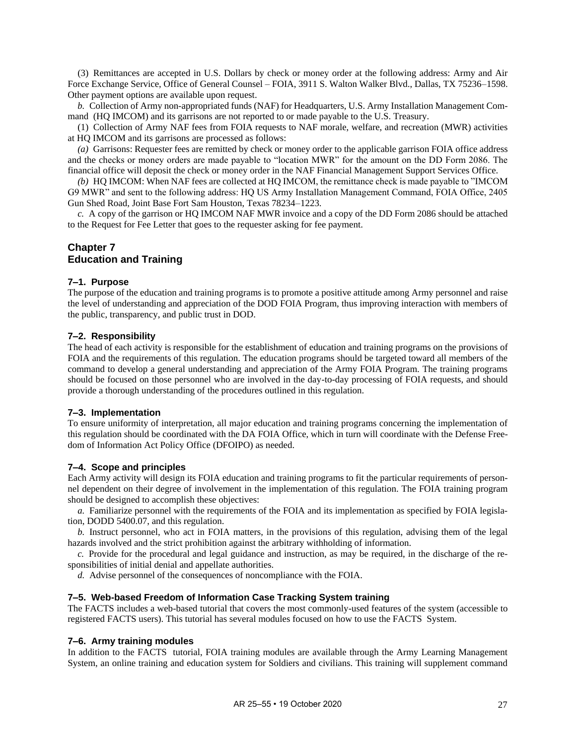(3) Remittances are accepted in U.S. Dollars by check or money order at the following address: Army and Air Force Exchange Service, Office of General Counsel – FOIA, 3911 S. Walton Walker Blvd., Dallas, TX 75236–1598. Other payment options are available upon request.

*b.* Collection of Army non-appropriated funds (NAF) for Headquarters, U.S. Army Installation Management Command (HQ IMCOM) and its garrisons are not reported to or made payable to the U.S. Treasury.

(1) Collection of Army NAF fees from FOIA requests to NAF morale, welfare, and recreation (MWR) activities at HQ IMCOM and its garrisons are processed as follows:

*(a)* Garrisons: Requester fees are remitted by check or money order to the applicable garrison FOIA office address and the checks or money orders are made payable to "location MWR" for the amount on the DD Form 2086. The financial office will deposit the check or money order in the NAF Financial Management Support Services Office.

*(b)* HQ IMCOM: When NAF fees are collected at HQ IMCOM, the remittance check is made payable to "IMCOM G9 MWR" and sent to the following address: HQ US Army Installation Management Command, FOIA Office, 2405 Gun Shed Road, Joint Base Fort Sam Houston, Texas 78234–1223.

*c.* A copy of the garrison or HQ IMCOM NAF MWR invoice and a copy of the DD Form 2086 should be attached to the Request for Fee Letter that goes to the requester asking for fee payment.

## Chapter 7
## Education and Training

### 7–1. Purpose
The purpose of the education and training programs is to promote a positive attitude among Army personnel and raise the level of understanding and appreciation of the DOD FOIA Program, thus improving interaction with members of the public, transparency, and public trust in DOD.

### 7–2. Responsibility
The head of each activity is responsible for the establishment of education and training programs on the provisions of FOIA and the requirements of this regulation. The education programs should be targeted toward all members of the command to develop a general understanding and appreciation of the Army FOIA Program. The training programs should be focused on those personnel who are involved in the day-to-day processing of FOIA requests, and should provide a thorough understanding of the procedures outlined in this regulation.

### 7–3. Implementation
To ensure uniformity of interpretation, all major education and training programs concerning the implementation of this regulation should be coordinated with the DA FOIA Office, which in turn will coordinate with the Defense Freedom of Information Act Policy Office (DFOIPO) as needed.

### 7–4. Scope and principles
Each Army activity will design its FOIA education and training programs to fit the particular requirements of personnel dependent on their degree of involvement in the implementation of this regulation. The FOIA training program should be designed to accomplish these objectives:

*a.* Familiarize personnel with the requirements of the FOIA and its implementation as specified by FOIA legislation, DODD 5400.07, and this regulation.

*b.* Instruct personnel, who act in FOIA matters, in the provisions of this regulation, advising them of the legal hazards involved and the strict prohibition against the arbitrary withholding of information.

*c.* Provide for the procedural and legal guidance and instruction, as may be required, in the discharge of the responsibilities of initial denial and appellate authorities.

*d.* Advise personnel of the consequences of noncompliance with the FOIA.

### 7–5. Web-based Freedom of Information Case Tracking System training
The FACTS includes a web-based tutorial that covers the most commonly-used features of the system (accessible to registered FACTS users). This tutorial has several modules focused on how to use the FACTS System.

### 7–6. Army training modules
In addition to the FACTS tutorial, FOIA training modules are available through the Army Learning Management System, an online training and education system for Soldiers and civilians. This training will supplement command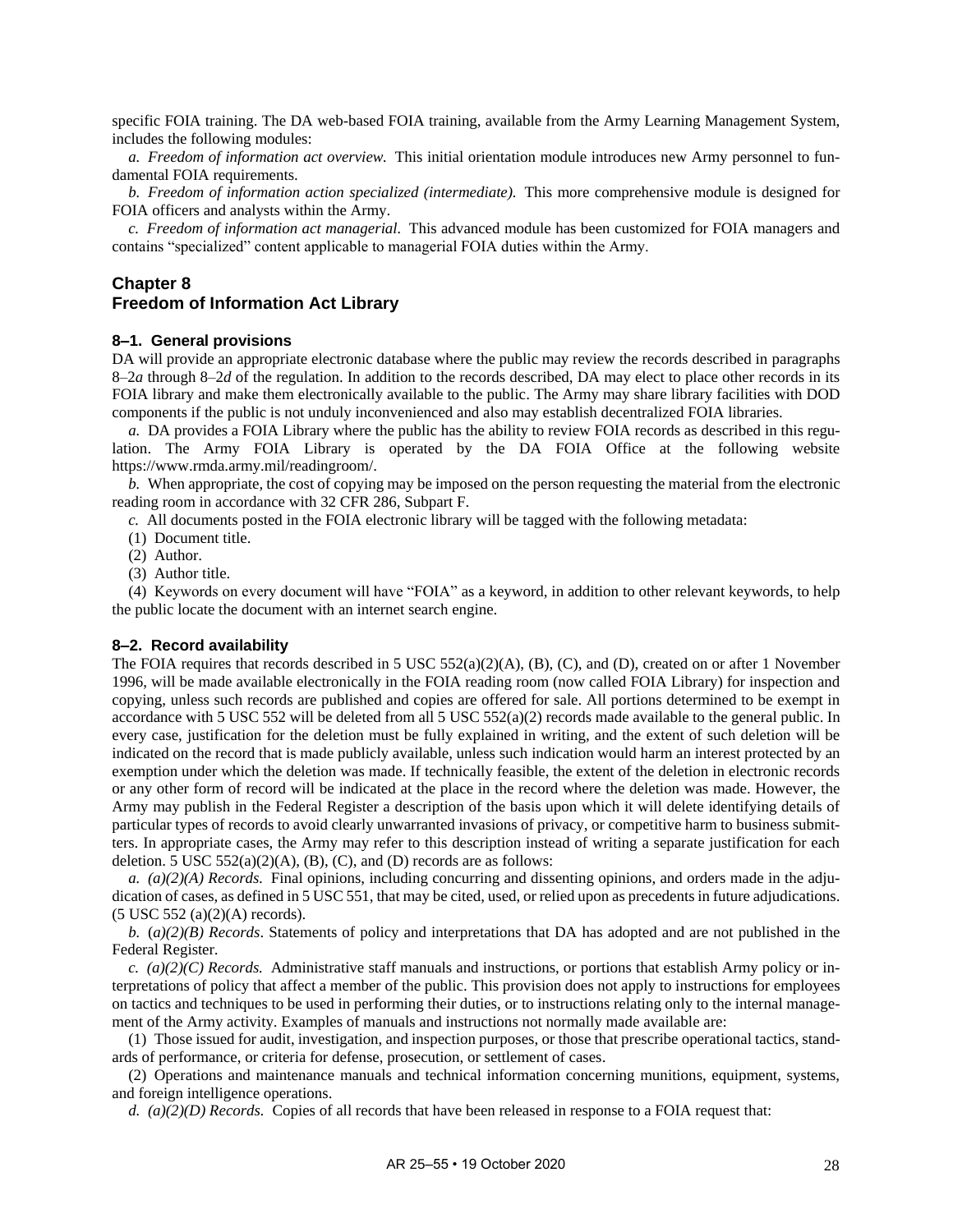specific FOIA training. The DA web-based FOIA training, available from the Army Learning Management System, includes the following modules:

*a. Freedom of information act overview.* This initial orientation module introduces new Army personnel to fundamental FOIA requirements.

*b. Freedom of information action specialized (intermediate).* This more comprehensive module is designed for FOIA officers and analysts within the Army.

*c. Freedom of information act managerial.* This advanced module has been customized for FOIA managers and contains "specialized" content applicable to managerial FOIA duties within the Army.

## Chapter 8
## Freedom of Information Act Library

### 8–1. General provisions

DA will provide an appropriate electronic database where the public may review the records described in paragraphs 8–2*a* through 8–2*d* of the regulation. In addition to the records described, DA may elect to place other records in its FOIA library and make them electronically available to the public. The Army may share library facilities with DOD components if the public is not unduly inconvenienced and also may establish decentralized FOIA libraries.

*a.* DA provides a FOIA Library where the public has the ability to review FOIA records as described in this regulation. The Army FOIA Library is operated by the DA FOIA Office at the following website https://www.rmda.army.mil/readingroom/.

*b.* When appropriate, the cost of copying may be imposed on the person requesting the material from the electronic reading room in accordance with 32 CFR 286, Subpart F.

*c.* All documents posted in the FOIA electronic library will be tagged with the following metadata:

(1) Document title.

(2) Author.

(3) Author title.

(4) Keywords on every document will have "FOIA" as a keyword, in addition to other relevant keywords, to help the public locate the document with an internet search engine.

### 8–2. Record availability

The FOIA requires that records described in 5 USC 552(a)(2)(A), (B), (C), and (D), created on or after 1 November 1996, will be made available electronically in the FOIA reading room (now called FOIA Library) for inspection and copying, unless such records are published and copies are offered for sale. All portions determined to be exempt in accordance with 5 USC 552 will be deleted from all 5 USC 552(a)(2) records made available to the general public. In every case, justification for the deletion must be fully explained in writing, and the extent of such deletion will be indicated on the record that is made publicly available, unless such indication would harm an interest protected by an exemption under which the deletion was made. If technically feasible, the extent of the deletion in electronic records or any other form of record will be indicated at the place in the record where the deletion was made. However, the Army may publish in the Federal Register a description of the basis upon which it will delete identifying details of particular types of records to avoid clearly unwarranted invasions of privacy, or competitive harm to business submitters. In appropriate cases, the Army may refer to this description instead of writing a separate justification for each deletion. 5 USC 552(a)(2)(A), (B), (C), and (D) records are as follows:

*a. (a)(2)(A) Records.* Final opinions, including concurring and dissenting opinions, and orders made in the adjudication of cases, as defined in 5 USC 551, that may be cited, used, or relied upon as precedents in future adjudications. (5 USC 552 (a)(2)(A) records).

*b.* (*a)(2)(B) Records*. Statements of policy and interpretations that DA has adopted and are not published in the Federal Register.

*c. (a)(2)(C) Records.* Administrative staff manuals and instructions, or portions that establish Army policy or interpretations of policy that affect a member of the public. This provision does not apply to instructions for employees on tactics and techniques to be used in performing their duties, or to instructions relating only to the internal management of the Army activity. Examples of manuals and instructions not normally made available are:

(1) Those issued for audit, investigation, and inspection purposes, or those that prescribe operational tactics, standards of performance, or criteria for defense, prosecution, or settlement of cases.

(2) Operations and maintenance manuals and technical information concerning munitions, equipment, systems, and foreign intelligence operations.

*d. (a)(2)(D) Records.* Copies of all records that have been released in response to a FOIA request that: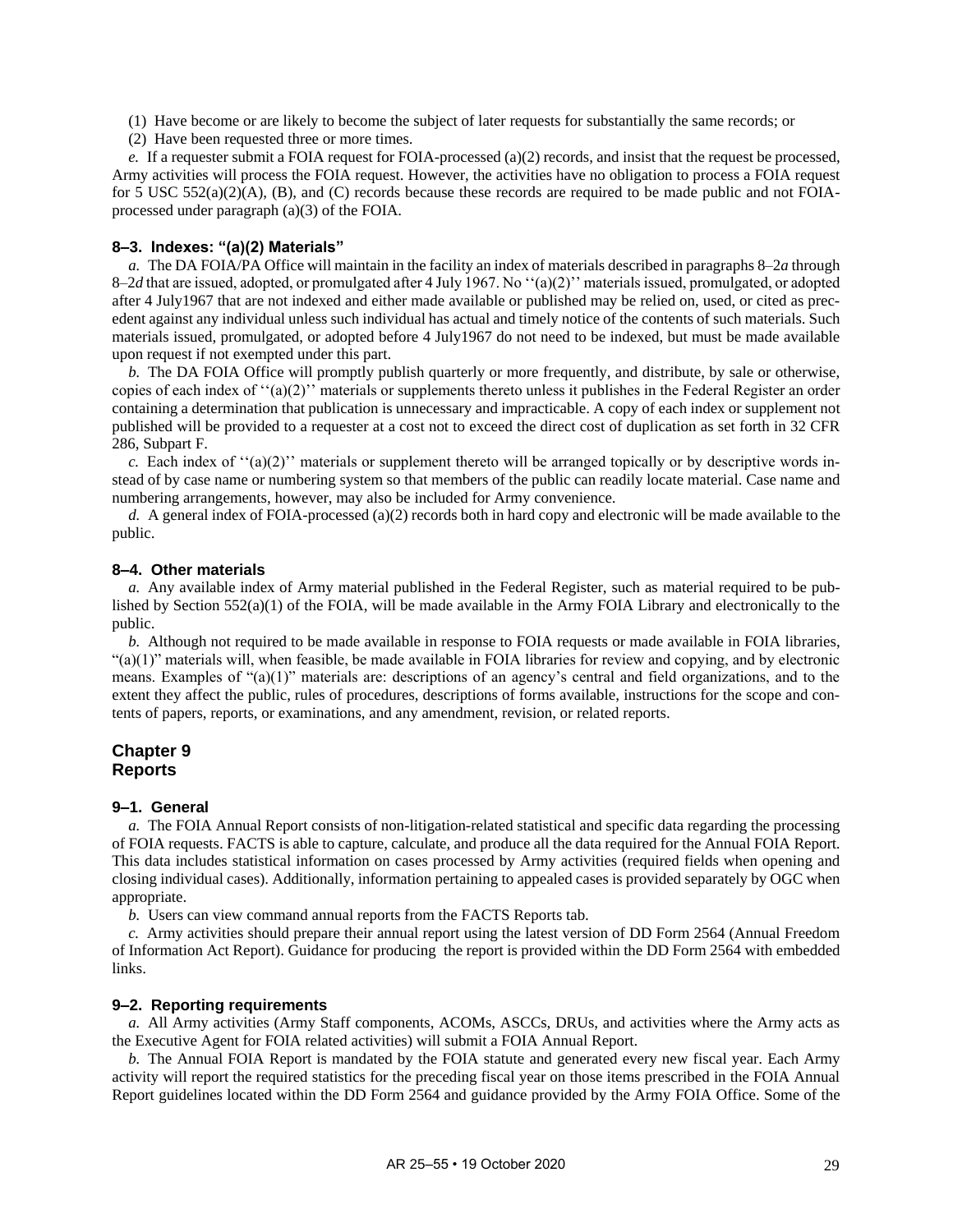(1) Have become or are likely to become the subject of later requests for substantially the same records; or

(2) Have been requested three or more times.

*e.* If a requester submit a FOIA request for FOIA-processed (a)(2) records, and insist that the request be processed, Army activities will process the FOIA request. However, the activities have no obligation to process a FOIA request for 5 USC 552(a)(2)(A), (B), and (C) records because these records are required to be made public and not FOIA-processed under paragraph (a)(3) of the FOIA.

#### 8–3. Indexes: "(a)(2) Materials"

*a.* The DA FOIA/PA Office will maintain in the facility an index of materials described in paragraphs 8–2*a* through 8–2*d* that are issued, adopted, or promulgated after 4 July 1967. No ''(a)(2)'' materials issued, promulgated, or adopted after 4 July1967 that are not indexed and either made available or published may be relied on, used, or cited as precedent against any individual unless such individual has actual and timely notice of the contents of such materials. Such materials issued, promulgated, or adopted before 4 July1967 do not need to be indexed, but must be made available upon request if not exempted under this part.

*b.* The DA FOIA Office will promptly publish quarterly or more frequently, and distribute, by sale or otherwise, copies of each index of ''(a)(2)'' materials or supplements thereto unless it publishes in the Federal Register an order containing a determination that publication is unnecessary and impracticable. A copy of each index or supplement not published will be provided to a requester at a cost not to exceed the direct cost of duplication as set forth in 32 CFR 286, Subpart F.

*c.* Each index of ''(a)(2)'' materials or supplement thereto will be arranged topically or by descriptive words instead of by case name or numbering system so that members of the public can readily locate material. Case name and numbering arrangements, however, may also be included for Army convenience.

*d.* A general index of FOIA-processed (a)(2) records both in hard copy and electronic will be made available to the public.

#### 8–4. Other materials

*a.* Any available index of Army material published in the Federal Register, such as material required to be published by Section 552(a)(1) of the FOIA, will be made available in the Army FOIA Library and electronically to the public.

*b.* Although not required to be made available in response to FOIA requests or made available in FOIA libraries, "(a)(1)" materials will, when feasible, be made available in FOIA libraries for review and copying, and by electronic means. Examples of "(a)(1)" materials are: descriptions of an agency's central and field organizations, and to the extent they affect the public, rules of procedures, descriptions of forms available, instructions for the scope and contents of papers, reports, or examinations, and any amendment, revision, or related reports.

## Chapter 9
## Reports

#### 9–1. General

*a.* The FOIA Annual Report consists of non-litigation-related statistical and specific data regarding the processing of FOIA requests. FACTS is able to capture, calculate, and produce all the data required for the Annual FOIA Report. This data includes statistical information on cases processed by Army activities (required fields when opening and closing individual cases). Additionally, information pertaining to appealed cases is provided separately by OGC when appropriate.

*b.* Users can view command annual reports from the FACTS Reports tab.

*c.* Army activities should prepare their annual report using the latest version of DD Form 2564 (Annual Freedom of Information Act Report). Guidance for producing the report is provided within the DD Form 2564 with embedded links.

#### 9–2. Reporting requirements

*a.* All Army activities (Army Staff components, ACOMs, ASCCs, DRUs, and activities where the Army acts as the Executive Agent for FOIA related activities) will submit a FOIA Annual Report.

*b.* The Annual FOIA Report is mandated by the FOIA statute and generated every new fiscal year. Each Army activity will report the required statistics for the preceding fiscal year on those items prescribed in the FOIA Annual Report guidelines located within the DD Form 2564 and guidance provided by the Army FOIA Office. Some of the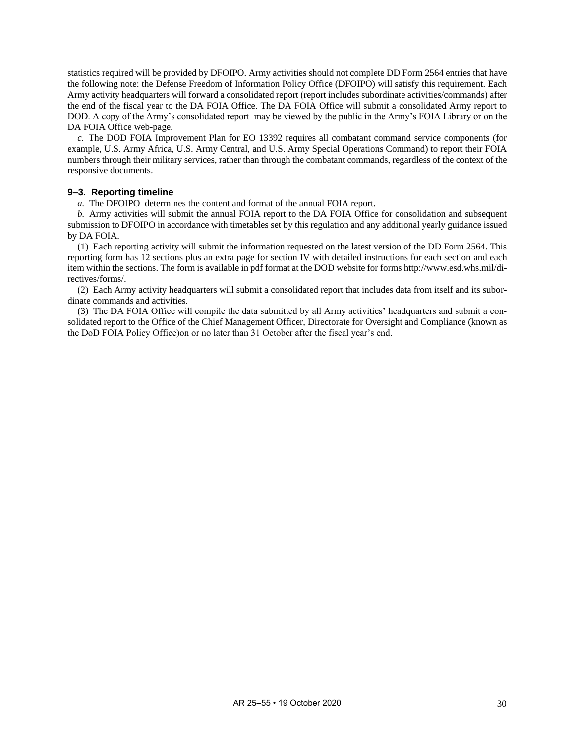statistics required will be provided by DFOIPO. Army activities should not complete DD Form 2564 entries that have the following note: the Defense Freedom of Information Policy Office (DFOIPO) will satisfy this requirement. Each Army activity headquarters will forward a consolidated report (report includes subordinate activities/commands) after the end of the fiscal year to the DA FOIA Office. The DA FOIA Office will submit a consolidated Army report to DOD. A copy of the Army's consolidated report may be viewed by the public in the Army's FOIA Library or on the DA FOIA Office web-page.

*c.* The DOD FOIA Improvement Plan for EO 13392 requires all combatant command service components (for example, U.S. Army Africa, U.S. Army Central, and U.S. Army Special Operations Command) to report their FOIA numbers through their military services, rather than through the combatant commands, regardless of the context of the responsive documents.

### 9–3. Reporting timeline

*a.* The DFOIPO determines the content and format of the annual FOIA report.

*b.* Army activities will submit the annual FOIA report to the DA FOIA Office for consolidation and subsequent submission to DFOIPO in accordance with timetables set by this regulation and any additional yearly guidance issued by DA FOIA.

(1) Each reporting activity will submit the information requested on the latest version of the DD Form 2564. This reporting form has 12 sections plus an extra page for section IV with detailed instructions for each section and each item within the sections. The form is available in pdf format at the DOD website for forms http://www.esd.whs.mil/directives/forms/.

(2) Each Army activity headquarters will submit a consolidated report that includes data from itself and its subordinate commands and activities.

(3) The DA FOIA Office will compile the data submitted by all Army activities' headquarters and submit a consolidated report to the Office of the Chief Management Officer, Directorate for Oversight and Compliance (known as the DoD FOIA Policy Office)on or no later than 31 October after the fiscal year's end.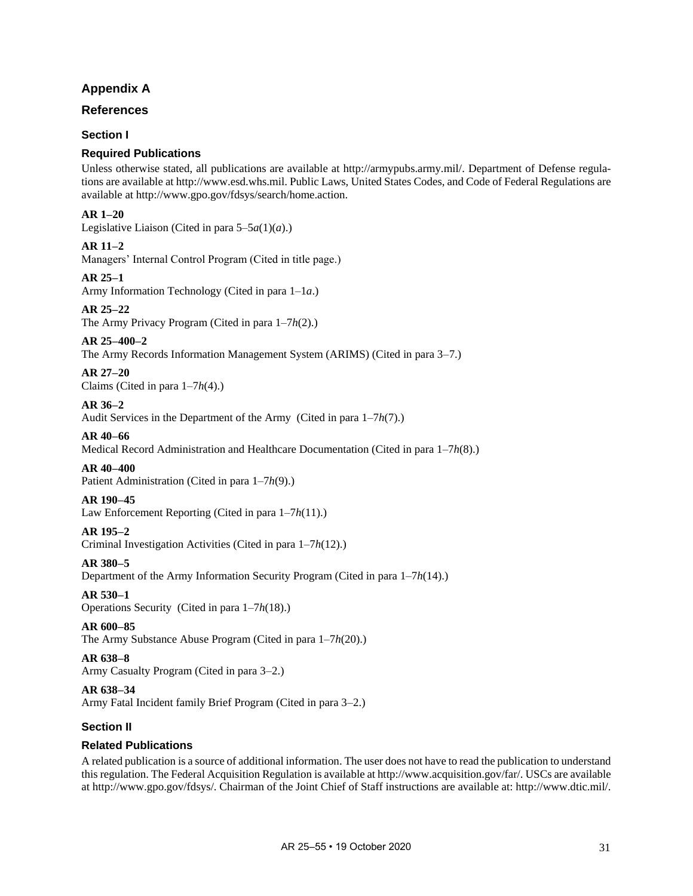# Appendix A

## References

### Section I

### Required Publications

Unless otherwise stated, all publications are available at http://armypubs.army.mil/. Department of Defense regulations are available at http://www.esd.whs.mil. Public Laws, United States Codes, and Code of Federal Regulations are available at http://www.gpo.gov/fdsys/search/home.action.

**AR 1–20**
Legislative Liaison (Cited in para 5–5*a*(1)(*a*).)

**AR 11–2**
Managers' Internal Control Program (Cited in title page.)

**AR 25–1**
Army Information Technology (Cited in para 1–1*a*.)

**AR 25–22**
The Army Privacy Program (Cited in para 1–7*h*(2).)

**AR 25–400–2**
The Army Records Information Management System (ARIMS) (Cited in para 3–7.)

**AR 27–20**
Claims (Cited in para 1–7*h*(4).)

**AR 36–2**
Audit Services in the Department of the Army (Cited in para 1–7*h*(7).)

**AR 40–66**
Medical Record Administration and Healthcare Documentation (Cited in para 1–7*h*(8).)

**AR 40–400**
Patient Administration (Cited in para 1–7*h*(9).)

**AR 190–45**
Law Enforcement Reporting (Cited in para 1–7*h*(11).)

**AR 195–2**
Criminal Investigation Activities (Cited in para 1–7*h*(12).)

**AR 380–5**
Department of the Army Information Security Program (Cited in para 1–7*h*(14).)

**AR 530–1**
Operations Security (Cited in para 1–7*h*(18).)

**AR 600–85**
The Army Substance Abuse Program (Cited in para 1–7*h*(20).)

**AR 638–8**
Army Casualty Program (Cited in para 3–2.)

**AR 638–34**
Army Fatal Incident family Brief Program (Cited in para 3–2.)

### Section II

### Related Publications

A related publication is a source of additional information. The user does not have to read the publication to understand this regulation. The Federal Acquisition Regulation is available at http://www.acquisition.gov/far/. USCs are available at http://www.gpo.gov/fdsys/. Chairman of the Joint Chief of Staff instructions are available at: http://www.dtic.mil/.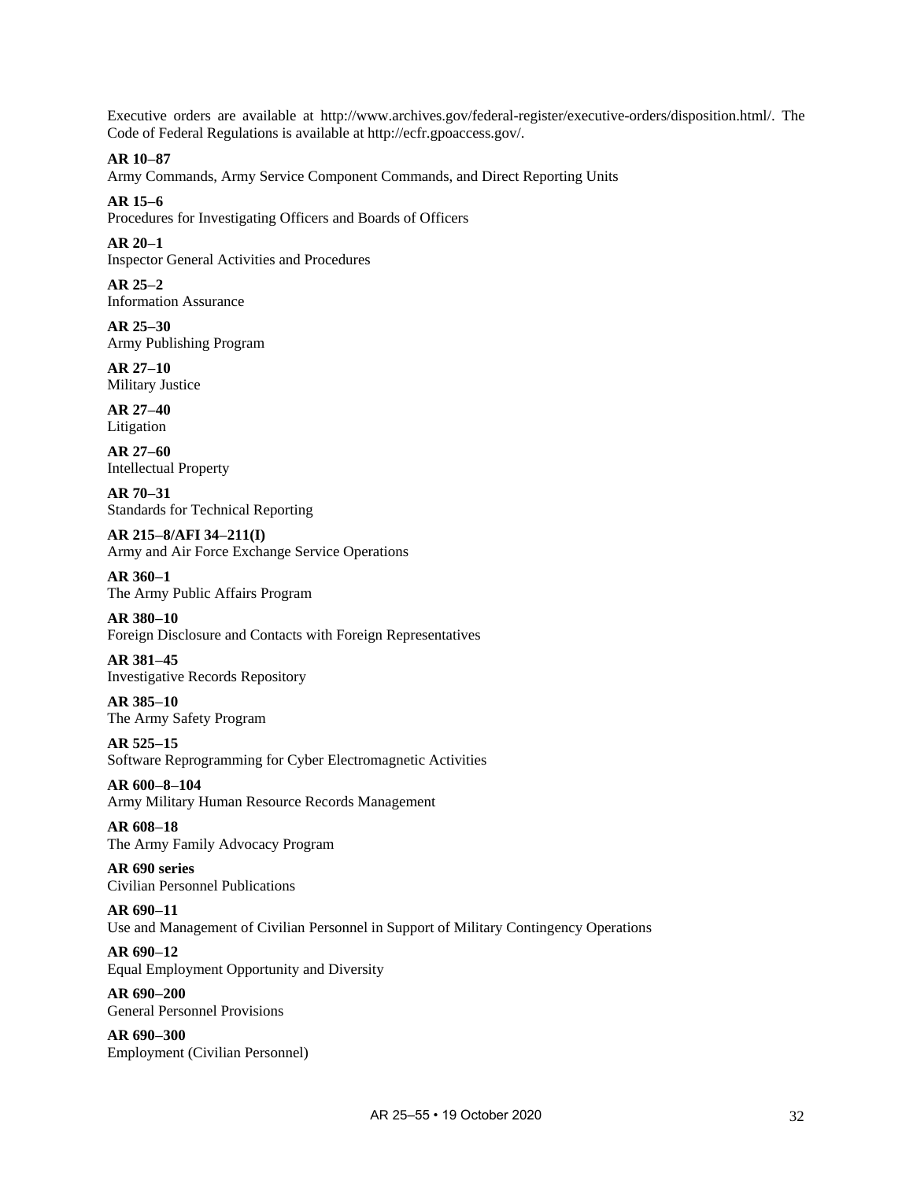Executive orders are available at http://www.archives.gov/federal-register/executive-orders/disposition.html/. The Code of Federal Regulations is available at http://ecfr.gpoaccess.gov/.

**AR 10–87**
Army Commands, Army Service Component Commands, and Direct Reporting Units

**AR 15–6**
Procedures for Investigating Officers and Boards of Officers

**AR 20–1**
Inspector General Activities and Procedures

**AR 25–2**
Information Assurance

**AR 25–30**
Army Publishing Program

**AR 27–10**
Military Justice

**AR 27–40**
Litigation

**AR 27–60**
Intellectual Property

**AR 70–31**
Standards for Technical Reporting

**AR 215–8/AFI 34–211(I)**
Army and Air Force Exchange Service Operations

**AR 360–1**
The Army Public Affairs Program

**AR 380–10**
Foreign Disclosure and Contacts with Foreign Representatives

**AR 381–45**
Investigative Records Repository

**AR 385–10**
The Army Safety Program

**AR 525–15**
Software Reprogramming for Cyber Electromagnetic Activities

**AR 600–8–104**
Army Military Human Resource Records Management

**AR 608–18**
The Army Family Advocacy Program

**AR 690 series**
Civilian Personnel Publications

**AR 690–11**
Use and Management of Civilian Personnel in Support of Military Contingency Operations

**AR 690–12**
Equal Employment Opportunity and Diversity

**AR 690–200**
General Personnel Provisions

**AR 690–300**
Employment (Civilian Personnel)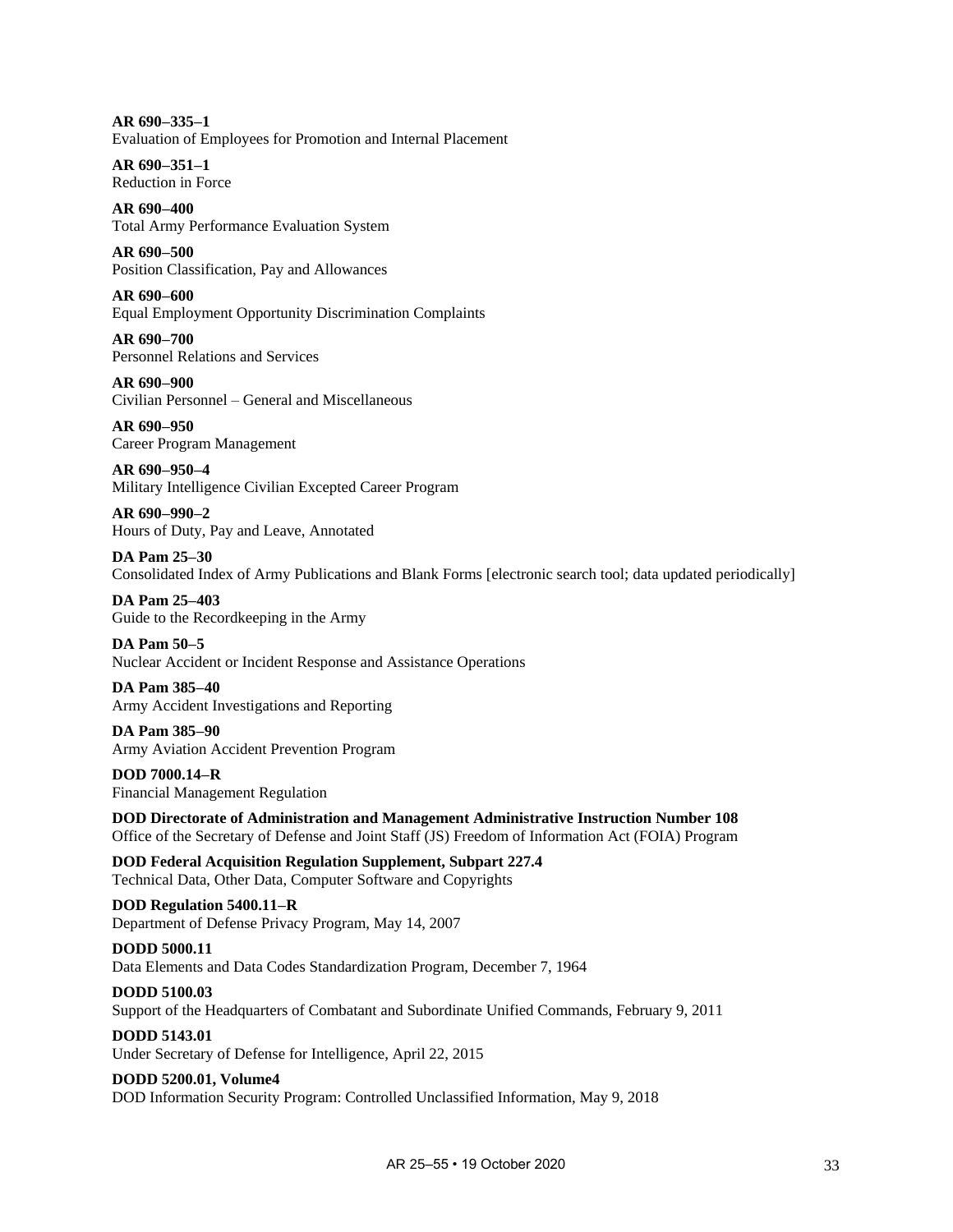**AR 690–335–1**
Evaluation of Employees for Promotion and Internal Placement

**AR 690–351–1**
Reduction in Force

**AR 690–400**
Total Army Performance Evaluation System

**AR 690–500**
Position Classification, Pay and Allowances

**AR 690–600**
Equal Employment Opportunity Discrimination Complaints

**AR 690–700**
Personnel Relations and Services

**AR 690–900**
Civilian Personnel – General and Miscellaneous

**AR 690–950**
Career Program Management

**AR 690–950–4**
Military Intelligence Civilian Excepted Career Program

**AR 690–990–2**
Hours of Duty, Pay and Leave, Annotated

**DA Pam 25–30**
Consolidated Index of Army Publications and Blank Forms [electronic search tool; data updated periodically]

**DA Pam 25–403**
Guide to the Recordkeeping in the Army

**DA Pam 50–5**
Nuclear Accident or Incident Response and Assistance Operations

**DA Pam 385–40**
Army Accident Investigations and Reporting

**DA Pam 385–90**
Army Aviation Accident Prevention Program

**DOD 7000.14–R**
Financial Management Regulation

**DOD Directorate of Administration and Management Administrative Instruction Number 108**
Office of the Secretary of Defense and Joint Staff (JS) Freedom of Information Act (FOIA) Program

**DOD Federal Acquisition Regulation Supplement, Subpart 227.4**
Technical Data, Other Data, Computer Software and Copyrights

**DOD Regulation 5400.11–R**
Department of Defense Privacy Program, May 14, 2007

**DODD 5000.11**
Data Elements and Data Codes Standardization Program, December 7, 1964

**DODD 5100.03**
Support of the Headquarters of Combatant and Subordinate Unified Commands, February 9, 2011

**DODD 5143.01**
Under Secretary of Defense for Intelligence, April 22, 2015

**DODD 5200.01, Volume4**
DOD Information Security Program: Controlled Unclassified Information, May 9, 2018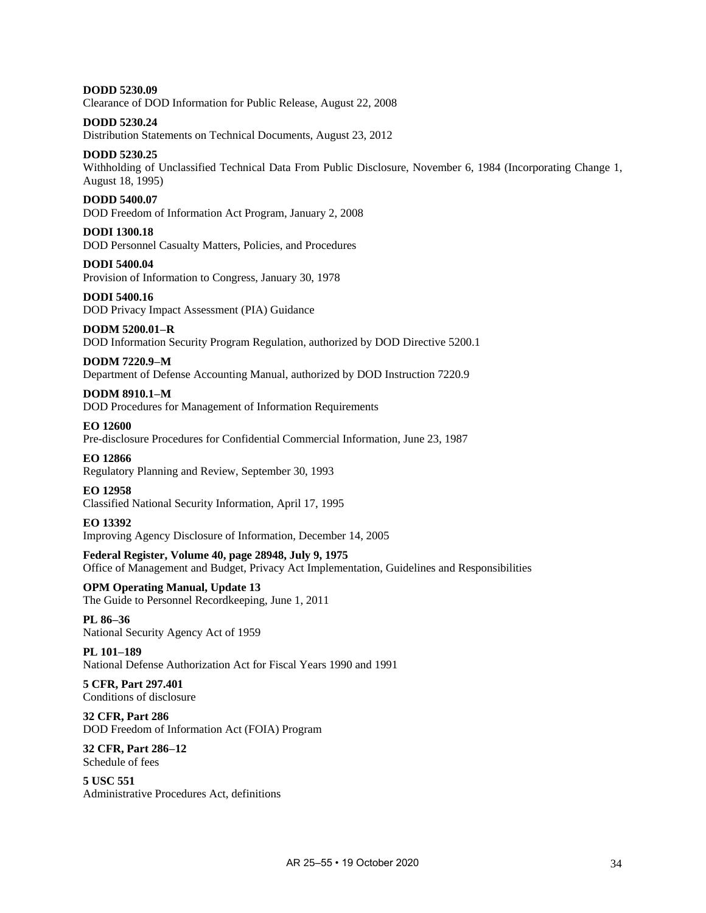**DODD 5230.09**
Clearance of DOD Information for Public Release, August 22, 2008

**DODD 5230.24**
Distribution Statements on Technical Documents, August 23, 2012

**DODD 5230.25**
Withholding of Unclassified Technical Data From Public Disclosure, November 6, 1984 (Incorporating Change 1, August 18, 1995)

**DODD 5400.07**
DOD Freedom of Information Act Program, January 2, 2008

**DODI 1300.18**
DOD Personnel Casualty Matters, Policies, and Procedures

**DODI 5400.04**
Provision of Information to Congress, January 30, 1978

**DODI 5400.16**
DOD Privacy Impact Assessment (PIA) Guidance

**DODM 5200.01–R**
DOD Information Security Program Regulation, authorized by DOD Directive 5200.1

**DODM 7220.9–M**
Department of Defense Accounting Manual, authorized by DOD Instruction 7220.9

**DODM 8910.1–M**
DOD Procedures for Management of Information Requirements

**EO 12600**
Pre-disclosure Procedures for Confidential Commercial Information, June 23, 1987

**EO 12866**
Regulatory Planning and Review, September 30, 1993

**EO 12958**
Classified National Security Information, April 17, 1995

**EO 13392**
Improving Agency Disclosure of Information, December 14, 2005

**Federal Register, Volume 40, page 28948, July 9, 1975**
Office of Management and Budget, Privacy Act Implementation, Guidelines and Responsibilities

**OPM Operating Manual, Update 13**
The Guide to Personnel Recordkeeping, June 1, 2011

**PL 86–36**
National Security Agency Act of 1959

**PL 101–189**
National Defense Authorization Act for Fiscal Years 1990 and 1991

**5 CFR, Part 297.401**
Conditions of disclosure

**32 CFR, Part 286**
DOD Freedom of Information Act (FOIA) Program

**32 CFR, Part 286–12**
Schedule of fees

**5 USC 551**
Administrative Procedures Act, definitions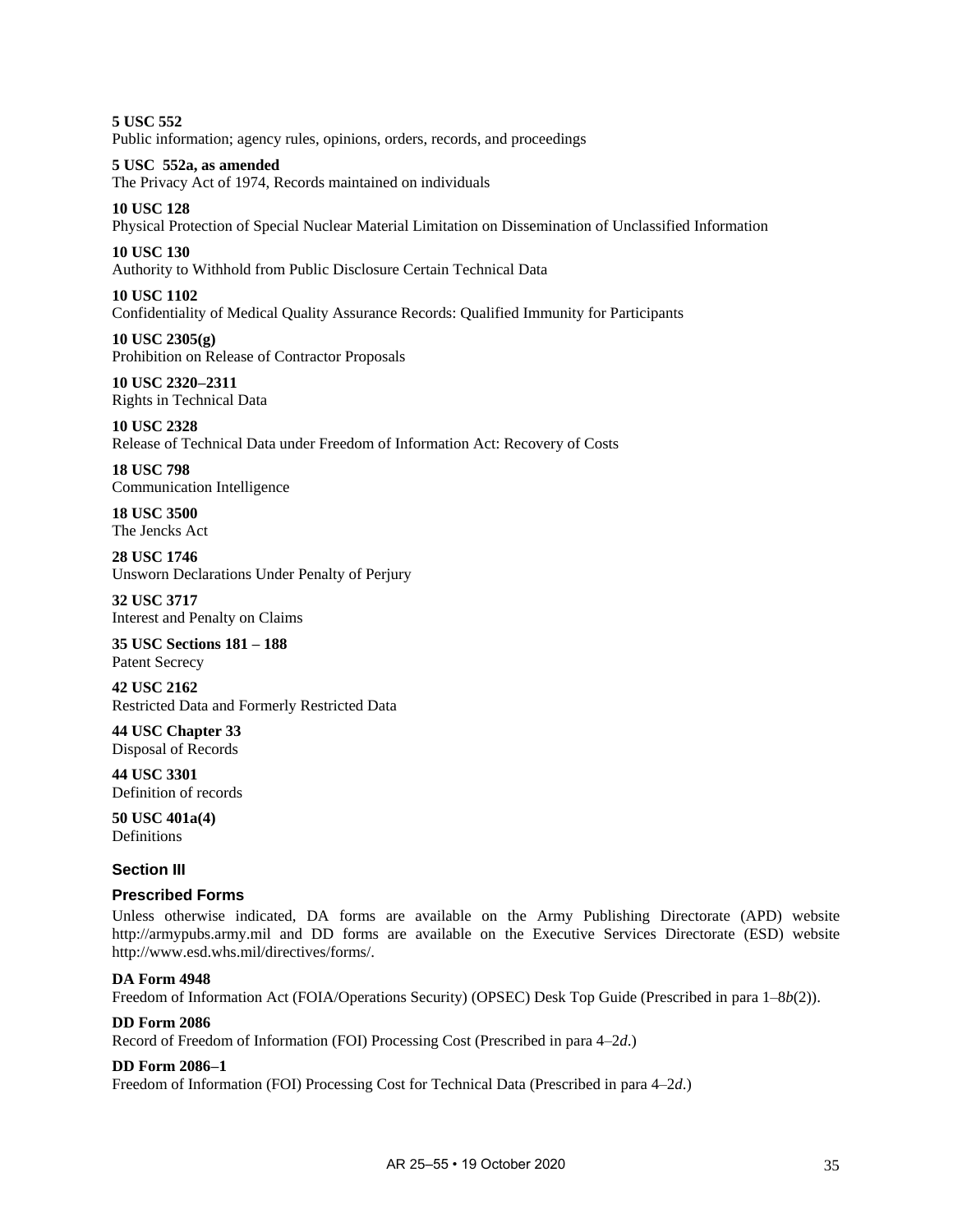**5 USC 552**
Public information; agency rules, opinions, orders, records, and proceedings

**5 USC 552a, as amended**
The Privacy Act of 1974, Records maintained on individuals

**10 USC 128**
Physical Protection of Special Nuclear Material Limitation on Dissemination of Unclassified Information

**10 USC 130**
Authority to Withhold from Public Disclosure Certain Technical Data

**10 USC 1102**
Confidentiality of Medical Quality Assurance Records: Qualified Immunity for Participants

**10 USC 2305(g)**
Prohibition on Release of Contractor Proposals

**10 USC 2320–2311**
Rights in Technical Data

**10 USC 2328**
Release of Technical Data under Freedom of Information Act: Recovery of Costs

**18 USC 798**
Communication Intelligence

**18 USC 3500**
The Jencks Act

**28 USC 1746**
Unsworn Declarations Under Penalty of Perjury

**32 USC 3717**
Interest and Penalty on Claims

**35 USC Sections 181 – 188**
Patent Secrecy

**42 USC 2162**
Restricted Data and Formerly Restricted Data

**44 USC Chapter 33**
Disposal of Records

**44 USC 3301**
Definition of records

**50 USC 401a(4)**
Definitions

## Section III

## Prescribed Forms

Unless otherwise indicated, DA forms are available on the Army Publishing Directorate (APD) website http://armypubs.army.mil and DD forms are available on the Executive Services Directorate (ESD) website http://www.esd.whs.mil/directives/forms/.

**DA Form 4948**
Freedom of Information Act (FOIA/Operations Security) (OPSEC) Desk Top Guide (Prescribed in para 1–8*b*(2)).

**DD Form 2086**
Record of Freedom of Information (FOI) Processing Cost (Prescribed in para 4–2*d*.)

**DD Form 2086–1**
Freedom of Information (FOI) Processing Cost for Technical Data (Prescribed in para 4–2*d*.)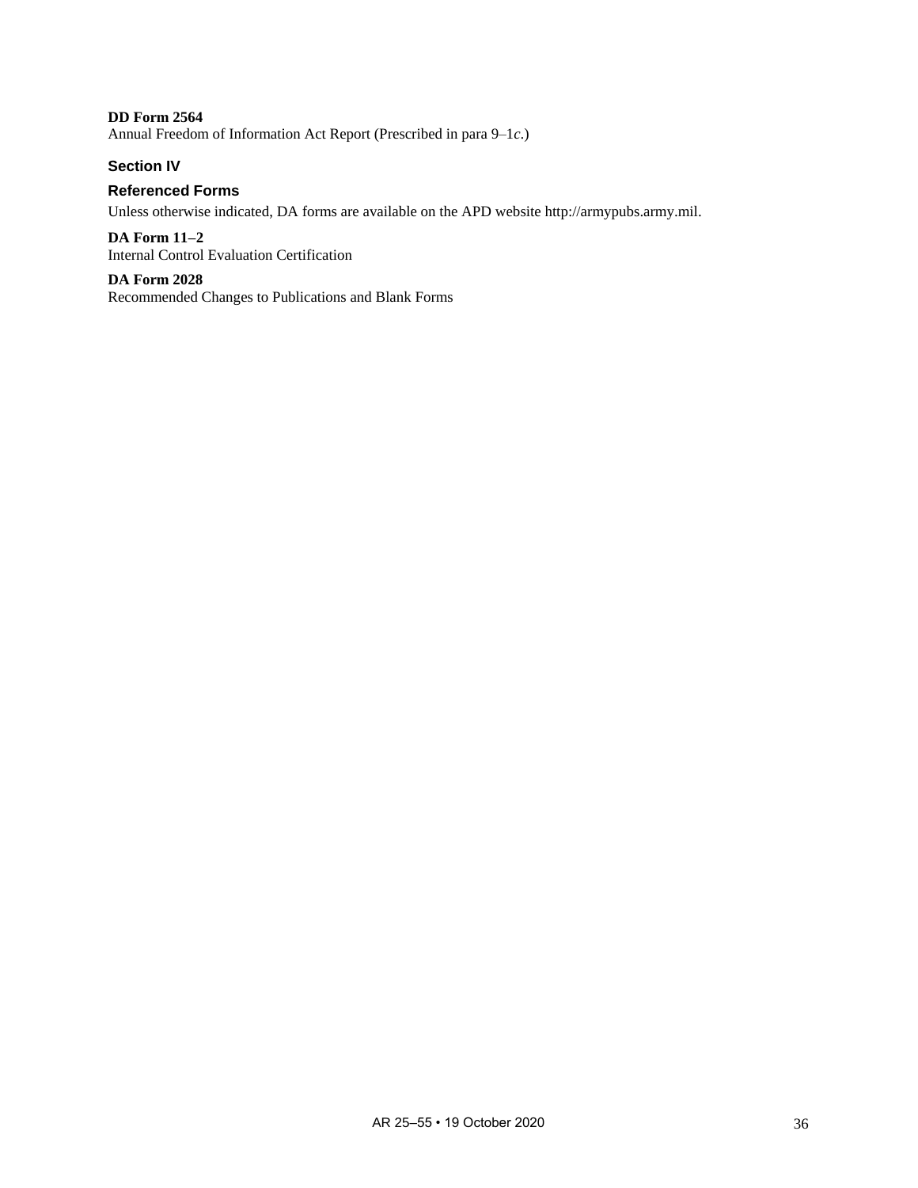**DD Form 2564**
Annual Freedom of Information Act Report (Prescribed in para 9–1*c*.)

## Section IV

## Referenced Forms

Unless otherwise indicated, DA forms are available on the APD website http://armypubs.army.mil.

**DA Form 11–2**
Internal Control Evaluation Certification

**DA Form 2028**
Recommended Changes to Publications and Blank Forms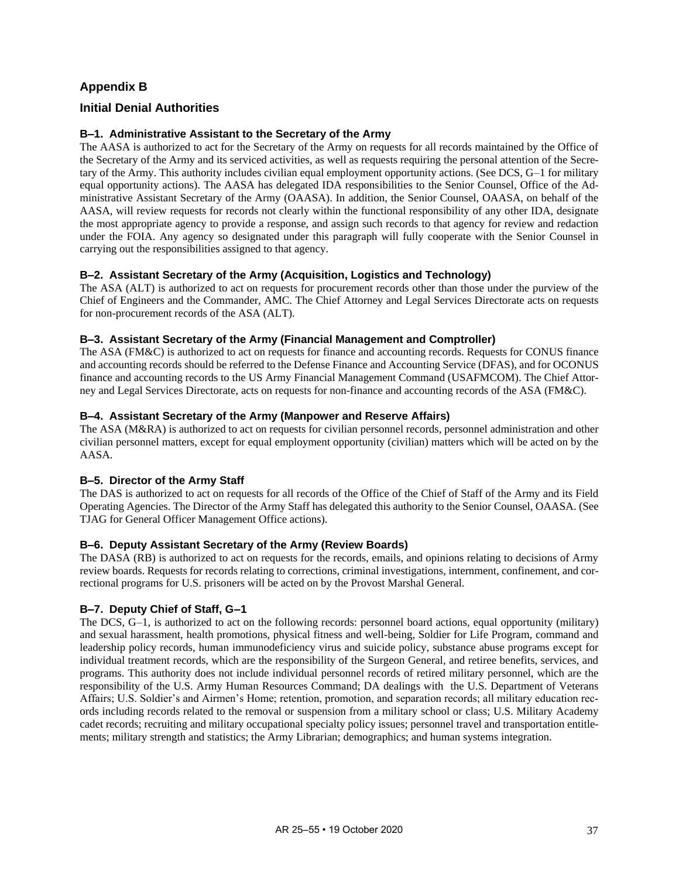# Appendix B

## Initial Denial Authorities

### B–1. Administrative Assistant to the Secretary of the Army

The AASA is authorized to act for the Secretary of the Army on requests for all records maintained by the Office of the Secretary of the Army and its serviced activities, as well as requests requiring the personal attention of the Secretary of the Army. This authority includes civilian equal employment opportunity actions. (See DCS, G–1 for military equal opportunity actions). The AASA has delegated IDA responsibilities to the Senior Counsel, Office of the Administrative Assistant Secretary of the Army (OAASA). In addition, the Senior Counsel, OAASA, on behalf of the AASA, will review requests for records not clearly within the functional responsibility of any other IDA, designate the most appropriate agency to provide a response, and assign such records to that agency for review and redaction under the FOIA. Any agency so designated under this paragraph will fully cooperate with the Senior Counsel in carrying out the responsibilities assigned to that agency.

### B–2. Assistant Secretary of the Army (Acquisition, Logistics and Technology)

The ASA (ALT) is authorized to act on requests for procurement records other than those under the purview of the Chief of Engineers and the Commander, AMC. The Chief Attorney and Legal Services Directorate acts on requests for non-procurement records of the ASA (ALT).

### B–3. Assistant Secretary of the Army (Financial Management and Comptroller)

The ASA (FM&C) is authorized to act on requests for finance and accounting records. Requests for CONUS finance and accounting records should be referred to the Defense Finance and Accounting Service (DFAS), and for OCONUS finance and accounting records to the US Army Financial Management Command (USAFMCOM). The Chief Attorney and Legal Services Directorate, acts on requests for non-finance and accounting records of the ASA (FM&C).

### B–4. Assistant Secretary of the Army (Manpower and Reserve Affairs)

The ASA (M&RA) is authorized to act on requests for civilian personnel records, personnel administration and other civilian personnel matters, except for equal employment opportunity (civilian) matters which will be acted on by the AASA.

### B–5. Director of the Army Staff

The DAS is authorized to act on requests for all records of the Office of the Chief of Staff of the Army and its Field Operating Agencies. The Director of the Army Staff has delegated this authority to the Senior Counsel, OAASA. (See TJAG for General Officer Management Office actions).

### B–6. Deputy Assistant Secretary of the Army (Review Boards)

The DASA (RB) is authorized to act on requests for the records, emails, and opinions relating to decisions of Army review boards. Requests for records relating to corrections, criminal investigations, internment, confinement, and correctional programs for U.S. prisoners will be acted on by the Provost Marshal General.

### B–7. Deputy Chief of Staff, G–1

The DCS, G–1, is authorized to act on the following records: personnel board actions, equal opportunity (military) and sexual harassment, health promotions, physical fitness and well-being, Soldier for Life Program, command and leadership policy records, human immunodeficiency virus and suicide policy, substance abuse programs except for individual treatment records, which are the responsibility of the Surgeon General, and retiree benefits, services, and programs. This authority does not include individual personnel records of retired military personnel, which are the responsibility of the U.S. Army Human Resources Command; DA dealings with the U.S. Department of Veterans Affairs; U.S. Soldier's and Airmen's Home; retention, promotion, and separation records; all military education records including records related to the removal or suspension from a military school or class; U.S. Military Academy cadet records; recruiting and military occupational specialty policy issues; personnel travel and transportation entitlements; military strength and statistics; the Army Librarian; demographics; and human systems integration.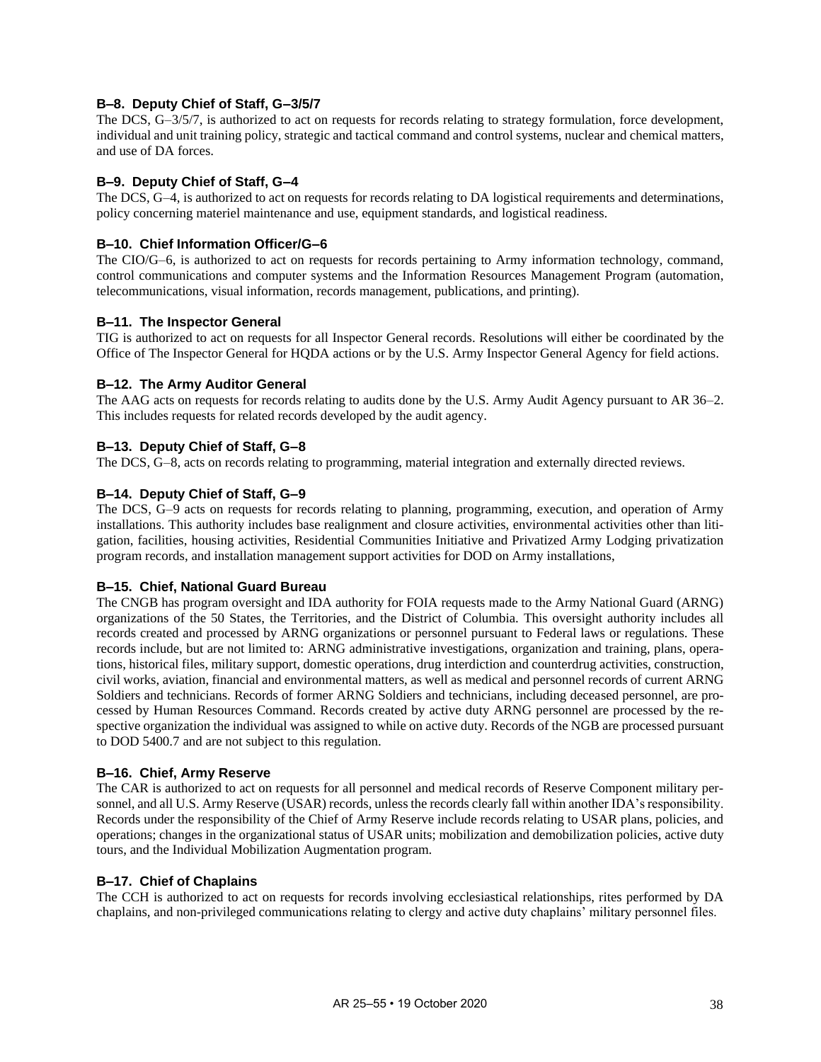### B–8. Deputy Chief of Staff, G–3/5/7

The DCS, G–3/5/7, is authorized to act on requests for records relating to strategy formulation, force development, individual and unit training policy, strategic and tactical command and control systems, nuclear and chemical matters, and use of DA forces.

### B–9. Deputy Chief of Staff, G–4

The DCS, G–4, is authorized to act on requests for records relating to DA logistical requirements and determinations, policy concerning materiel maintenance and use, equipment standards, and logistical readiness.

### B–10. Chief Information Officer/G–6

The CIO/G–6, is authorized to act on requests for records pertaining to Army information technology, command, control communications and computer systems and the Information Resources Management Program (automation, telecommunications, visual information, records management, publications, and printing).

### B–11. The Inspector General

TIG is authorized to act on requests for all Inspector General records. Resolutions will either be coordinated by the Office of The Inspector General for HQDA actions or by the U.S. Army Inspector General Agency for field actions.

### B–12. The Army Auditor General

The AAG acts on requests for records relating to audits done by the U.S. Army Audit Agency pursuant to AR 36–2. This includes requests for related records developed by the audit agency.

### B–13. Deputy Chief of Staff, G–8

The DCS, G–8, acts on records relating to programming, material integration and externally directed reviews.

### B–14. Deputy Chief of Staff, G–9

The DCS, G–9 acts on requests for records relating to planning, programming, execution, and operation of Army installations. This authority includes base realignment and closure activities, environmental activities other than litigation, facilities, housing activities, Residential Communities Initiative and Privatized Army Lodging privatization program records, and installation management support activities for DOD on Army installations,

### B–15. Chief, National Guard Bureau

The CNGB has program oversight and IDA authority for FOIA requests made to the Army National Guard (ARNG) organizations of the 50 States, the Territories, and the District of Columbia. This oversight authority includes all records created and processed by ARNG organizations or personnel pursuant to Federal laws or regulations. These records include, but are not limited to: ARNG administrative investigations, organization and training, plans, operations, historical files, military support, domestic operations, drug interdiction and counterdrug activities, construction, civil works, aviation, financial and environmental matters, as well as medical and personnel records of current ARNG Soldiers and technicians. Records of former ARNG Soldiers and technicians, including deceased personnel, are processed by Human Resources Command. Records created by active duty ARNG personnel are processed by the respective organization the individual was assigned to while on active duty. Records of the NGB are processed pursuant to DOD 5400.7 and are not subject to this regulation.

### B–16. Chief, Army Reserve

The CAR is authorized to act on requests for all personnel and medical records of Reserve Component military personnel, and all U.S. Army Reserve (USAR) records, unless the records clearly fall within another IDA's responsibility. Records under the responsibility of the Chief of Army Reserve include records relating to USAR plans, policies, and operations; changes in the organizational status of USAR units; mobilization and demobilization policies, active duty tours, and the Individual Mobilization Augmentation program.

### B–17. Chief of Chaplains

The CCH is authorized to act on requests for records involving ecclesiastical relationships, rites performed by DA chaplains, and non-privileged communications relating to clergy and active duty chaplains' military personnel files.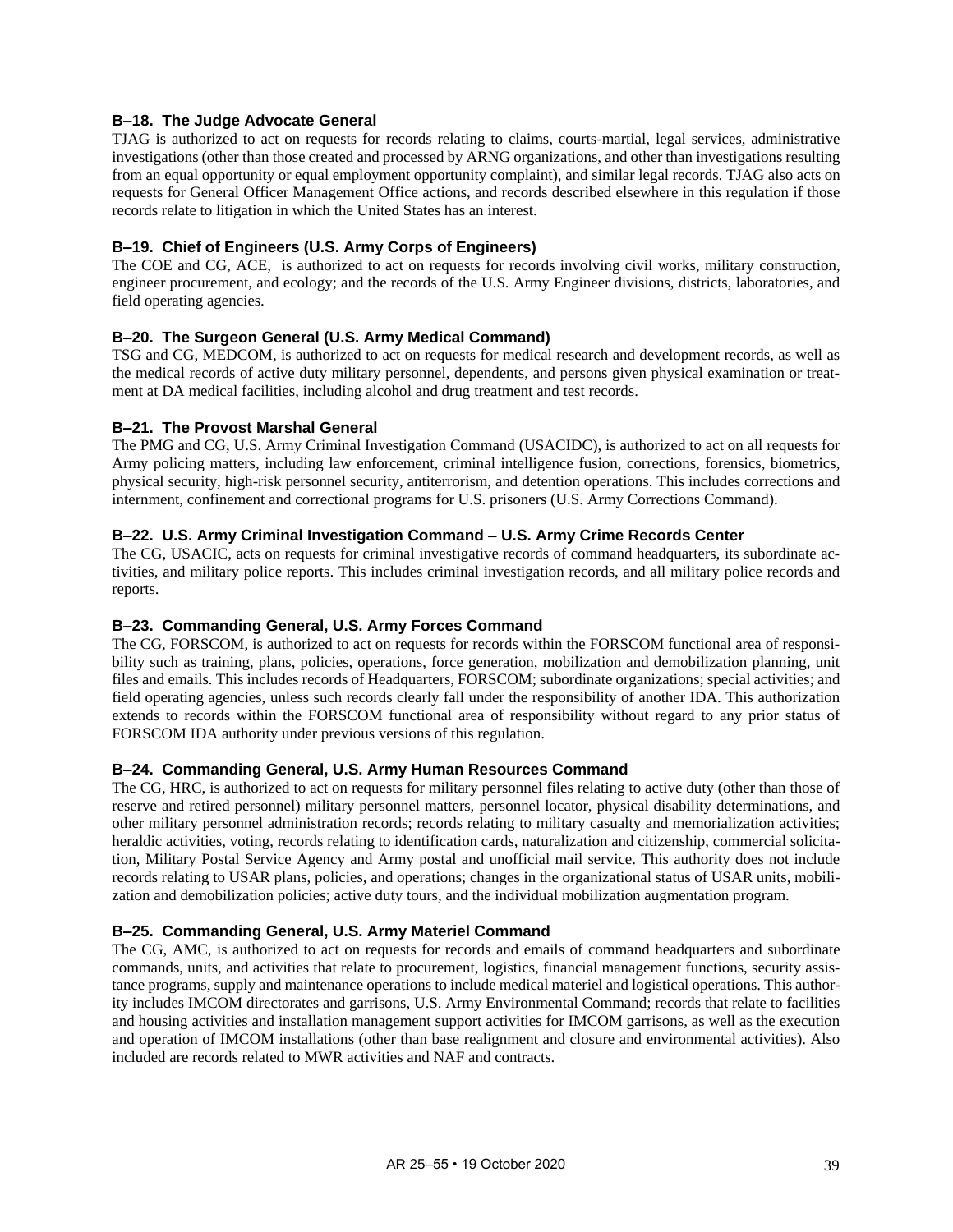### B–18. The Judge Advocate General

TJAG is authorized to act on requests for records relating to claims, courts-martial, legal services, administrative investigations (other than those created and processed by ARNG organizations, and other than investigations resulting from an equal opportunity or equal employment opportunity complaint), and similar legal records. TJAG also acts on requests for General Officer Management Office actions, and records described elsewhere in this regulation if those records relate to litigation in which the United States has an interest.

### B–19. Chief of Engineers (U.S. Army Corps of Engineers)

The COE and CG, ACE, is authorized to act on requests for records involving civil works, military construction, engineer procurement, and ecology; and the records of the U.S. Army Engineer divisions, districts, laboratories, and field operating agencies.

### B–20. The Surgeon General (U.S. Army Medical Command)

TSG and CG, MEDCOM, is authorized to act on requests for medical research and development records, as well as the medical records of active duty military personnel, dependents, and persons given physical examination or treatment at DA medical facilities, including alcohol and drug treatment and test records.

### B–21. The Provost Marshal General

The PMG and CG, U.S. Army Criminal Investigation Command (USACIDC), is authorized to act on all requests for Army policing matters, including law enforcement, criminal intelligence fusion, corrections, forensics, biometrics, physical security, high-risk personnel security, antiterrorism, and detention operations. This includes corrections and internment, confinement and correctional programs for U.S. prisoners (U.S. Army Corrections Command).

### B–22. U.S. Army Criminal Investigation Command – U.S. Army Crime Records Center

The CG, USACIC, acts on requests for criminal investigative records of command headquarters, its subordinate activities, and military police reports. This includes criminal investigation records, and all military police records and reports.

### B–23. Commanding General, U.S. Army Forces Command

The CG, FORSCOM, is authorized to act on requests for records within the FORSCOM functional area of responsibility such as training, plans, policies, operations, force generation, mobilization and demobilization planning, unit files and emails. This includes records of Headquarters, FORSCOM; subordinate organizations; special activities; and field operating agencies, unless such records clearly fall under the responsibility of another IDA. This authorization extends to records within the FORSCOM functional area of responsibility without regard to any prior status of FORSCOM IDA authority under previous versions of this regulation.

### B–24. Commanding General, U.S. Army Human Resources Command

The CG, HRC, is authorized to act on requests for military personnel files relating to active duty (other than those of reserve and retired personnel) military personnel matters, personnel locator, physical disability determinations, and other military personnel administration records; records relating to military casualty and memorialization activities; heraldic activities, voting, records relating to identification cards, naturalization and citizenship, commercial solicitation, Military Postal Service Agency and Army postal and unofficial mail service. This authority does not include records relating to USAR plans, policies, and operations; changes in the organizational status of USAR units, mobilization and demobilization policies; active duty tours, and the individual mobilization augmentation program.

### B–25. Commanding General, U.S. Army Materiel Command

The CG, AMC, is authorized to act on requests for records and emails of command headquarters and subordinate commands, units, and activities that relate to procurement, logistics, financial management functions, security assistance programs, supply and maintenance operations to include medical materiel and logistical operations. This authority includes IMCOM directorates and garrisons, U.S. Army Environmental Command; records that relate to facilities and housing activities and installation management support activities for IMCOM garrisons, as well as the execution and operation of IMCOM installations (other than base realignment and closure and environmental activities). Also included are records related to MWR activities and NAF and contracts.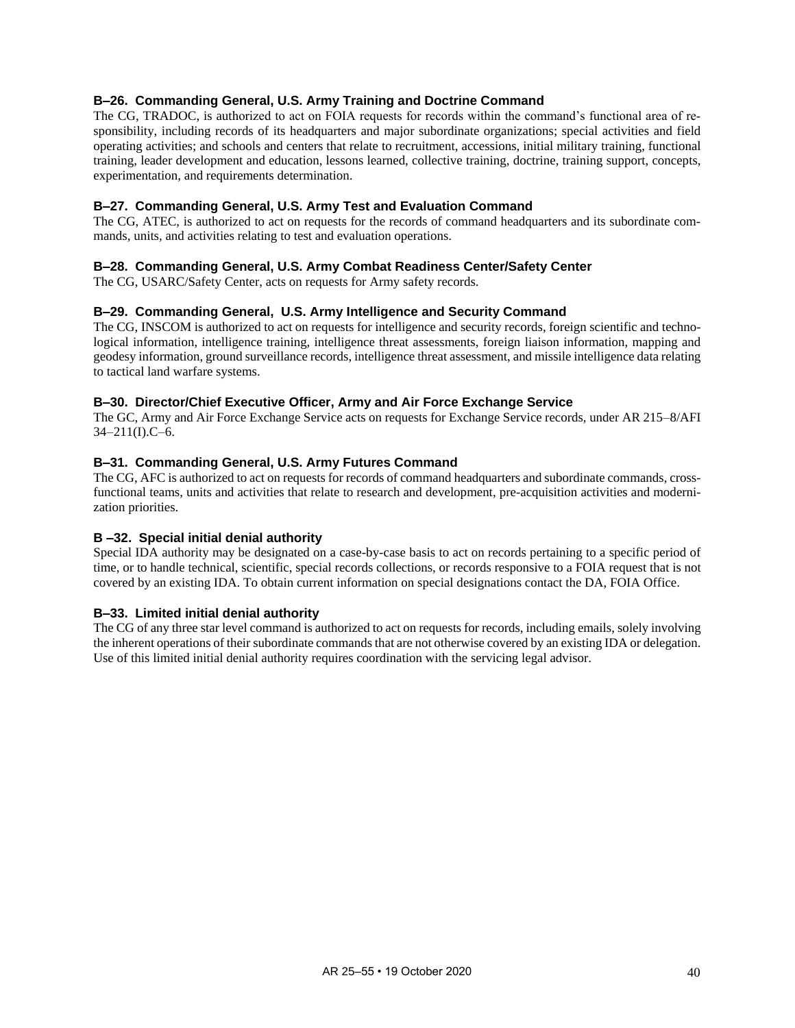### B–26. Commanding General, U.S. Army Training and Doctrine Command

The CG, TRADOC, is authorized to act on FOIA requests for records within the command's functional area of responsibility, including records of its headquarters and major subordinate organizations; special activities and field operating activities; and schools and centers that relate to recruitment, accessions, initial military training, functional training, leader development and education, lessons learned, collective training, doctrine, training support, concepts, experimentation, and requirements determination.

### B–27. Commanding General, U.S. Army Test and Evaluation Command

The CG, ATEC, is authorized to act on requests for the records of command headquarters and its subordinate commands, units, and activities relating to test and evaluation operations.

### B–28. Commanding General, U.S. Army Combat Readiness Center/Safety Center

The CG, USARC/Safety Center, acts on requests for Army safety records.

### B–29. Commanding General, U.S. Army Intelligence and Security Command

The CG, INSCOM is authorized to act on requests for intelligence and security records, foreign scientific and technological information, intelligence training, intelligence threat assessments, foreign liaison information, mapping and geodesy information, ground surveillance records, intelligence threat assessment, and missile intelligence data relating to tactical land warfare systems.

### B–30. Director/Chief Executive Officer, Army and Air Force Exchange Service

The GC, Army and Air Force Exchange Service acts on requests for Exchange Service records, under AR 215–8/AFI 34–211(I).C–6.

### B–31. Commanding General, U.S. Army Futures Command

The CG, AFC is authorized to act on requests for records of command headquarters and subordinate commands, cross-functional teams, units and activities that relate to research and development, pre-acquisition activities and modernization priorities.

### B –32. Special initial denial authority

Special IDA authority may be designated on a case-by-case basis to act on records pertaining to a specific period of time, or to handle technical, scientific, special records collections, or records responsive to a FOIA request that is not covered by an existing IDA. To obtain current information on special designations contact the DA, FOIA Office.

### B–33. Limited initial denial authority

The CG of any three star level command is authorized to act on requests for records, including emails, solely involving the inherent operations of their subordinate commands that are not otherwise covered by an existing IDA or delegation. Use of this limited initial denial authority requires coordination with the servicing legal advisor.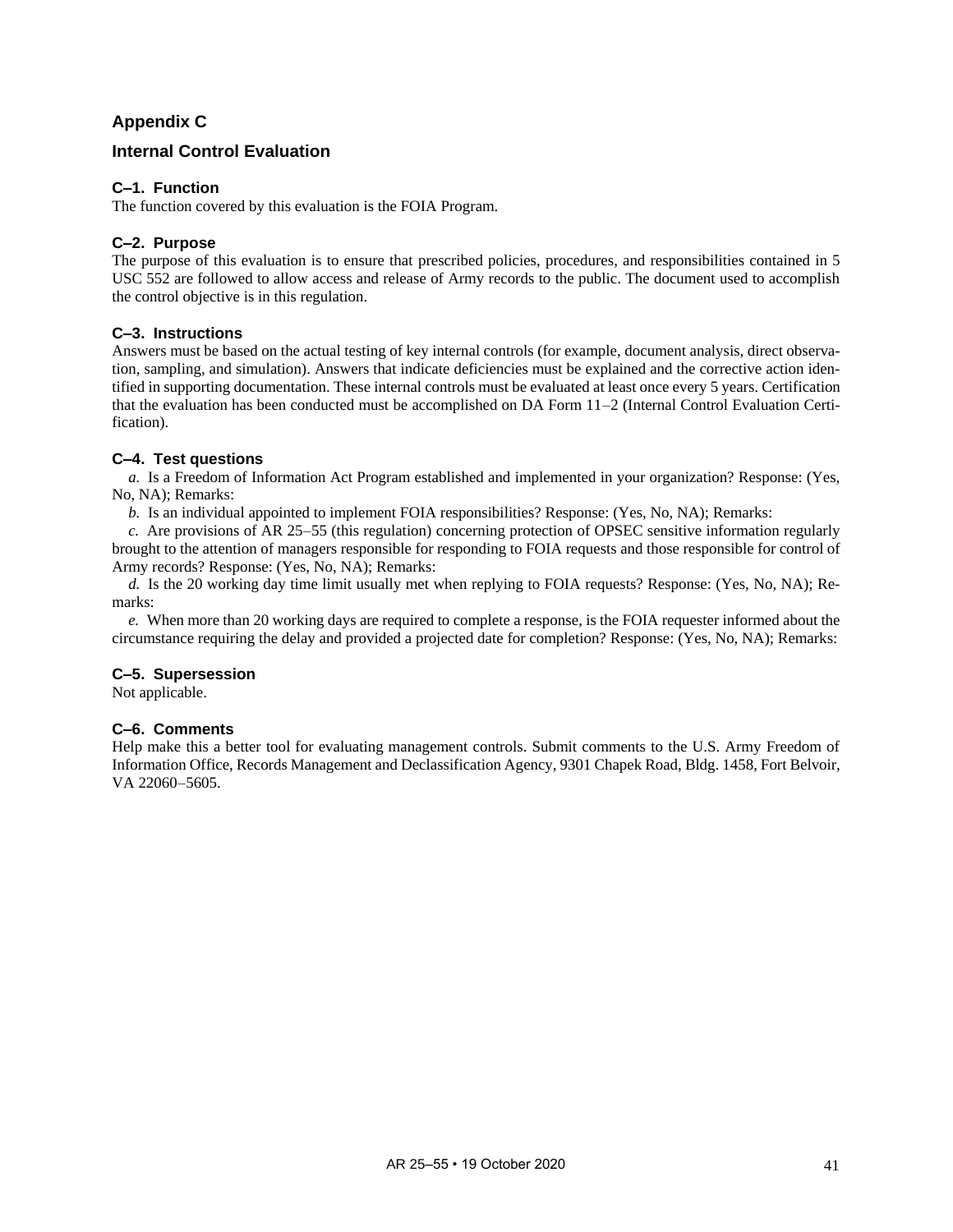# Appendix C

## Internal Control Evaluation

### C–1. Function

The function covered by this evaluation is the FOIA Program.

### C–2. Purpose

The purpose of this evaluation is to ensure that prescribed policies, procedures, and responsibilities contained in 5 USC 552 are followed to allow access and release of Army records to the public. The document used to accomplish the control objective is in this regulation.

### C–3. Instructions

Answers must be based on the actual testing of key internal controls (for example, document analysis, direct observation, sampling, and simulation). Answers that indicate deficiencies must be explained and the corrective action identified in supporting documentation. These internal controls must be evaluated at least once every 5 years. Certification that the evaluation has been conducted must be accomplished on DA Form 11–2 (Internal Control Evaluation Certification).

### C–4. Test questions

*a.* Is a Freedom of Information Act Program established and implemented in your organization? Response: (Yes, No, NA); Remarks:

*b.* Is an individual appointed to implement FOIA responsibilities? Response: (Yes, No, NA); Remarks:

*c.* Are provisions of AR 25–55 (this regulation) concerning protection of OPSEC sensitive information regularly brought to the attention of managers responsible for responding to FOIA requests and those responsible for control of Army records? Response: (Yes, No, NA); Remarks:

*d.* Is the 20 working day time limit usually met when replying to FOIA requests? Response: (Yes, No, NA); Remarks:

*e.* When more than 20 working days are required to complete a response, is the FOIA requester informed about the circumstance requiring the delay and provided a projected date for completion? Response: (Yes, No, NA); Remarks:

### C–5. Supersession

Not applicable.

### C–6. Comments

Help make this a better tool for evaluating management controls. Submit comments to the U.S. Army Freedom of Information Office, Records Management and Declassification Agency, 9301 Chapek Road, Bldg. 1458, Fort Belvoir, VA 22060–5605.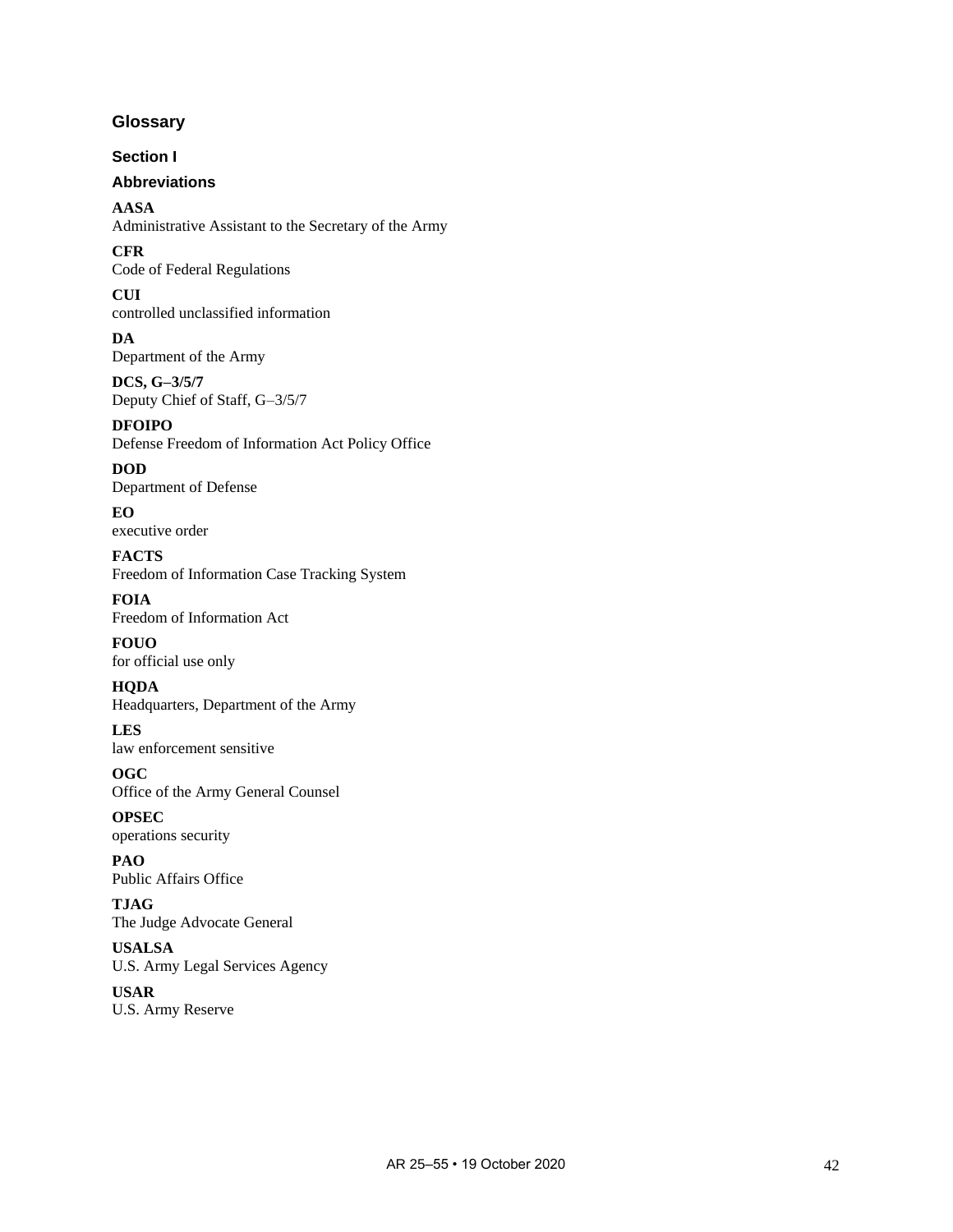# Glossary

## Section I

### Abbreviations

**AASA**
Administrative Assistant to the Secretary of the Army

**CFR**
Code of Federal Regulations

**CUI**
controlled unclassified information

**DA**
Department of the Army

**DCS, G–3/5/7**
Deputy Chief of Staff, G–3/5/7

**DFOIPO**
Defense Freedom of Information Act Policy Office

**DOD**
Department of Defense

**EO**
executive order

**FACTS**
Freedom of Information Case Tracking System

**FOIA**
Freedom of Information Act

**FOUO**
for official use only

**HQDA**
Headquarters, Department of the Army

**LES**
law enforcement sensitive

**OGC**
Office of the Army General Counsel

**OPSEC**
operations security

**PAO**
Public Affairs Office

**TJAG**
The Judge Advocate General

**USALSA**
U.S. Army Legal Services Agency

**USAR**
U.S. Army Reserve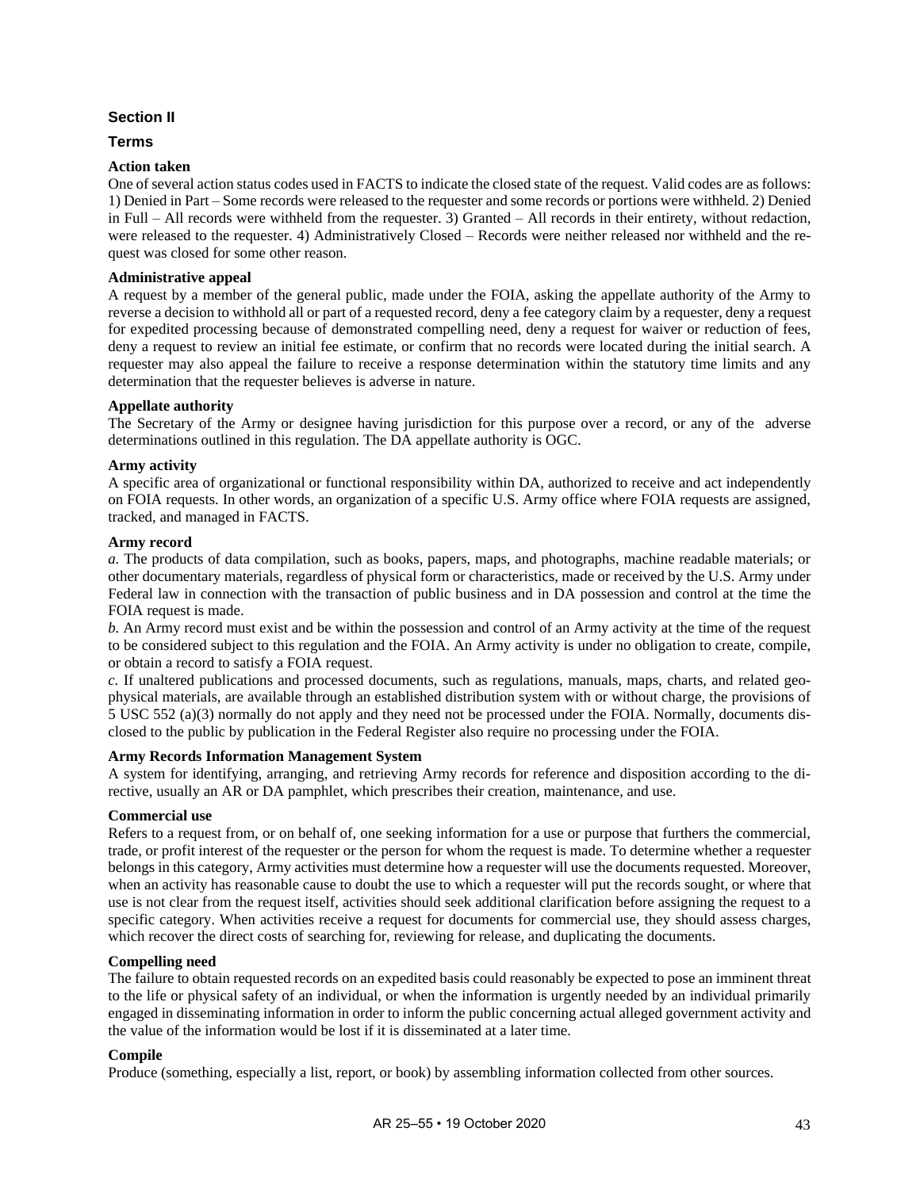## Section II

### Terms

**Action taken**

One of several action status codes used in FACTS to indicate the closed state of the request. Valid codes are as follows: 1) Denied in Part – Some records were released to the requester and some records or portions were withheld. 2) Denied in Full – All records were withheld from the requester. 3) Granted – All records in their entirety, without redaction, were released to the requester. 4) Administratively Closed – Records were neither released nor withheld and the request was closed for some other reason.

**Administrative appeal**

A request by a member of the general public, made under the FOIA, asking the appellate authority of the Army to reverse a decision to withhold all or part of a requested record, deny a fee category claim by a requester, deny a request for expedited processing because of demonstrated compelling need, deny a request for waiver or reduction of fees, deny a request to review an initial fee estimate, or confirm that no records were located during the initial search. A requester may also appeal the failure to receive a response determination within the statutory time limits and any determination that the requester believes is adverse in nature.

**Appellate authority**

The Secretary of the Army or designee having jurisdiction for this purpose over a record, or any of the adverse determinations outlined in this regulation. The DA appellate authority is OGC.

**Army activity**

A specific area of organizational or functional responsibility within DA, authorized to receive and act independently on FOIA requests. In other words, an organization of a specific U.S. Army office where FOIA requests are assigned, tracked, and managed in FACTS.

**Army record**

*a.* The products of data compilation, such as books, papers, maps, and photographs, machine readable materials; or other documentary materials, regardless of physical form or characteristics, made or received by the U.S. Army under Federal law in connection with the transaction of public business and in DA possession and control at the time the FOIA request is made.

*b.* An Army record must exist and be within the possession and control of an Army activity at the time of the request to be considered subject to this regulation and the FOIA. An Army activity is under no obligation to create, compile, or obtain a record to satisfy a FOIA request.

*c.* If unaltered publications and processed documents, such as regulations, manuals, maps, charts, and related geophysical materials, are available through an established distribution system with or without charge, the provisions of 5 USC 552 (a)(3) normally do not apply and they need not be processed under the FOIA. Normally, documents disclosed to the public by publication in the Federal Register also require no processing under the FOIA.

**Army Records Information Management System**

A system for identifying, arranging, and retrieving Army records for reference and disposition according to the directive, usually an AR or DA pamphlet, which prescribes their creation, maintenance, and use.

**Commercial use**

Refers to a request from, or on behalf of, one seeking information for a use or purpose that furthers the commercial, trade, or profit interest of the requester or the person for whom the request is made. To determine whether a requester belongs in this category, Army activities must determine how a requester will use the documents requested. Moreover, when an activity has reasonable cause to doubt the use to which a requester will put the records sought, or where that use is not clear from the request itself, activities should seek additional clarification before assigning the request to a specific category. When activities receive a request for documents for commercial use, they should assess charges, which recover the direct costs of searching for, reviewing for release, and duplicating the documents.

**Compelling need**

The failure to obtain requested records on an expedited basis could reasonably be expected to pose an imminent threat to the life or physical safety of an individual, or when the information is urgently needed by an individual primarily engaged in disseminating information in order to inform the public concerning actual alleged government activity and the value of the information would be lost if it is disseminated at a later time.

**Compile**

Produce (something, especially a list, report, or book) by assembling information collected from other sources.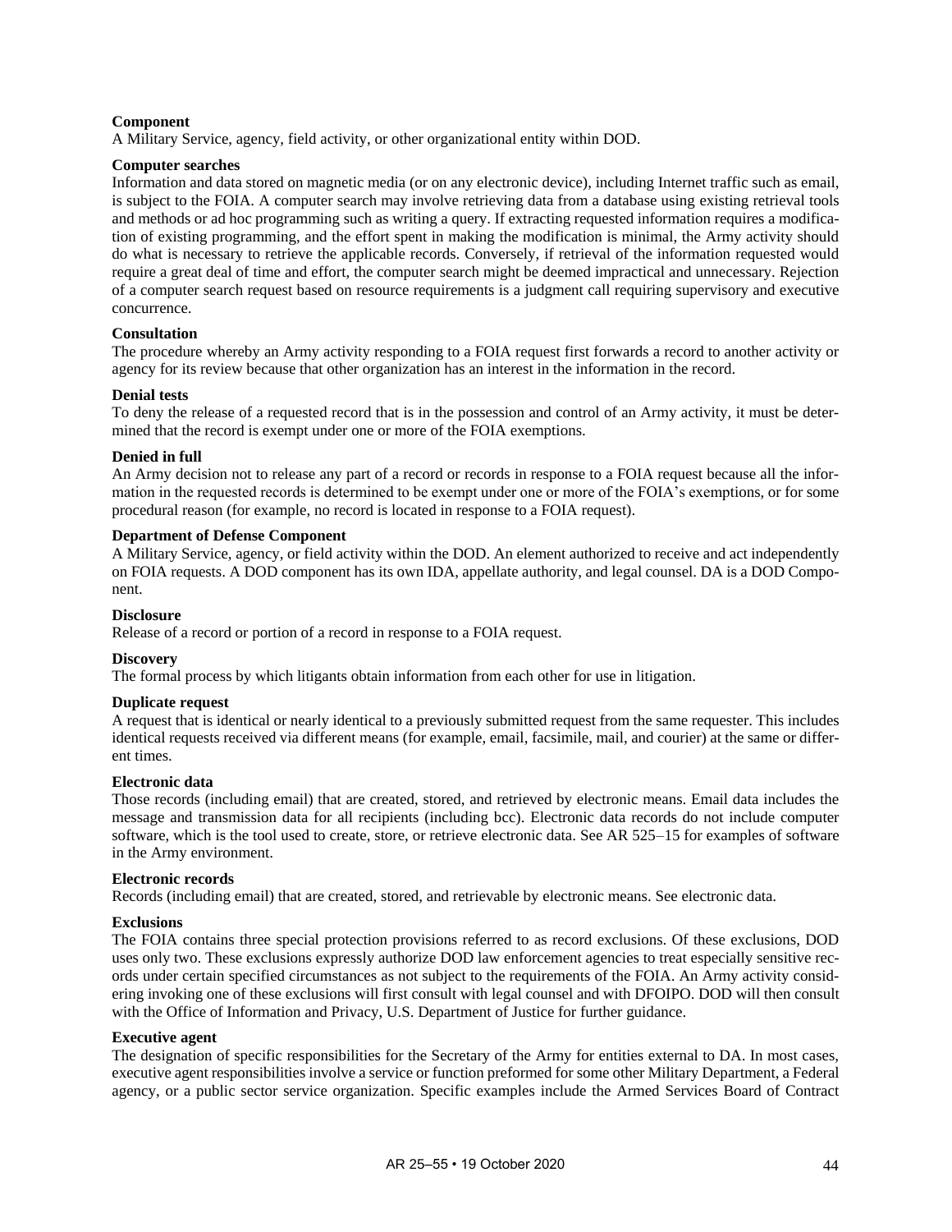**Component**
A Military Service, agency, field activity, or other organizational entity within DOD.

**Computer searches**
Information and data stored on magnetic media (or on any electronic device), including Internet traffic such as email, is subject to the FOIA. A computer search may involve retrieving data from a database using existing retrieval tools and methods or ad hoc programming such as writing a query. If extracting requested information requires a modification of existing programming, and the effort spent in making the modification is minimal, the Army activity should do what is necessary to retrieve the applicable records. Conversely, if retrieval of the information requested would require a great deal of time and effort, the computer search might be deemed impractical and unnecessary. Rejection of a computer search request based on resource requirements is a judgment call requiring supervisory and executive concurrence.

**Consultation**
The procedure whereby an Army activity responding to a FOIA request first forwards a record to another activity or agency for its review because that other organization has an interest in the information in the record.

**Denial tests**
To deny the release of a requested record that is in the possession and control of an Army activity, it must be determined that the record is exempt under one or more of the FOIA exemptions.

**Denied in full**
An Army decision not to release any part of a record or records in response to a FOIA request because all the information in the requested records is determined to be exempt under one or more of the FOIA's exemptions, or for some procedural reason (for example, no record is located in response to a FOIA request).

**Department of Defense Component**
A Military Service, agency, or field activity within the DOD. An element authorized to receive and act independently on FOIA requests. A DOD component has its own IDA, appellate authority, and legal counsel. DA is a DOD Component.

**Disclosure**
Release of a record or portion of a record in response to a FOIA request.

**Discovery**
The formal process by which litigants obtain information from each other for use in litigation.

**Duplicate request**
A request that is identical or nearly identical to a previously submitted request from the same requester. This includes identical requests received via different means (for example, email, facsimile, mail, and courier) at the same or different times.

**Electronic data**
Those records (including email) that are created, stored, and retrieved by electronic means. Email data includes the message and transmission data for all recipients (including bcc). Electronic data records do not include computer software, which is the tool used to create, store, or retrieve electronic data. See AR 525–15 for examples of software in the Army environment.

**Electronic records**
Records (including email) that are created, stored, and retrievable by electronic means. See electronic data.

**Exclusions**
The FOIA contains three special protection provisions referred to as record exclusions. Of these exclusions, DOD uses only two. These exclusions expressly authorize DOD law enforcement agencies to treat especially sensitive records under certain specified circumstances as not subject to the requirements of the FOIA. An Army activity considering invoking one of these exclusions will first consult with legal counsel and with DFOIPO. DOD will then consult with the Office of Information and Privacy, U.S. Department of Justice for further guidance.

**Executive agent**
The designation of specific responsibilities for the Secretary of the Army for entities external to DA. In most cases, executive agent responsibilities involve a service or function preformed for some other Military Department, a Federal agency, or a public sector service organization. Specific examples include the Armed Services Board of Contract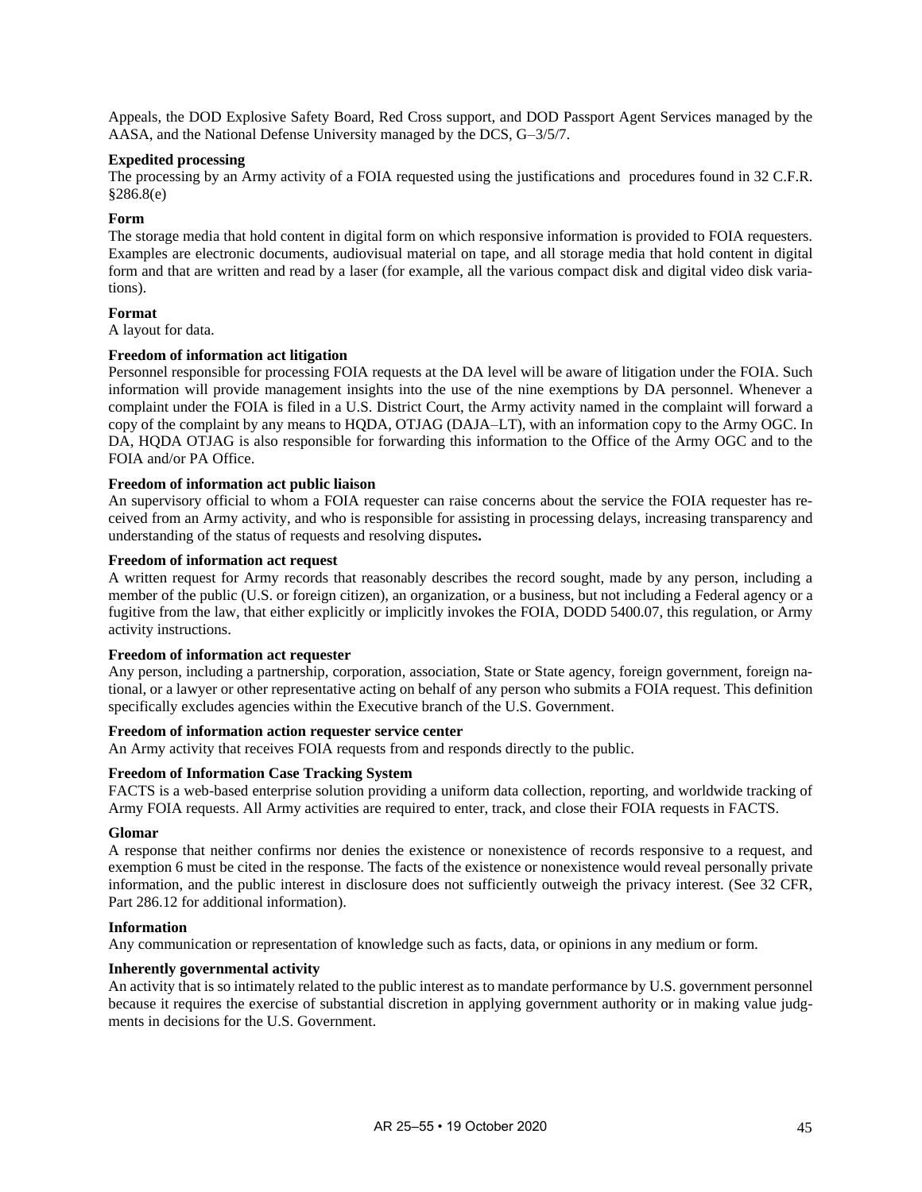Appeals, the DOD Explosive Safety Board, Red Cross support, and DOD Passport Agent Services managed by the AASA, and the National Defense University managed by the DCS, G–3/5/7.

**Expedited processing**
The processing by an Army activity of a FOIA requested using the justifications and procedures found in 32 C.F.R. §286.8(e)

**Form**
The storage media that hold content in digital form on which responsive information is provided to FOIA requesters. Examples are electronic documents, audiovisual material on tape, and all storage media that hold content in digital form and that are written and read by a laser (for example, all the various compact disk and digital video disk variations).

**Format**
A layout for data.

**Freedom of information act litigation**
Personnel responsible for processing FOIA requests at the DA level will be aware of litigation under the FOIA. Such information will provide management insights into the use of the nine exemptions by DA personnel. Whenever a complaint under the FOIA is filed in a U.S. District Court, the Army activity named in the complaint will forward a copy of the complaint by any means to HQDA, OTJAG (DAJA–LT), with an information copy to the Army OGC. In DA, HQDA OTJAG is also responsible for forwarding this information to the Office of the Army OGC and to the FOIA and/or PA Office.

**Freedom of information act public liaison**
An supervisory official to whom a FOIA requester can raise concerns about the service the FOIA requester has received from an Army activity, and who is responsible for assisting in processing delays, increasing transparency and understanding of the status of requests and resolving disputes**.**

**Freedom of information act request**
A written request for Army records that reasonably describes the record sought, made by any person, including a member of the public (U.S. or foreign citizen), an organization, or a business, but not including a Federal agency or a fugitive from the law, that either explicitly or implicitly invokes the FOIA, DODD 5400.07, this regulation, or Army activity instructions.

**Freedom of information act requester**
Any person, including a partnership, corporation, association, State or State agency, foreign government, foreign national, or a lawyer or other representative acting on behalf of any person who submits a FOIA request. This definition specifically excludes agencies within the Executive branch of the U.S. Government.

**Freedom of information action requester service center**
An Army activity that receives FOIA requests from and responds directly to the public.

**Freedom of Information Case Tracking System**
FACTS is a web-based enterprise solution providing a uniform data collection, reporting, and worldwide tracking of Army FOIA requests. All Army activities are required to enter, track, and close their FOIA requests in FACTS.

**Glomar**
A response that neither confirms nor denies the existence or nonexistence of records responsive to a request, and exemption 6 must be cited in the response. The facts of the existence or nonexistence would reveal personally private information, and the public interest in disclosure does not sufficiently outweigh the privacy interest. (See 32 CFR, Part 286.12 for additional information).

**Information**
Any communication or representation of knowledge such as facts, data, or opinions in any medium or form.

**Inherently governmental activity**
An activity that is so intimately related to the public interest as to mandate performance by U.S. government personnel because it requires the exercise of substantial discretion in applying government authority or in making value judgments in decisions for the U.S. Government.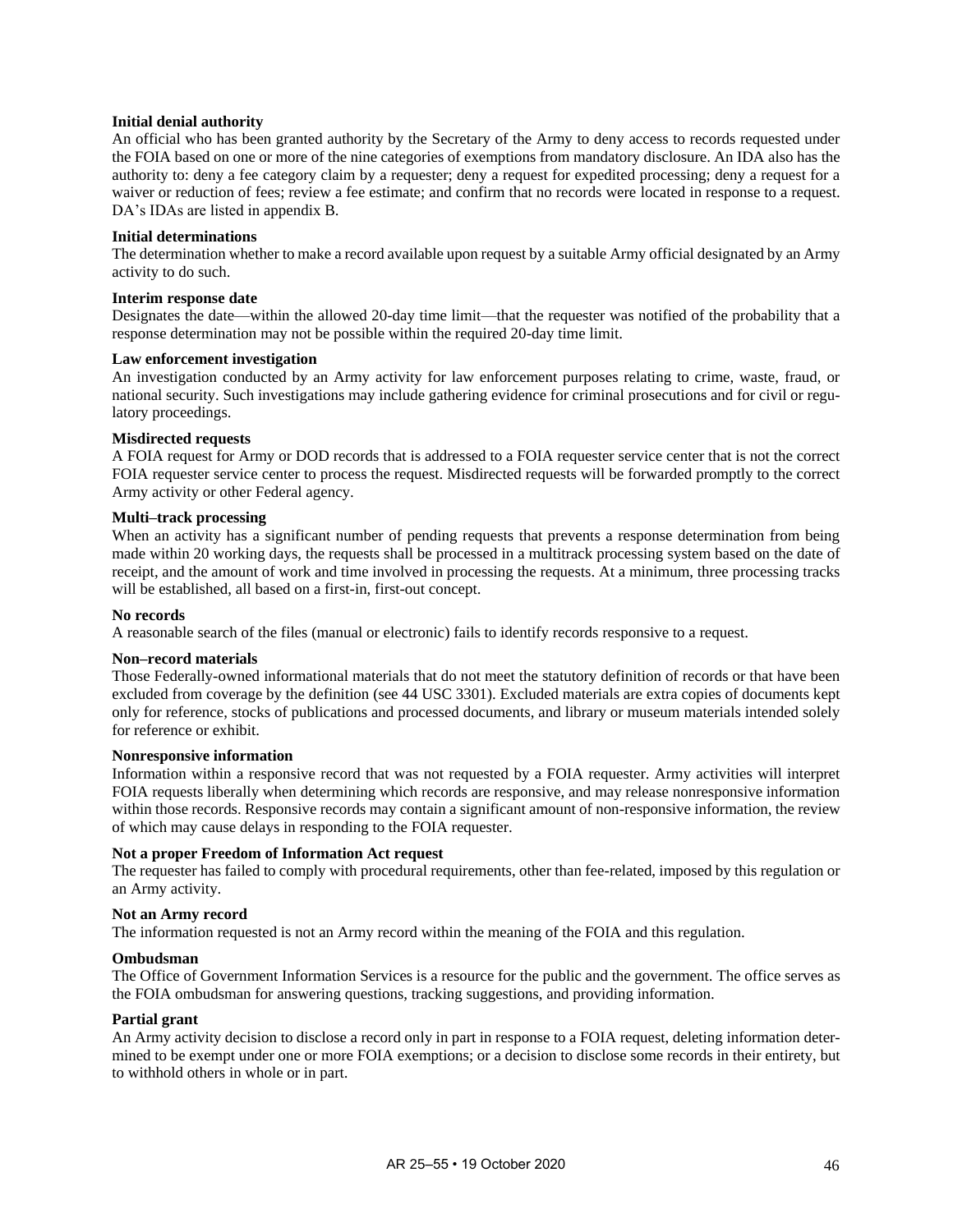**Initial denial authority**
An official who has been granted authority by the Secretary of the Army to deny access to records requested under the FOIA based on one or more of the nine categories of exemptions from mandatory disclosure. An IDA also has the authority to: deny a fee category claim by a requester; deny a request for expedited processing; deny a request for a waiver or reduction of fees; review a fee estimate; and confirm that no records were located in response to a request. DA's IDAs are listed in appendix B.

**Initial determinations**
The determination whether to make a record available upon request by a suitable Army official designated by an Army activity to do such.

**Interim response date**
Designates the date—within the allowed 20-day time limit—that the requester was notified of the probability that a response determination may not be possible within the required 20-day time limit.

**Law enforcement investigation**
An investigation conducted by an Army activity for law enforcement purposes relating to crime, waste, fraud, or national security. Such investigations may include gathering evidence for criminal prosecutions and for civil or regulatory proceedings.

**Misdirected requests**
A FOIA request for Army or DOD records that is addressed to a FOIA requester service center that is not the correct FOIA requester service center to process the request. Misdirected requests will be forwarded promptly to the correct Army activity or other Federal agency.

**Multi–track processing**
When an activity has a significant number of pending requests that prevents a response determination from being made within 20 working days, the requests shall be processed in a multitrack processing system based on the date of receipt, and the amount of work and time involved in processing the requests. At a minimum, three processing tracks will be established, all based on a first-in, first-out concept.

**No records**
A reasonable search of the files (manual or electronic) fails to identify records responsive to a request.

**Non–record materials**
Those Federally-owned informational materials that do not meet the statutory definition of records or that have been excluded from coverage by the definition (see 44 USC 3301). Excluded materials are extra copies of documents kept only for reference, stocks of publications and processed documents, and library or museum materials intended solely for reference or exhibit.

**Nonresponsive information**
Information within a responsive record that was not requested by a FOIA requester. Army activities will interpret FOIA requests liberally when determining which records are responsive, and may release nonresponsive information within those records. Responsive records may contain a significant amount of non-responsive information, the review of which may cause delays in responding to the FOIA requester.

**Not a proper Freedom of Information Act request**
The requester has failed to comply with procedural requirements, other than fee-related, imposed by this regulation or an Army activity.

**Not an Army record**
The information requested is not an Army record within the meaning of the FOIA and this regulation.

**Ombudsman**
The Office of Government Information Services is a resource for the public and the government. The office serves as the FOIA ombudsman for answering questions, tracking suggestions, and providing information.

**Partial grant**
An Army activity decision to disclose a record only in part in response to a FOIA request, deleting information determined to be exempt under one or more FOIA exemptions; or a decision to disclose some records in their entirety, but to withhold others in whole or in part.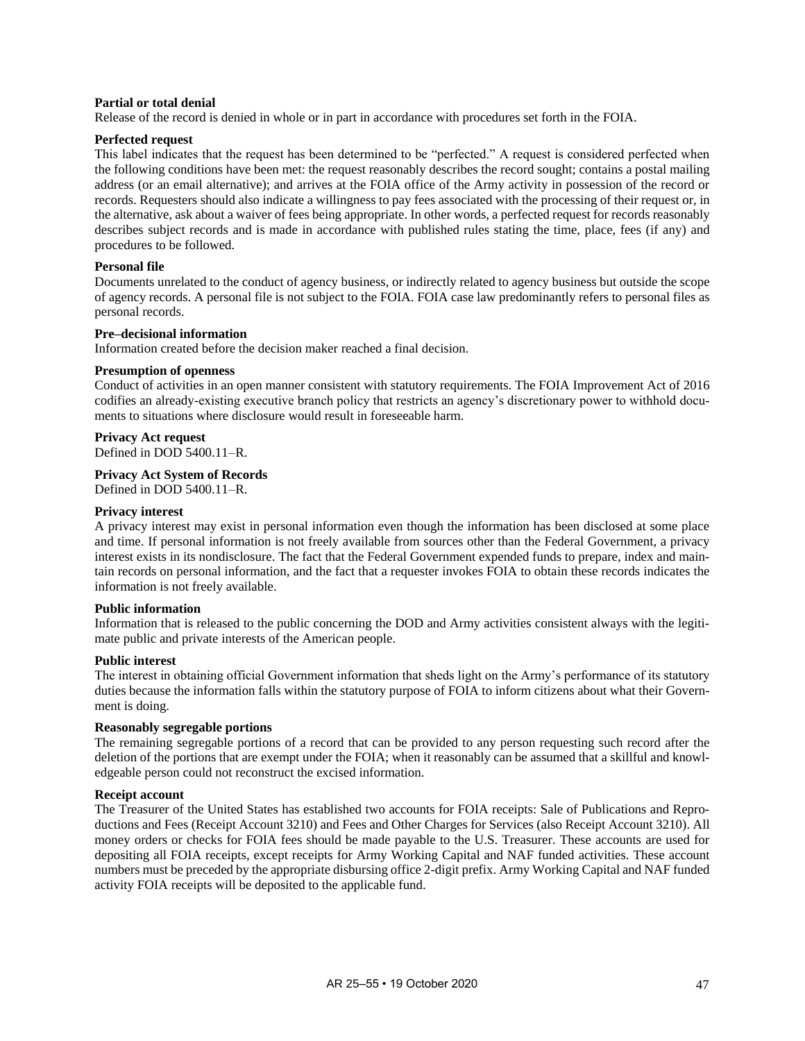**Partial or total denial**
Release of the record is denied in whole or in part in accordance with procedures set forth in the FOIA.

**Perfected request**
This label indicates that the request has been determined to be "perfected." A request is considered perfected when the following conditions have been met: the request reasonably describes the record sought; contains a postal mailing address (or an email alternative); and arrives at the FOIA office of the Army activity in possession of the record or records. Requesters should also indicate a willingness to pay fees associated with the processing of their request or, in the alternative, ask about a waiver of fees being appropriate. In other words, a perfected request for records reasonably describes subject records and is made in accordance with published rules stating the time, place, fees (if any) and procedures to be followed.

**Personal file**
Documents unrelated to the conduct of agency business, or indirectly related to agency business but outside the scope of agency records. A personal file is not subject to the FOIA. FOIA case law predominantly refers to personal files as personal records.

**Pre–decisional information**
Information created before the decision maker reached a final decision.

**Presumption of openness**
Conduct of activities in an open manner consistent with statutory requirements. The FOIA Improvement Act of 2016 codifies an already-existing executive branch policy that restricts an agency's discretionary power to withhold documents to situations where disclosure would result in foreseeable harm.

**Privacy Act request**
Defined in DOD 5400.11–R.

**Privacy Act System of Records**
Defined in DOD 5400.11–R.

**Privacy interest**
A privacy interest may exist in personal information even though the information has been disclosed at some place and time. If personal information is not freely available from sources other than the Federal Government, a privacy interest exists in its nondisclosure. The fact that the Federal Government expended funds to prepare, index and maintain records on personal information, and the fact that a requester invokes FOIA to obtain these records indicates the information is not freely available.

**Public information**
Information that is released to the public concerning the DOD and Army activities consistent always with the legitimate public and private interests of the American people.

**Public interest**
The interest in obtaining official Government information that sheds light on the Army's performance of its statutory duties because the information falls within the statutory purpose of FOIA to inform citizens about what their Government is doing.

**Reasonably segregable portions**
The remaining segregable portions of a record that can be provided to any person requesting such record after the deletion of the portions that are exempt under the FOIA; when it reasonably can be assumed that a skillful and knowledgeable person could not reconstruct the excised information.

**Receipt account**
The Treasurer of the United States has established two accounts for FOIA receipts: Sale of Publications and Reproductions and Fees (Receipt Account 3210) and Fees and Other Charges for Services (also Receipt Account 3210). All money orders or checks for FOIA fees should be made payable to the U.S. Treasurer. These accounts are used for depositing all FOIA receipts, except receipts for Army Working Capital and NAF funded activities. These account numbers must be preceded by the appropriate disbursing office 2-digit prefix. Army Working Capital and NAF funded activity FOIA receipts will be deposited to the applicable fund.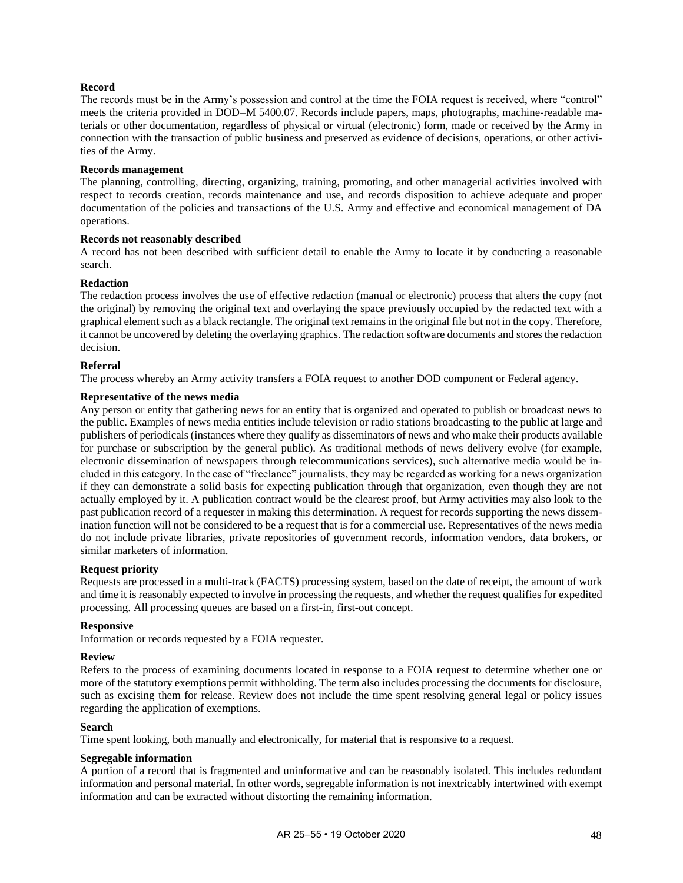**Record**

The records must be in the Army's possession and control at the time the FOIA request is received, where "control" meets the criteria provided in DOD–M 5400.07. Records include papers, maps, photographs, machine-readable materials or other documentation, regardless of physical or virtual (electronic) form, made or received by the Army in connection with the transaction of public business and preserved as evidence of decisions, operations, or other activities of the Army.

**Records management**

The planning, controlling, directing, organizing, training, promoting, and other managerial activities involved with respect to records creation, records maintenance and use, and records disposition to achieve adequate and proper documentation of the policies and transactions of the U.S. Army and effective and economical management of DA operations.

**Records not reasonably described**

A record has not been described with sufficient detail to enable the Army to locate it by conducting a reasonable search.

**Redaction**

The redaction process involves the use of effective redaction (manual or electronic) process that alters the copy (not the original) by removing the original text and overlaying the space previously occupied by the redacted text with a graphical element such as a black rectangle. The original text remains in the original file but not in the copy. Therefore, it cannot be uncovered by deleting the overlaying graphics. The redaction software documents and stores the redaction decision.

**Referral**

The process whereby an Army activity transfers a FOIA request to another DOD component or Federal agency.

**Representative of the news media**

Any person or entity that gathering news for an entity that is organized and operated to publish or broadcast news to the public. Examples of news media entities include television or radio stations broadcasting to the public at large and publishers of periodicals (instances where they qualify as disseminators of news and who make their products available for purchase or subscription by the general public). As traditional methods of news delivery evolve (for example, electronic dissemination of newspapers through telecommunications services), such alternative media would be included in this category. In the case of "freelance" journalists, they may be regarded as working for a news organization if they can demonstrate a solid basis for expecting publication through that organization, even though they are not actually employed by it. A publication contract would be the clearest proof, but Army activities may also look to the past publication record of a requester in making this determination. A request for records supporting the news dissemination function will not be considered to be a request that is for a commercial use. Representatives of the news media do not include private libraries, private repositories of government records, information vendors, data brokers, or similar marketers of information.

**Request priority**

Requests are processed in a multi-track (FACTS) processing system, based on the date of receipt, the amount of work and time it is reasonably expected to involve in processing the requests, and whether the request qualifies for expedited processing. All processing queues are based on a first-in, first-out concept.

**Responsive**

Information or records requested by a FOIA requester.

**Review**

Refers to the process of examining documents located in response to a FOIA request to determine whether one or more of the statutory exemptions permit withholding. The term also includes processing the documents for disclosure, such as excising them for release. Review does not include the time spent resolving general legal or policy issues regarding the application of exemptions.

**Search**

Time spent looking, both manually and electronically, for material that is responsive to a request.

**Segregable information**

A portion of a record that is fragmented and uninformative and can be reasonably isolated. This includes redundant information and personal material. In other words, segregable information is not inextricably intertwined with exempt information and can be extracted without distorting the remaining information.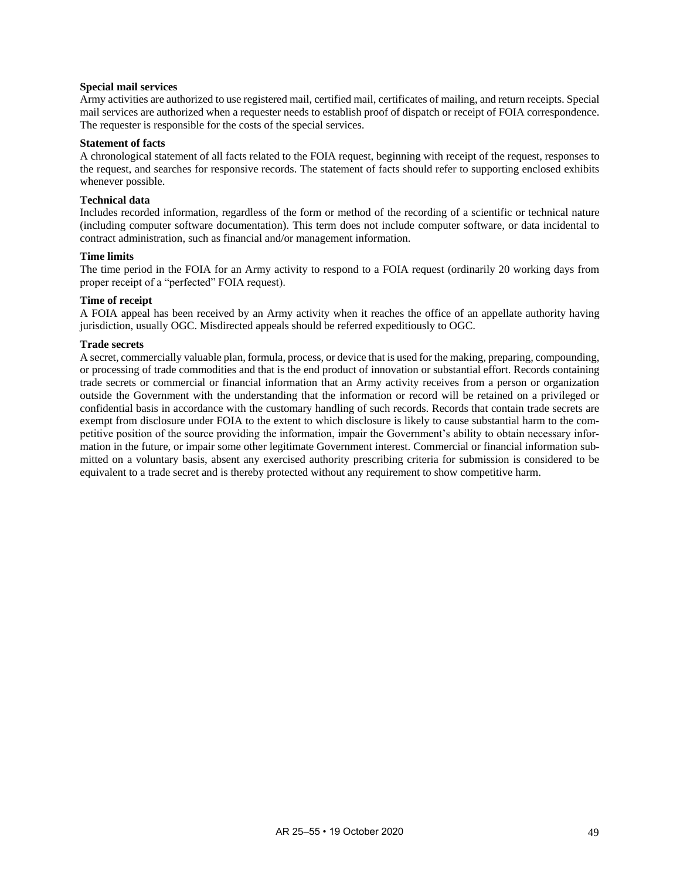**Special mail services**

Army activities are authorized to use registered mail, certified mail, certificates of mailing, and return receipts. Special mail services are authorized when a requester needs to establish proof of dispatch or receipt of FOIA correspondence. The requester is responsible for the costs of the special services.

**Statement of facts**

A chronological statement of all facts related to the FOIA request, beginning with receipt of the request, responses to the request, and searches for responsive records. The statement of facts should refer to supporting enclosed exhibits whenever possible.

**Technical data**

Includes recorded information, regardless of the form or method of the recording of a scientific or technical nature (including computer software documentation). This term does not include computer software, or data incidental to contract administration, such as financial and/or management information.

**Time limits**

The time period in the FOIA for an Army activity to respond to a FOIA request (ordinarily 20 working days from proper receipt of a "perfected" FOIA request).

**Time of receipt**

A FOIA appeal has been received by an Army activity when it reaches the office of an appellate authority having jurisdiction, usually OGC. Misdirected appeals should be referred expeditiously to OGC.

**Trade secrets**

A secret, commercially valuable plan, formula, process, or device that is used for the making, preparing, compounding, or processing of trade commodities and that is the end product of innovation or substantial effort. Records containing trade secrets or commercial or financial information that an Army activity receives from a person or organization outside the Government with the understanding that the information or record will be retained on a privileged or confidential basis in accordance with the customary handling of such records. Records that contain trade secrets are exempt from disclosure under FOIA to the extent to which disclosure is likely to cause substantial harm to the competitive position of the source providing the information, impair the Government's ability to obtain necessary information in the future, or impair some other legitimate Government interest. Commercial or financial information submitted on a voluntary basis, absent any exercised authority prescribing criteria for submission is considered to be equivalent to a trade secret and is thereby protected without any requirement to show competitive harm.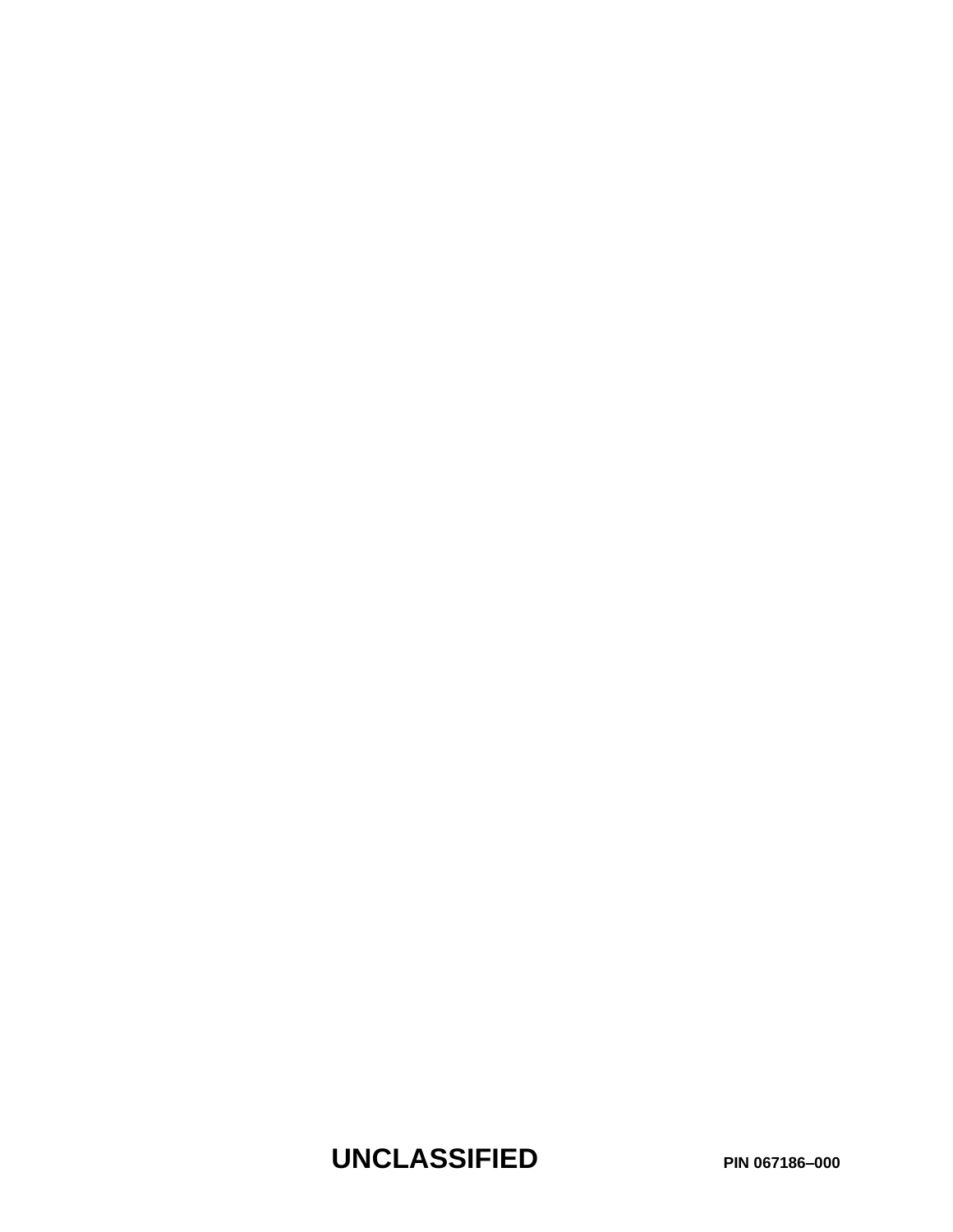**UNCLASSIFIED** PIN 067186–000